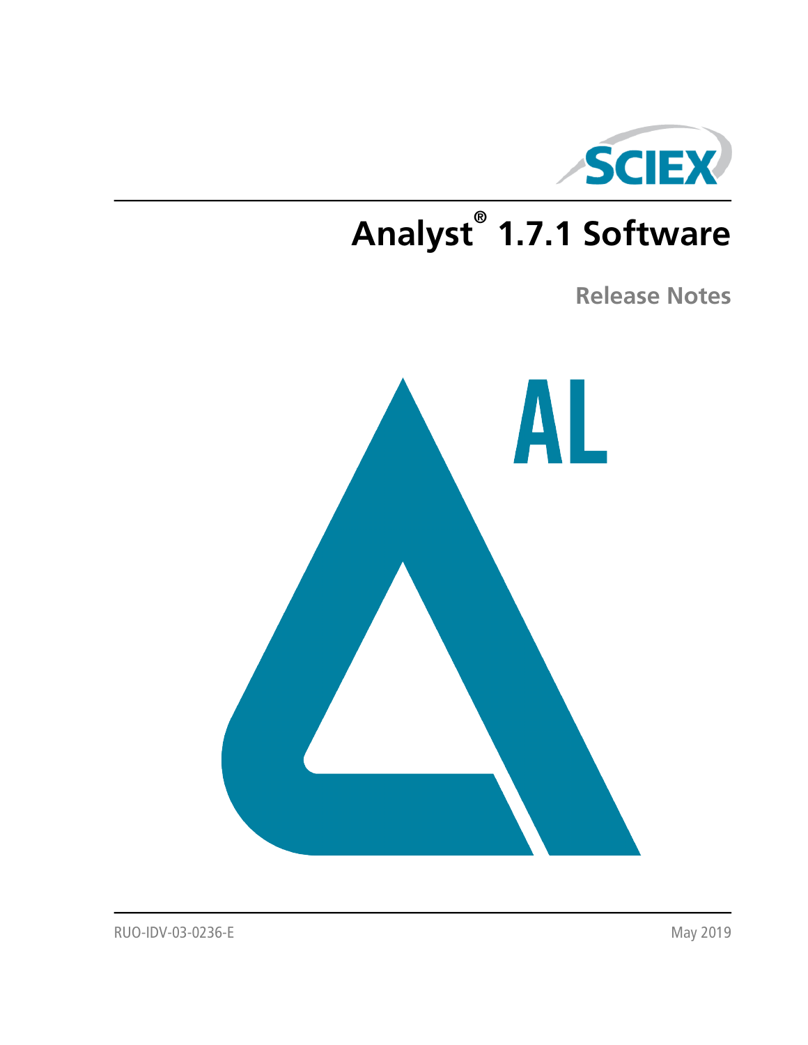# Analyst® 1.7.1 Software

## Release Notes

RUO-IDV-03-0236-E

May 2019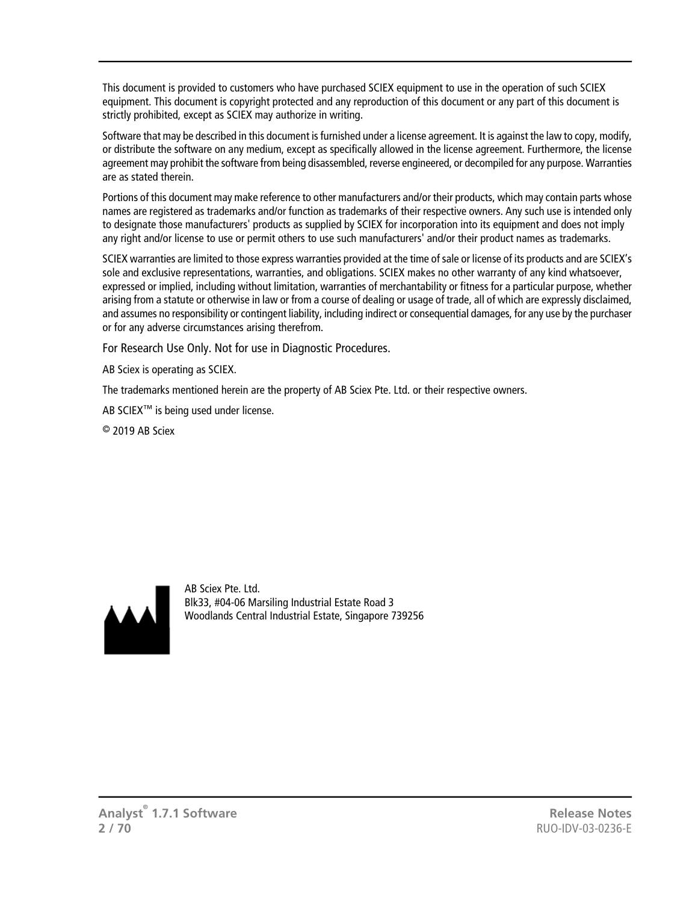This document is provided to customers who have purchased SCIEX equipment to use in the operation of such SCIEX equipment. This document is copyright protected and any reproduction of this document or any part of this document is strictly prohibited, except as SCIEX may authorize in writing.

Software that may be described in this document is furnished under a license agreement. It is against the law to copy, modify, or distribute the software on any medium, except as specifically allowed in the license agreement. Furthermore, the license agreement may prohibit the software from being disassembled, reverse engineered, or decompiled for any purpose. Warranties are as stated therein.

Portions of this document may make reference to other manufacturers and/or their products, which may contain parts whose names are registered as trademarks and/or function as trademarks of their respective owners. Any such use is intended only to designate those manufacturers' products as supplied by SCIEX for incorporation into its equipment and does not imply any right and/or license to use or permit others to use such manufacturers' and/or their product names as trademarks.

SCIEX warranties are limited to those express warranties provided at the time of sale or license of its products and are SCIEX's sole and exclusive representations, warranties, and obligations. SCIEX makes no other warranty of any kind whatsoever, expressed or implied, including without limitation, warranties of merchantability or fitness for a particular purpose, whether arising from a statute or otherwise in law or from a course of dealing or usage of trade, all of which are expressly disclaimed, and assumes no responsibility or contingent liability, including indirect or consequential damages, for any use by the purchaser or for any adverse circumstances arising therefrom.

For Research Use Only. Not for use in Diagnostic Procedures.

AB Sciex is operating as SCIEX.

The trademarks mentioned herein are the property of AB Sciex Pte. Ltd. or their respective owners.

AB SCIEX™ is being used under license.

© 2019 AB Sciex

AB Sciex Pte. Ltd.
Blk33, #04-06 Marsiling Industrial Estate Road 3
Woodlands Central Industrial Estate, Singapore 739256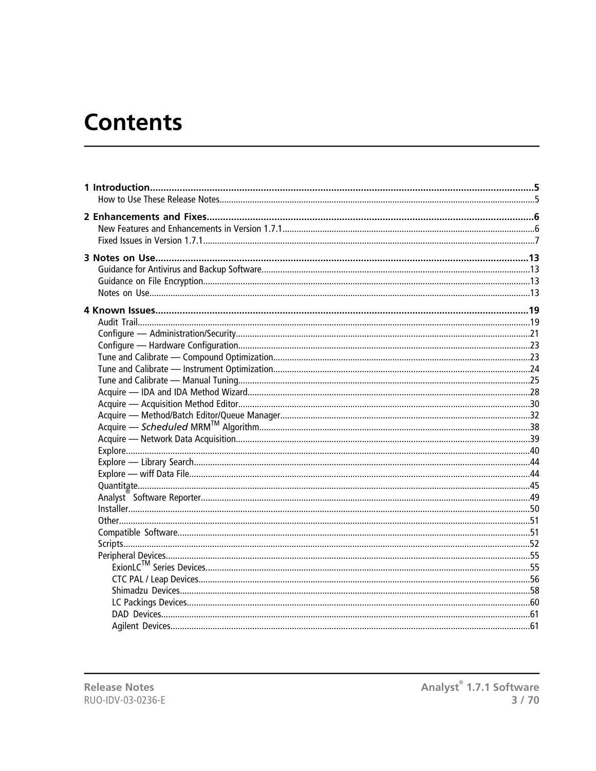# Contents

1 Introduction.....5
- How to Use These Release Notes.....5

2 Enhancements and Fixes.....6
- New Features and Enhancements in Version 1.7.1.....6
- Fixed Issues in Version 1.7.1.....7

3 Notes on Use.....13
- Guidance for Antivirus and Backup Software.....13
- Guidance on File Encryption.....13
- Notes on Use.....13

4 Known Issues.....19
- Audit Trail.....19
- Configure — Administration/Security.....21
- Configure — Hardware Configuration.....23
- Tune and Calibrate — Compound Optimization.....23
- Tune and Calibrate — Instrument Optimization.....24
- Tune and Calibrate — Manual Tuning.....25
- Acquire — IDA and IDA Method Wizard.....28
- Acquire — Acquisition Method Editor.....30
- Acquire — Method/Batch Editor/Queue Manager.....32
- Acquire — *Scheduled* MRM™ Algorithm.....38
- Acquire — Network Data Acquisition.....39
- Explore.....40
- Explore — Library Search.....44
- Explore — wiff Data File.....44
- Quantitate.....45
- Analyst® Software Reporter.....49
- Installer.....50
- Other.....51
- Compatible Software.....51
- Scripts.....52
- Peripheral Devices.....55
  - ExionLC™ Series Devices.....55
  - CTC PAL / Leap Devices.....56
  - Shimadzu Devices.....58
  - LC Packings Devices.....60
  - DAD Devices.....61
  - Agilent Devices.....61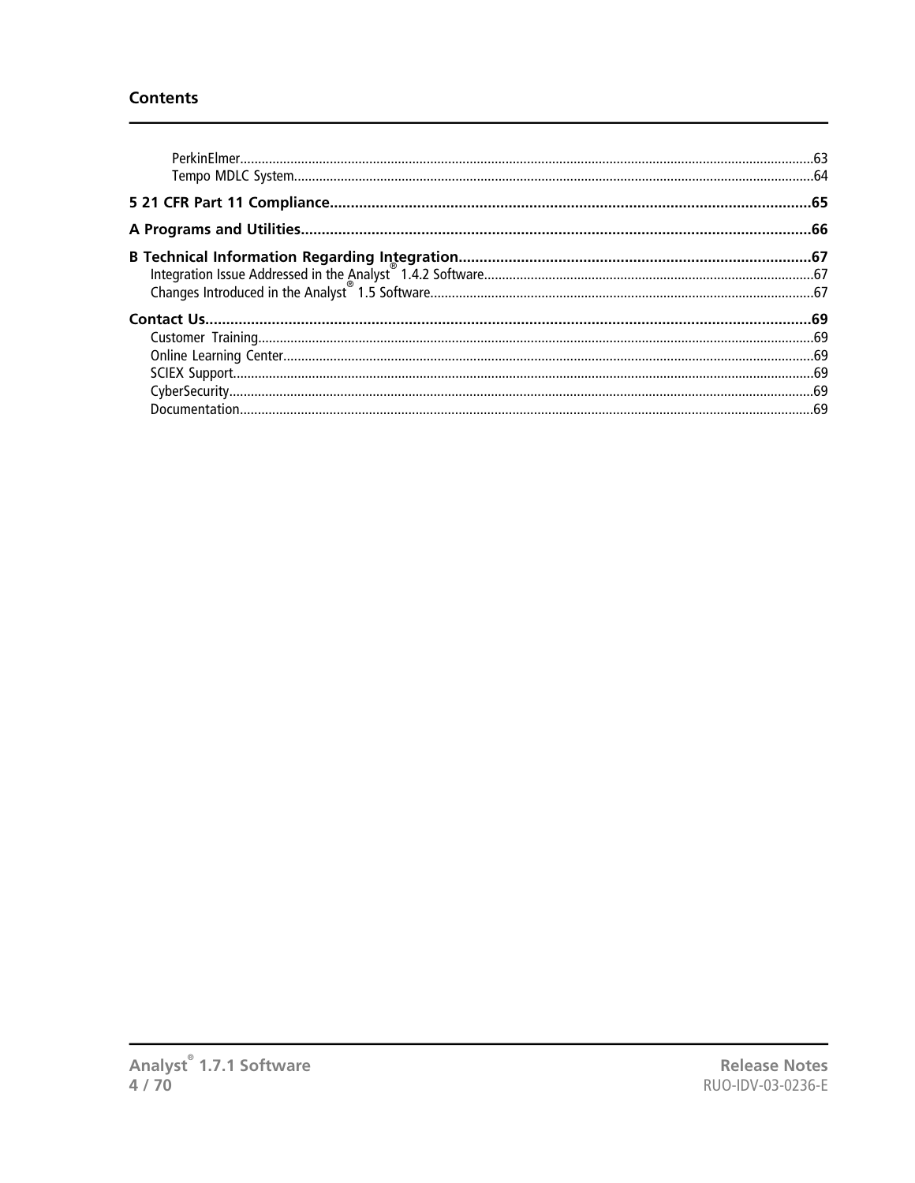## Contents

- PerkinElmer.....63
- Tempo MDLC System.....64

**5 21 CFR Part 11 Compliance.....65**

**A Programs and Utilities.....66**

**B Technical Information Regarding Integration.....67**

- Integration Issue Addressed in the Analyst® 1.4.2 Software.....67
- Changes Introduced in the Analyst® 1.5 Software.....67

**Contact Us.....69**

- Customer Training.....69
- Online Learning Center.....69
- SCIEX Support.....69
- CyberSecurity.....69
- Documentation.....69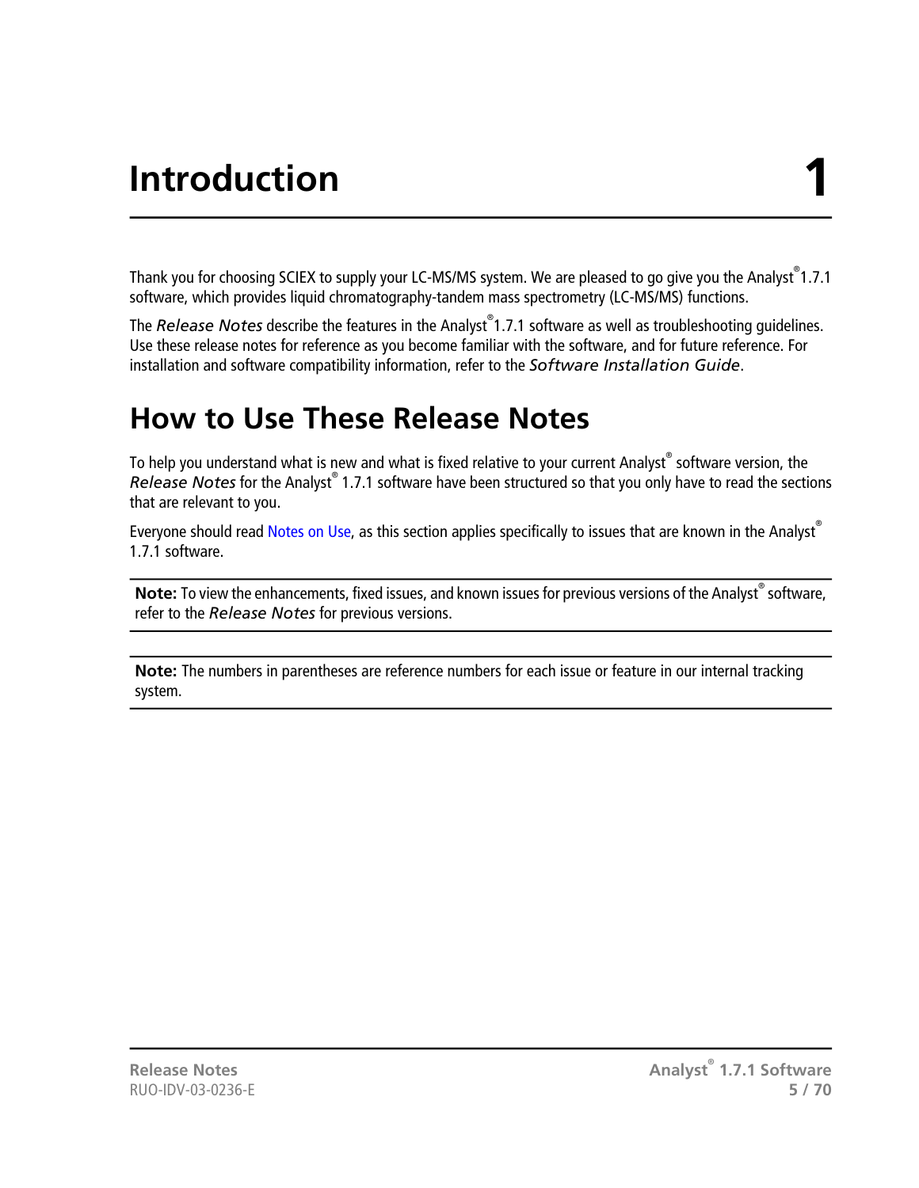# Introduction 1

Thank you for choosing SCIEX to supply your LC-MS/MS system. We are pleased to go give you the Analyst® 1.7.1 software, which provides liquid chromatography-tandem mass spectrometry (LC-MS/MS) functions.

The *Release Notes* describe the features in the Analyst® 1.7.1 software as well as troubleshooting guidelines. Use these release notes for reference as you become familiar with the software, and for future reference. For installation and software compatibility information, refer to the *Software Installation Guide*.

## How to Use These Release Notes

To help you understand what is new and what is fixed relative to your current Analyst® software version, the *Release Notes* for the Analyst® 1.7.1 software have been structured so that you only have to read the sections that are relevant to you.

Everyone should read Notes on Use, as this section applies specifically to issues that are known in the Analyst® 1.7.1 software.

**Note:** To view the enhancements, fixed issues, and known issues for previous versions of the Analyst® software, refer to the *Release Notes* for previous versions.

**Note:** The numbers in parentheses are reference numbers for each issue or feature in our internal tracking system.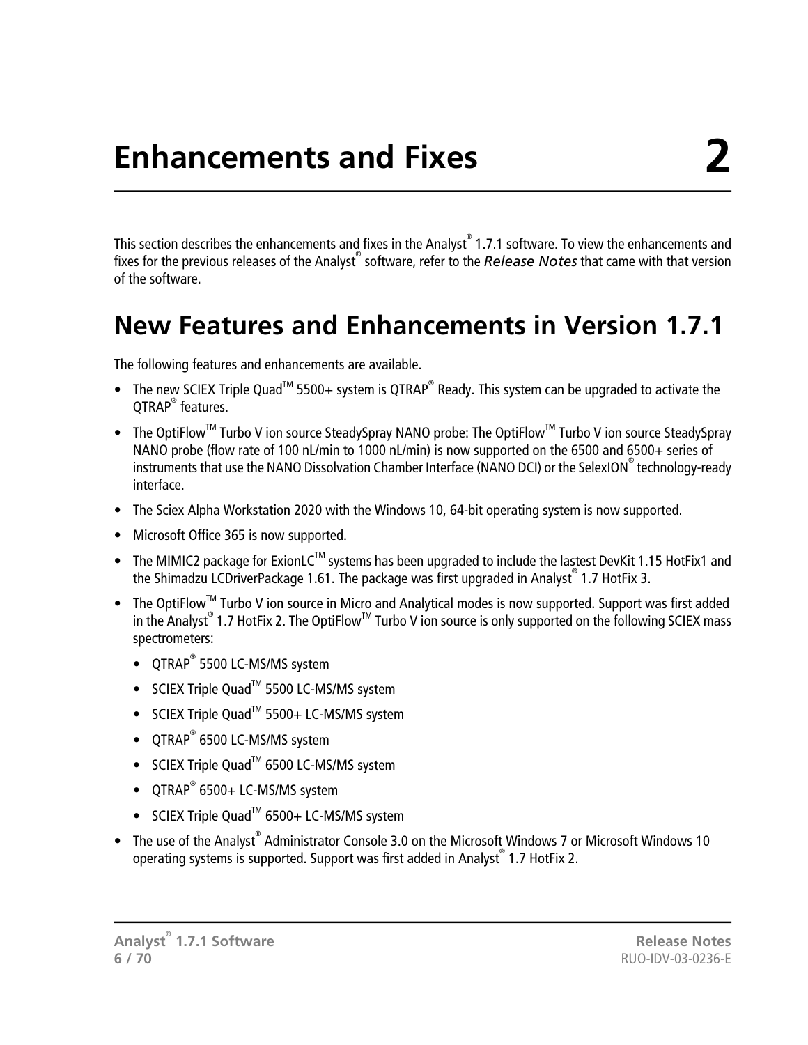# Enhancements and Fixes 2

This section describes the enhancements and fixes in the Analyst® 1.7.1 software. To view the enhancements and fixes for the previous releases of the Analyst® software, refer to the *Release Notes* that came with that version of the software.

## New Features and Enhancements in Version 1.7.1

The following features and enhancements are available.

- The new SCIEX Triple Quad™ 5500+ system is QTRAP® Ready. This system can be upgraded to activate the QTRAP® features.
- The OptiFlow™ Turbo V ion source SteadySpray NANO probe: The OptiFlow™ Turbo V ion source SteadySpray NANO probe (flow rate of 100 nL/min to 1000 nL/min) is now supported on the 6500 and 6500+ series of instruments that use the NANO Dissolvation Chamber Interface (NANO DCI) or the SelexION® technology-ready interface.
- The Sciex Alpha Workstation 2020 with the Windows 10, 64-bit operating system is now supported.
- Microsoft Office 365 is now supported.
- The MIMIC2 package for ExionLC™ systems has been upgraded to include the lastest DevKit 1.15 HotFix1 and the Shimadzu LCDriverPackage 1.61. The package was first upgraded in Analyst® 1.7 HotFix 3.
- The OptiFlow™ Turbo V ion source in Micro and Analytical modes is now supported. Support was first added in the Analyst® 1.7 HotFix 2. The OptiFlow™ Turbo V ion source is only supported on the following SCIEX mass spectrometers:
  - QTRAP® 5500 LC-MS/MS system
  - SCIEX Triple Quad™ 5500 LC-MS/MS system
  - SCIEX Triple Quad™ 5500+ LC-MS/MS system
  - QTRAP® 6500 LC-MS/MS system
  - SCIEX Triple Quad™ 6500 LC-MS/MS system
  - QTRAP® 6500+ LC-MS/MS system
  - SCIEX Triple Quad™ 6500+ LC-MS/MS system
- The use of the Analyst® Administrator Console 3.0 on the Microsoft Windows 7 or Microsoft Windows 10 operating systems is supported. Support was first added in Analyst® 1.7 HotFix 2.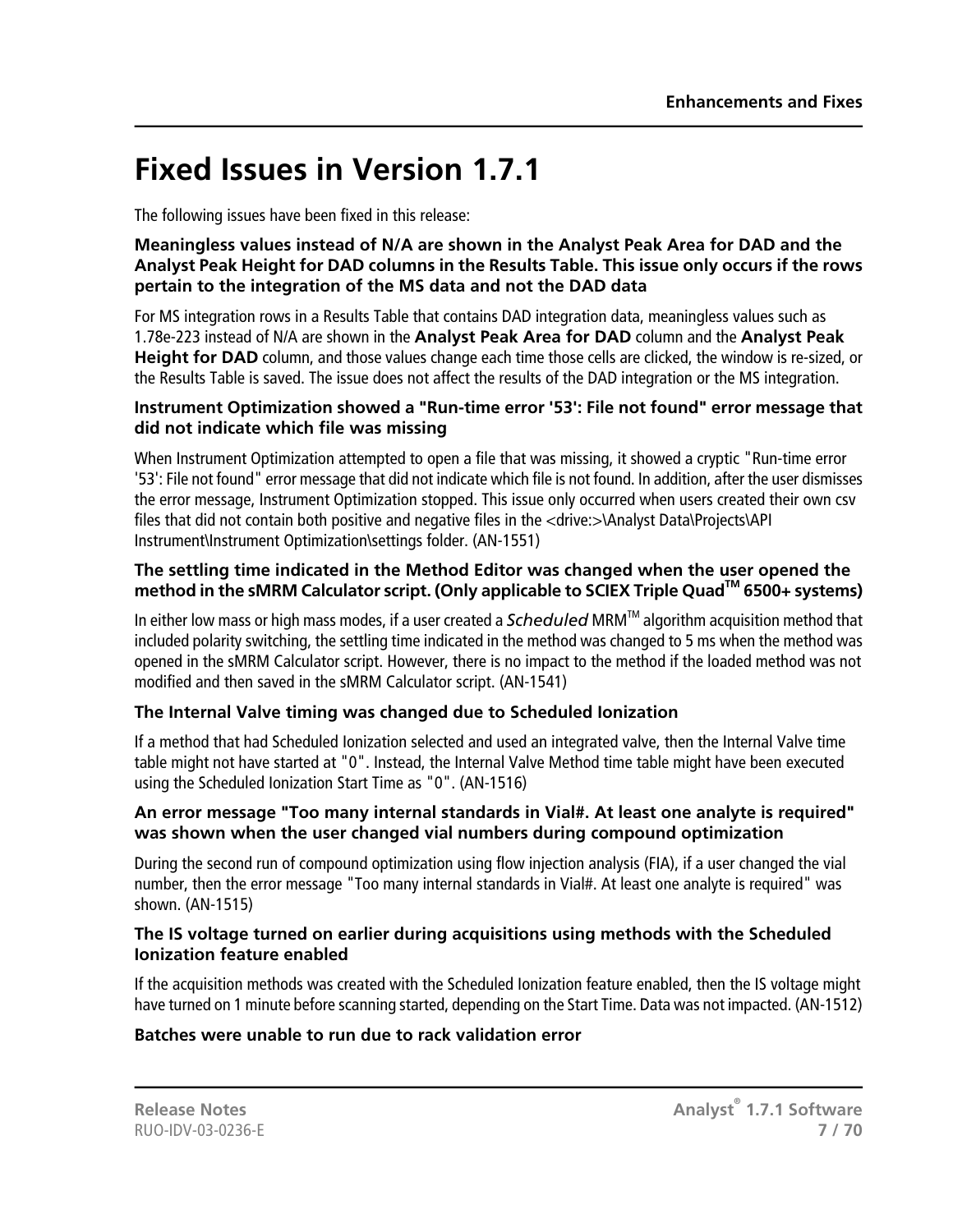# Fixed Issues in Version 1.7.1

The following issues have been fixed in this release:

**Meaningless values instead of N/A are shown in the Analyst Peak Area for DAD and the Analyst Peak Height for DAD columns in the Results Table. This issue only occurs if the rows pertain to the integration of the MS data and not the DAD data**

For MS integration rows in a Results Table that contains DAD integration data, meaningless values such as 1.78e-223 instead of N/A are shown in the **Analyst Peak Area for DAD** column and the **Analyst Peak Height for DAD** column, and those values change each time those cells are clicked, the window is re-sized, or the Results Table is saved. The issue does not affect the results of the DAD integration or the MS integration.

**Instrument Optimization showed a "Run-time error '53': File not found" error message that did not indicate which file was missing**

When Instrument Optimization attempted to open a file that was missing, it showed a cryptic "Run-time error '53': File not found" error message that did not indicate which file is not found. In addition, after the user dismisses the error message, Instrument Optimization stopped. This issue only occurred when users created their own csv files that did not contain both positive and negative files in the <drive:>\Analyst Data\Projects\API Instrument\Instrument Optimization\settings folder. (AN-1551)

**The settling time indicated in the Method Editor was changed when the user opened the method in the sMRM Calculator script. (Only applicable to SCIEX Triple Quad™ 6500+ systems)**

In either low mass or high mass modes, if a user created a *Scheduled* MRM™ algorithm acquisition method that included polarity switching, the settling time indicated in the method was changed to 5 ms when the method was opened in the sMRM Calculator script. However, there is no impact to the method if the loaded method was not modified and then saved in the sMRM Calculator script. (AN-1541)

**The Internal Valve timing was changed due to Scheduled Ionization**

If a method that had Scheduled Ionization selected and used an integrated valve, then the Internal Valve time table might not have started at "0". Instead, the Internal Valve Method time table might have been executed using the Scheduled Ionization Start Time as "0". (AN-1516)

**An error message "Too many internal standards in Vial#. At least one analyte is required" was shown when the user changed vial numbers during compound optimization**

During the second run of compound optimization using flow injection analysis (FIA), if a user changed the vial number, then the error message "Too many internal standards in Vial#. At least one analyte is required" was shown. (AN-1515)

**The IS voltage turned on earlier during acquisitions using methods with the Scheduled Ionization feature enabled**

If the acquisition methods was created with the Scheduled Ionization feature enabled, then the IS voltage might have turned on 1 minute before scanning started, depending on the Start Time. Data was not impacted. (AN-1512)

**Batches were unable to run due to rack validation error**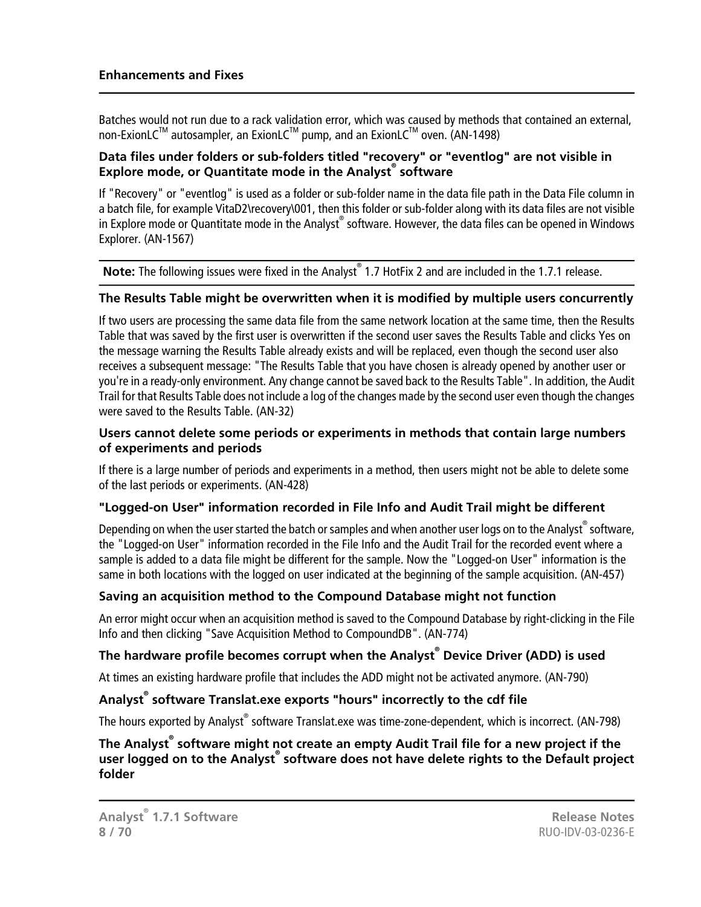Batches would not run due to a rack validation error, which was caused by methods that contained an external, non-ExionLC™ autosampler, an ExionLC™ pump, and an ExionLC™ oven. (AN-1498)

### Data files under folders or sub-folders titled "recovery" or "eventlog" are not visible in Explore mode, or Quantitate mode in the Analyst® software

If "Recovery" or "eventlog" is used as a folder or sub-folder name in the data file path in the Data File column in a batch file, for example VitaD2\recovery\001, then this folder or sub-folder along with its data files are not visible in Explore mode or Quantitate mode in the Analyst® software. However, the data files can be opened in Windows Explorer. (AN-1567)

**Note:** The following issues were fixed in the Analyst® 1.7 HotFix 2 and are included in the 1.7.1 release.

### The Results Table might be overwritten when it is modified by multiple users concurrently

If two users are processing the same data file from the same network location at the same time, then the Results Table that was saved by the first user is overwritten if the second user saves the Results Table and clicks Yes on the message warning the Results Table already exists and will be replaced, even though the second user also receives a subsequent message: "The Results Table that you have chosen is already opened by another user or you're in a ready-only environment. Any change cannot be saved back to the Results Table". In addition, the Audit Trail for that Results Table does not include a log of the changes made by the second user even though the changes were saved to the Results Table. (AN-32)

### Users cannot delete some periods or experiments in methods that contain large numbers of experiments and periods

If there is a large number of periods and experiments in a method, then users might not be able to delete some of the last periods or experiments. (AN-428)

### "Logged-on User" information recorded in File Info and Audit Trail might be different

Depending on when the user started the batch or samples and when another user logs on to the Analyst® software, the "Logged-on User" information recorded in the File Info and the Audit Trail for the recorded event where a sample is added to a data file might be different for the sample. Now the "Logged-on User" information is the same in both locations with the logged on user indicated at the beginning of the sample acquisition. (AN-457)

### Saving an acquisition method to the Compound Database might not function

An error might occur when an acquisition method is saved to the Compound Database by right-clicking in the File Info and then clicking "Save Acquisition Method to CompoundDB". (AN-774)

### The hardware profile becomes corrupt when the Analyst® Device Driver (ADD) is used

At times an existing hardware profile that includes the ADD might not be activated anymore. (AN-790)

### Analyst® software Translat.exe exports "hours" incorrectly to the cdf file

The hours exported by Analyst® software Translat.exe was time-zone-dependent, which is incorrect. (AN-798)

### The Analyst® software might not create an empty Audit Trail file for a new project if the user logged on to the Analyst® software does not have delete rights to the Default project folder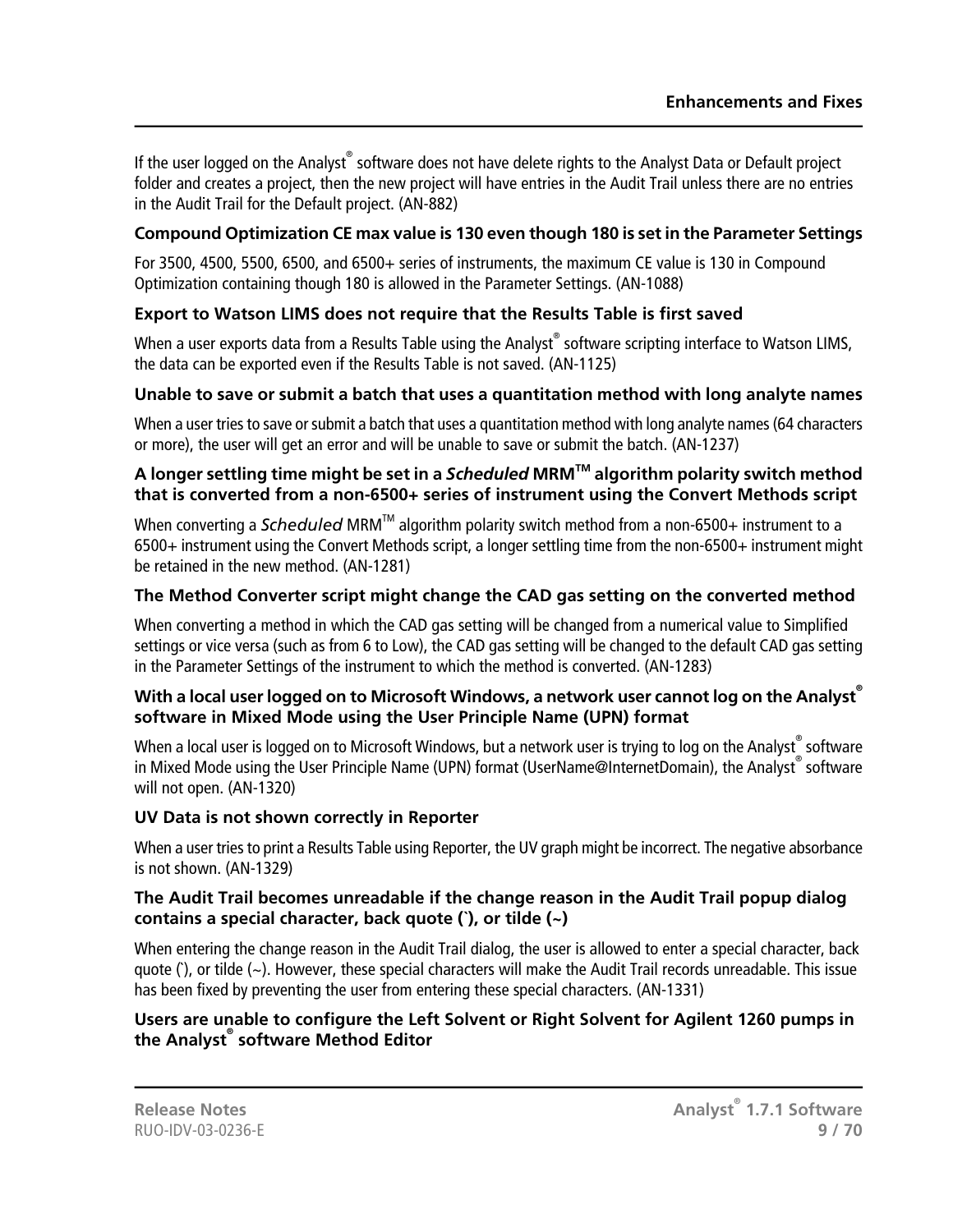If the user logged on the Analyst® software does not have delete rights to the Analyst Data or Default project folder and creates a project, then the new project will have entries in the Audit Trail unless there are no entries in the Audit Trail for the Default project. (AN-882)

### Compound Optimization CE max value is 130 even though 180 is set in the Parameter Settings

For 3500, 4500, 5500, 6500, and 6500+ series of instruments, the maximum CE value is 130 in Compound Optimization containing though 180 is allowed in the Parameter Settings. (AN-1088)

### Export to Watson LIMS does not require that the Results Table is first saved

When a user exports data from a Results Table using the Analyst® software scripting interface to Watson LIMS, the data can be exported even if the Results Table is not saved. (AN-1125)

### Unable to save or submit a batch that uses a quantitation method with long analyte names

When a user tries to save or submit a batch that uses a quantitation method with long analyte names (64 characters or more), the user will get an error and will be unable to save or submit the batch. (AN-1237)

### A longer settling time might be set in a *Scheduled* MRM™ algorithm polarity switch method that is converted from a non-6500+ series of instrument using the Convert Methods script

When converting a *Scheduled* MRM™ algorithm polarity switch method from a non-6500+ instrument to a 6500+ instrument using the Convert Methods script, a longer settling time from the non-6500+ instrument might be retained in the new method. (AN-1281)

### The Method Converter script might change the CAD gas setting on the converted method

When converting a method in which the CAD gas setting will be changed from a numerical value to Simplified settings or vice versa (such as from 6 to Low), the CAD gas setting will be changed to the default CAD gas setting in the Parameter Settings of the instrument to which the method is converted. (AN-1283)

### With a local user logged on to Microsoft Windows, a network user cannot log on the Analyst® software in Mixed Mode using the User Principle Name (UPN) format

When a local user is logged on to Microsoft Windows, but a network user is trying to log on the Analyst® software in Mixed Mode using the User Principle Name (UPN) format (UserName@InternetDomain), the Analyst® software will not open. (AN-1320)

### UV Data is not shown correctly in Reporter

When a user tries to print a Results Table using Reporter, the UV graph might be incorrect. The negative absorbance is not shown. (AN-1329)

### The Audit Trail becomes unreadable if the change reason in the Audit Trail popup dialog contains a special character, back quote (`), or tilde (~)

When entering the change reason in the Audit Trail dialog, the user is allowed to enter a special character, back quote (`), or tilde (~). However, these special characters will make the Audit Trail records unreadable. This issue has been fixed by preventing the user from entering these special characters. (AN-1331)

### Users are unable to configure the Left Solvent or Right Solvent for Agilent 1260 pumps in the Analyst® software Method Editor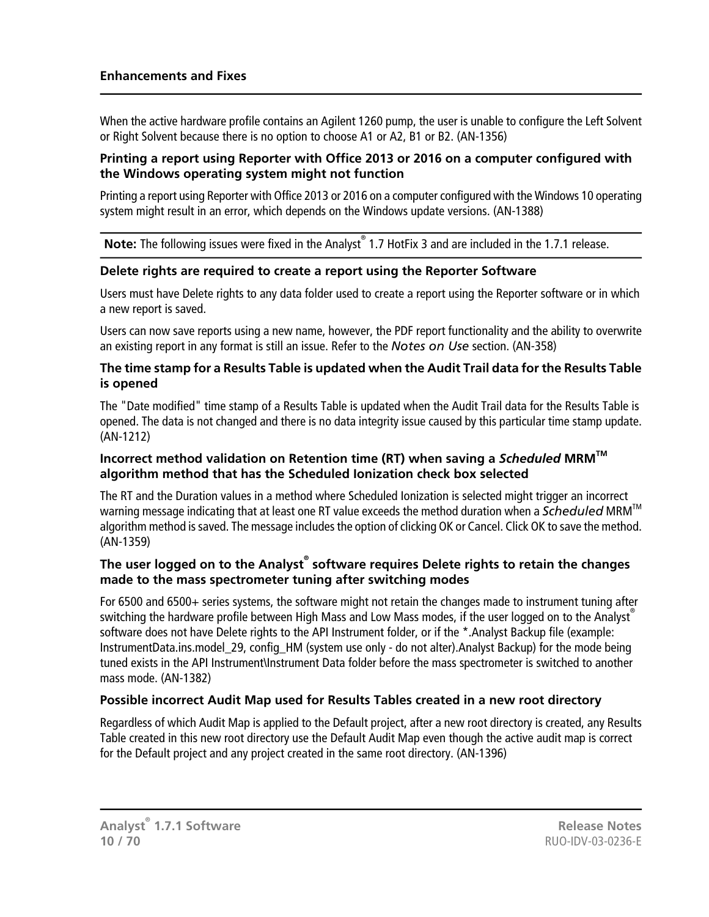When the active hardware profile contains an Agilent 1260 pump, the user is unable to configure the Left Solvent or Right Solvent because there is no option to choose A1 or A2, B1 or B2. (AN-1356)

### Printing a report using Reporter with Office 2013 or 2016 on a computer configured with the Windows operating system might not function

Printing a report using Reporter with Office 2013 or 2016 on a computer configured with the Windows 10 operating system might result in an error, which depends on the Windows update versions. (AN-1388)

**Note:** The following issues were fixed in the Analyst® 1.7 HotFix 3 and are included in the 1.7.1 release.

### Delete rights are required to create a report using the Reporter Software

Users must have Delete rights to any data folder used to create a report using the Reporter software or in which a new report is saved.

Users can now save reports using a new name, however, the PDF report functionality and the ability to overwrite an existing report in any format is still an issue. Refer to the *Notes on Use* section. (AN-358)

### The time stamp for a Results Table is updated when the Audit Trail data for the Results Table is opened

The "Date modified" time stamp of a Results Table is updated when the Audit Trail data for the Results Table is opened. The data is not changed and there is no data integrity issue caused by this particular time stamp update. (AN-1212)

### Incorrect method validation on Retention time (RT) when saving a *Scheduled* MRM™ algorithm method that has the Scheduled Ionization check box selected

The RT and the Duration values in a method where Scheduled Ionization is selected might trigger an incorrect warning message indicating that at least one RT value exceeds the method duration when a *Scheduled* MRM™ algorithm method is saved. The message includes the option of clicking OK or Cancel. Click OK to save the method. (AN-1359)

### The user logged on to the Analyst® software requires Delete rights to retain the changes made to the mass spectrometer tuning after switching modes

For 6500 and 6500+ series systems, the software might not retain the changes made to instrument tuning after switching the hardware profile between High Mass and Low Mass modes, if the user logged on to the Analyst® software does not have Delete rights to the API Instrument folder, or if the *.Analyst Backup file (example: InstrumentData.ins.model_29, config_HM (system use only - do not alter).Analyst Backup) for the mode being tuned exists in the API Instrument\Instrument Data folder before the mass spectrometer is switched to another mass mode. (AN-1382)

### Possible incorrect Audit Map used for Results Tables created in a new root directory

Regardless of which Audit Map is applied to the Default project, after a new root directory is created, any Results Table created in this new root directory use the Default Audit Map even though the active audit map is correct for the Default project and any project created in the same root directory. (AN-1396)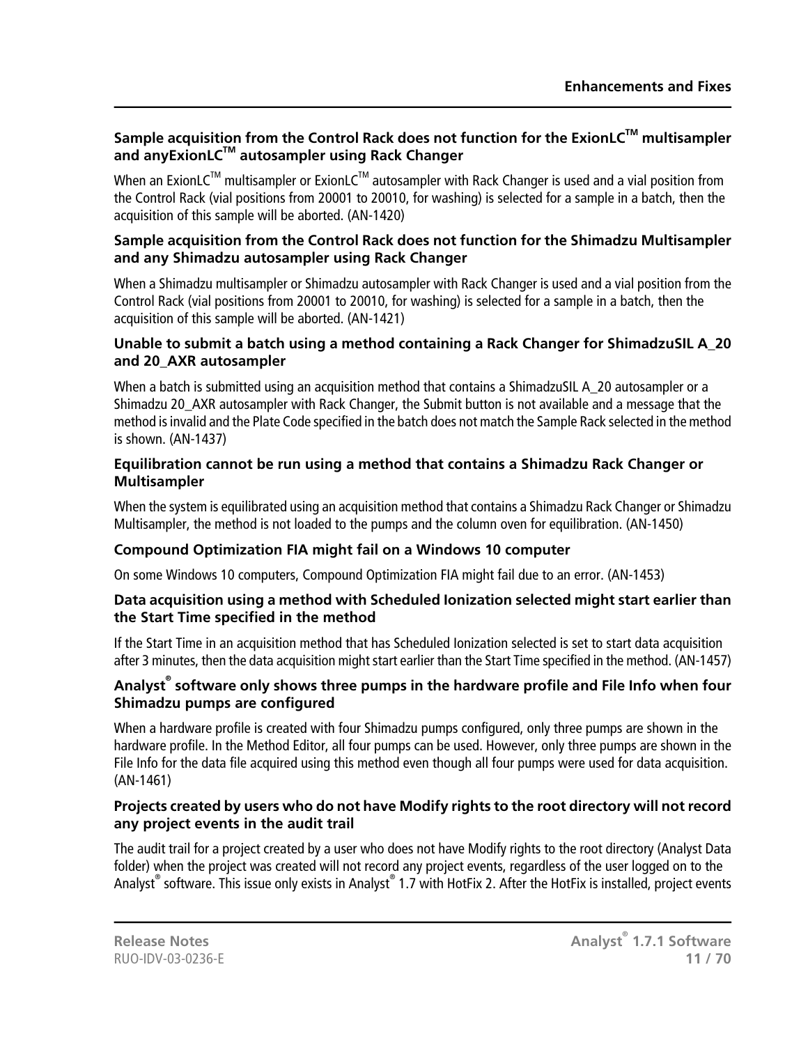### Sample acquisition from the Control Rack does not function for the ExionLC™ multisampler and anyExionLC™ autosampler using Rack Changer

When an ExionLC™ multisampler or ExionLC™ autosampler with Rack Changer is used and a vial position from the Control Rack (vial positions from 20001 to 20010, for washing) is selected for a sample in a batch, then the acquisition of this sample will be aborted. (AN-1420)

### Sample acquisition from the Control Rack does not function for the Shimadzu Multisampler and any Shimadzu autosampler using Rack Changer

When a Shimadzu multisampler or Shimadzu autosampler with Rack Changer is used and a vial position from the Control Rack (vial positions from 20001 to 20010, for washing) is selected for a sample in a batch, then the acquisition of this sample will be aborted. (AN-1421)

### Unable to submit a batch using a method containing a Rack Changer for ShimadzuSIL A_20 and 20_AXR autosampler

When a batch is submitted using an acquisition method that contains a ShimadzuSIL A_20 autosampler or a Shimadzu 20_AXR autosampler with Rack Changer, the Submit button is not available and a message that the method is invalid and the Plate Code specified in the batch does not match the Sample Rack selected in the method is shown. (AN-1437)

### Equilibration cannot be run using a method that contains a Shimadzu Rack Changer or Multisampler

When the system is equilibrated using an acquisition method that contains a Shimadzu Rack Changer or Shimadzu Multisampler, the method is not loaded to the pumps and the column oven for equilibration. (AN-1450)

### Compound Optimization FIA might fail on a Windows 10 computer

On some Windows 10 computers, Compound Optimization FIA might fail due to an error. (AN-1453)

### Data acquisition using a method with Scheduled Ionization selected might start earlier than the Start Time specified in the method

If the Start Time in an acquisition method that has Scheduled Ionization selected is set to start data acquisition after 3 minutes, then the data acquisition might start earlier than the Start Time specified in the method. (AN-1457)

### Analyst® software only shows three pumps in the hardware profile and File Info when four Shimadzu pumps are configured

When a hardware profile is created with four Shimadzu pumps configured, only three pumps are shown in the hardware profile. In the Method Editor, all four pumps can be used. However, only three pumps are shown in the File Info for the data file acquired using this method even though all four pumps were used for data acquisition. (AN-1461)

### Projects created by users who do not have Modify rights to the root directory will not record any project events in the audit trail

The audit trail for a project created by a user who does not have Modify rights to the root directory (Analyst Data folder) when the project was created will not record any project events, regardless of the user logged on to the Analyst® software. This issue only exists in Analyst® 1.7 with HotFix 2. After the HotFix is installed, project events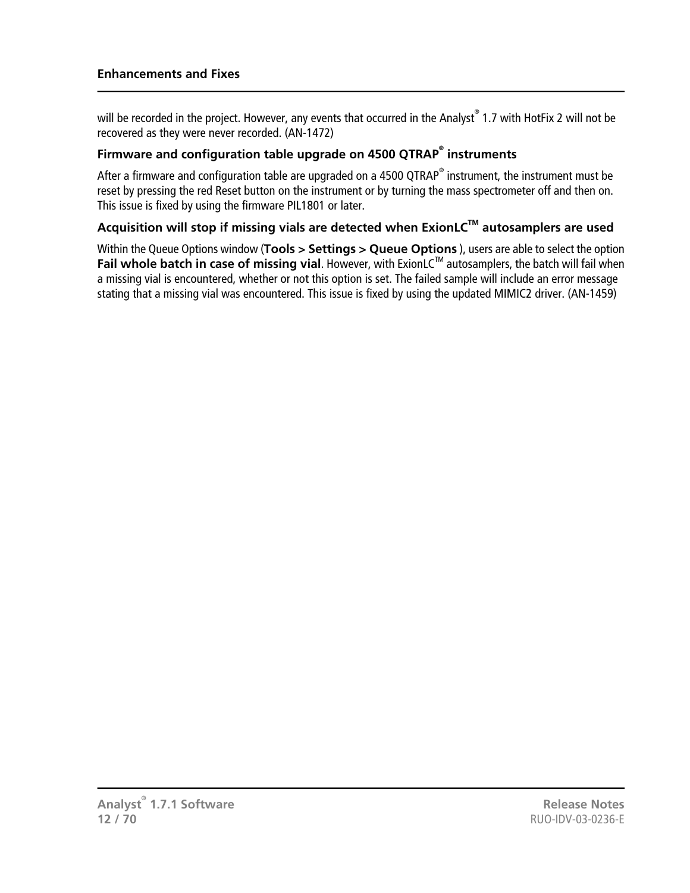will be recorded in the project. However, any events that occurred in the Analyst® 1.7 with HotFix 2 will not be recovered as they were never recorded. (AN-1472)

### Firmware and configuration table upgrade on 4500 QTRAP® instruments

After a firmware and configuration table are upgraded on a 4500 QTRAP® instrument, the instrument must be reset by pressing the red Reset button on the instrument or by turning the mass spectrometer off and then on. This issue is fixed by using the firmware PIL1801 or later.

### Acquisition will stop if missing vials are detected when ExionLC™ autosamplers are used

Within the Queue Options window (**Tools > Settings > Queue Options** ), users are able to select the option **Fail whole batch in case of missing vial**. However, with ExionLC™ autosamplers, the batch will fail when a missing vial is encountered, whether or not this option is set. The failed sample will include an error message stating that a missing vial was encountered. This issue is fixed by using the updated MIMIC2 driver. (AN-1459)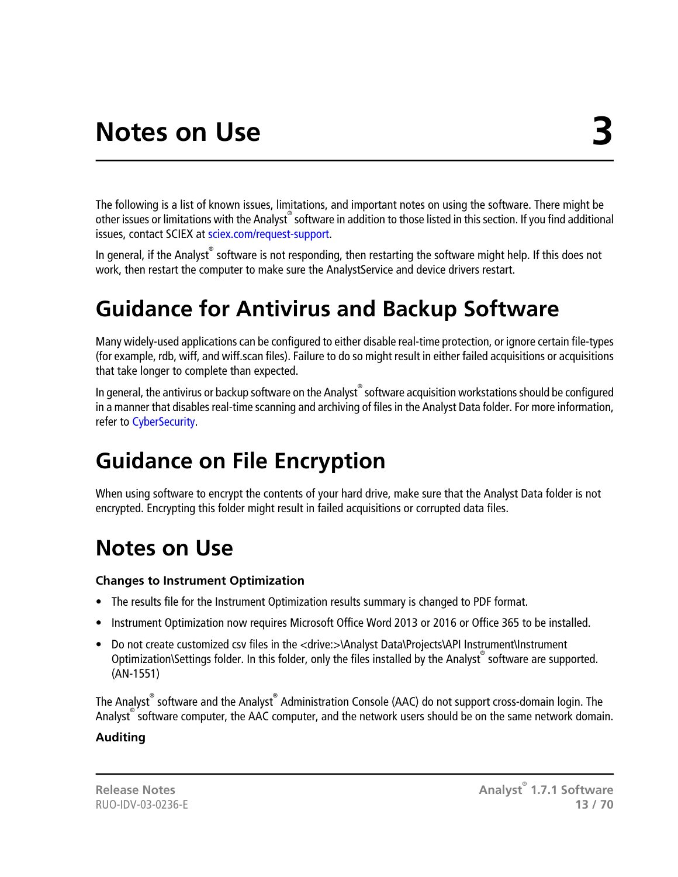# Notes on Use 3

The following is a list of known issues, limitations, and important notes on using the software. There might be other issues or limitations with the Analyst® software in addition to those listed in this section. If you find additional issues, contact SCIEX at sciex.com/request-support.

In general, if the Analyst® software is not responding, then restarting the software might help. If this does not work, then restart the computer to make sure the AnalystService and device drivers restart.

## Guidance for Antivirus and Backup Software

Many widely-used applications can be configured to either disable real-time protection, or ignore certain file-types (for example, rdb, wiff, and wiff.scan files). Failure to do so might result in either failed acquisitions or acquisitions that take longer to complete than expected.

In general, the antivirus or backup software on the Analyst® software acquisition workstations should be configured in a manner that disables real-time scanning and archiving of files in the Analyst Data folder. For more information, refer to CyberSecurity.

## Guidance on File Encryption

When using software to encrypt the contents of your hard drive, make sure that the Analyst Data folder is not encrypted. Encrypting this folder might result in failed acquisitions or corrupted data files.

## Notes on Use

### Changes to Instrument Optimization

- The results file for the Instrument Optimization results summary is changed to PDF format.
- Instrument Optimization now requires Microsoft Office Word 2013 or 2016 or Office 365 to be installed.
- Do not create customized csv files in the <drive:>\Analyst Data\Projects\API Instrument\Instrument Optimization\Settings folder. In this folder, only the files installed by the Analyst® software are supported. (AN-1551)

The Analyst® software and the Analyst® Administration Console (AAC) do not support cross-domain login. The Analyst® software computer, the AAC computer, and the network users should be on the same network domain.

### Auditing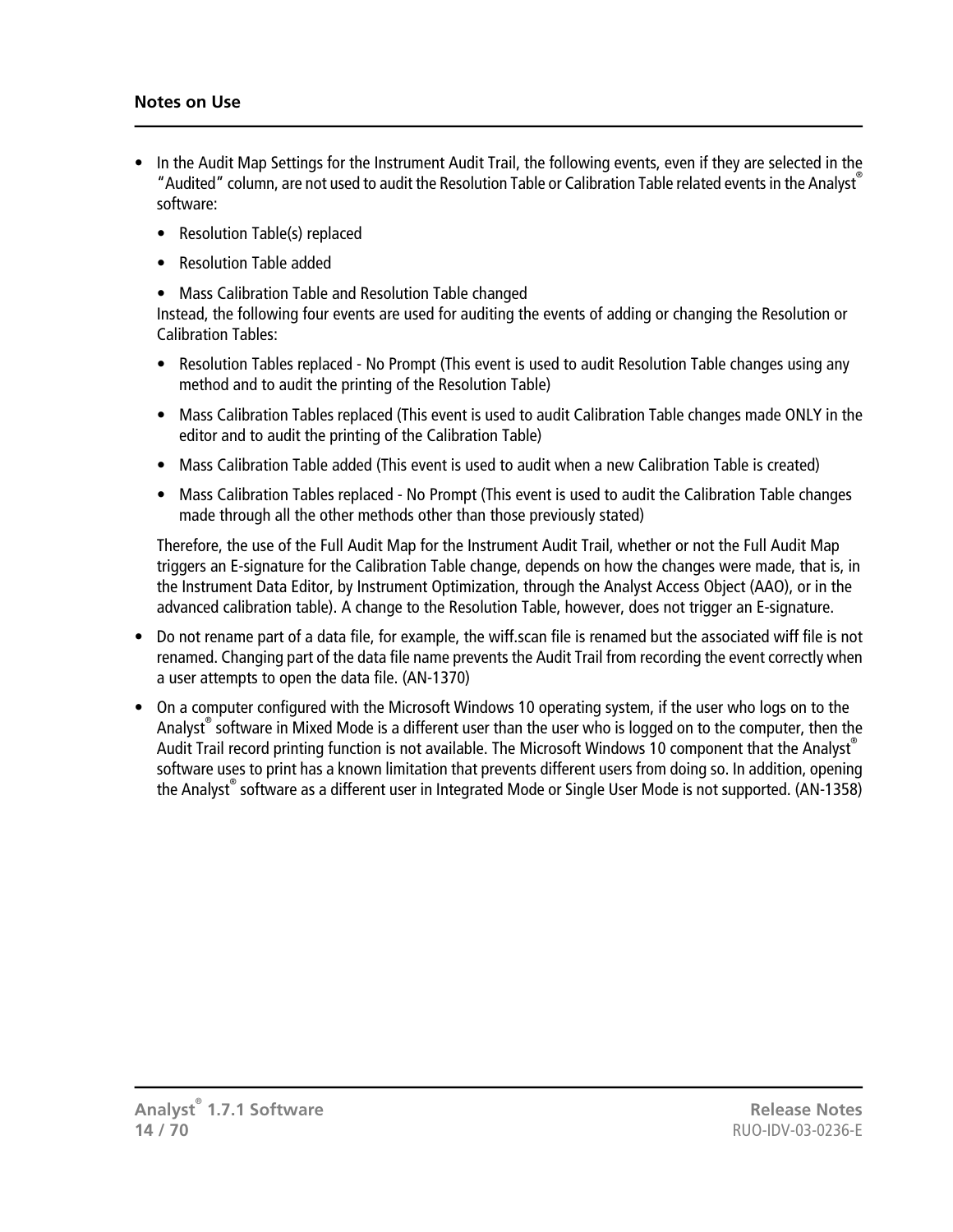## Notes on Use

- In the Audit Map Settings for the Instrument Audit Trail, the following events, even if they are selected in the "Audited" column, are not used to audit the Resolution Table or Calibration Table related events in the Analyst® software:
  - Resolution Table(s) replaced
  - Resolution Table added
  - Mass Calibration Table and Resolution Table changed

  Instead, the following four events are used for auditing the events of adding or changing the Resolution or Calibration Tables:
  - Resolution Tables replaced - No Prompt (This event is used to audit Resolution Table changes using any method and to audit the printing of the Resolution Table)
  - Mass Calibration Tables replaced (This event is used to audit Calibration Table changes made ONLY in the editor and to audit the printing of the Calibration Table)
  - Mass Calibration Table added (This event is used to audit when a new Calibration Table is created)
  - Mass Calibration Tables replaced - No Prompt (This event is used to audit the Calibration Table changes made through all the other methods other than those previously stated)

  Therefore, the use of the Full Audit Map for the Instrument Audit Trail, whether or not the Full Audit Map triggers an E-signature for the Calibration Table change, depends on how the changes were made, that is, in the Instrument Data Editor, by Instrument Optimization, through the Analyst Access Object (AAO), or in the advanced calibration table). A change to the Resolution Table, however, does not trigger an E-signature.
- Do not rename part of a data file, for example, the wiff.scan file is renamed but the associated wiff file is not renamed. Changing part of the data file name prevents the Audit Trail from recording the event correctly when a user attempts to open the data file. (AN-1370)
- On a computer configured with the Microsoft Windows 10 operating system, if the user who logs on to the Analyst® software in Mixed Mode is a different user than the user who is logged on to the computer, then the Audit Trail record printing function is not available. The Microsoft Windows 10 component that the Analyst® software uses to print has a known limitation that prevents different users from doing so. In addition, opening the Analyst® software as a different user in Integrated Mode or Single User Mode is not supported. (AN-1358)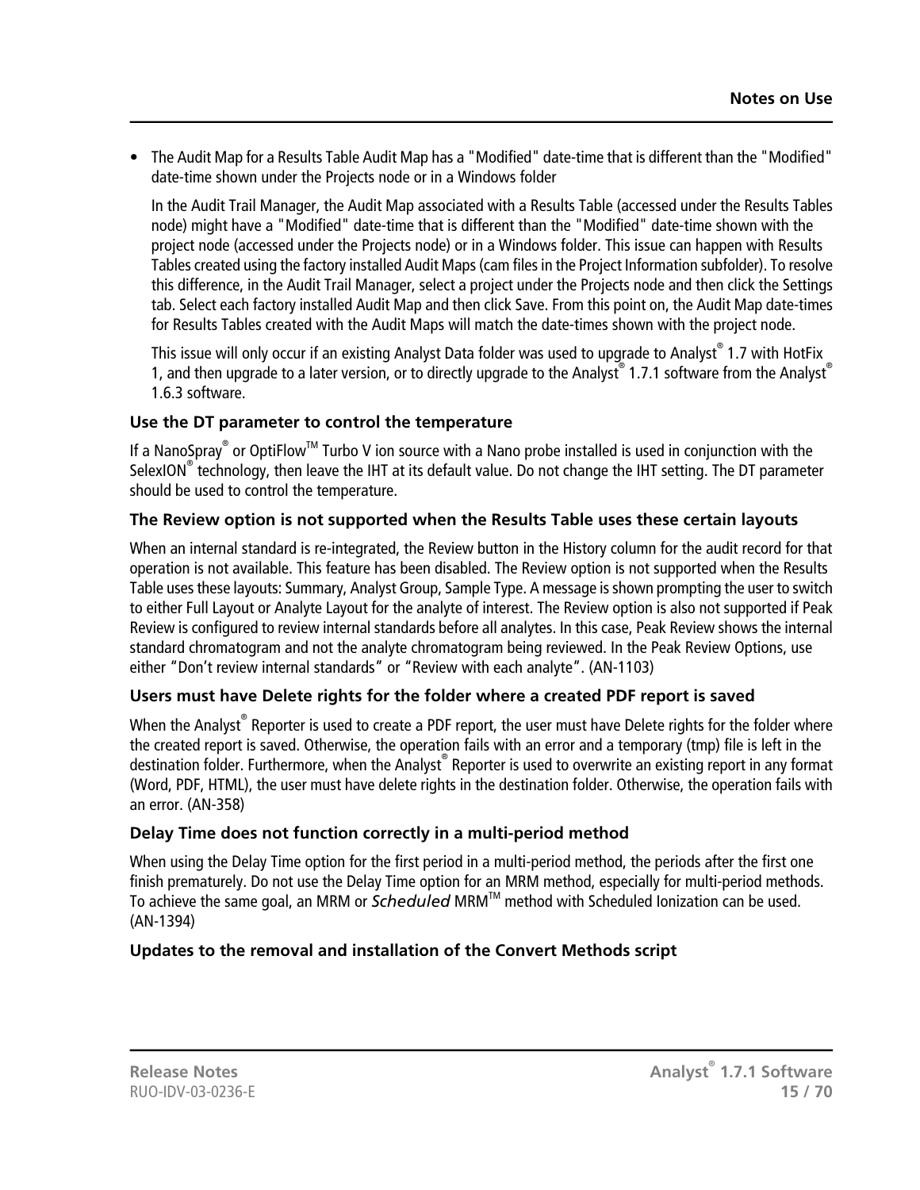- The Audit Map for a Results Table Audit Map has a "Modified" date-time that is different than the "Modified" date-time shown under the Projects node or in a Windows folder

  In the Audit Trail Manager, the Audit Map associated with a Results Table (accessed under the Results Tables node) might have a "Modified" date-time that is different than the "Modified" date-time shown with the project node (accessed under the Projects node) or in a Windows folder. This issue can happen with Results Tables created using the factory installed Audit Maps (cam files in the Project Information subfolder). To resolve this difference, in the Audit Trail Manager, select a project under the Projects node and then click the Settings tab. Select each factory installed Audit Map and then click Save. From this point on, the Audit Map date-times for Results Tables created with the Audit Maps will match the date-times shown with the project node.

  This issue will only occur if an existing Analyst Data folder was used to upgrade to Analyst® 1.7 with HotFix 1, and then upgrade to a later version, or to directly upgrade to the Analyst® 1.7.1 software from the Analyst® 1.6.3 software.

### Use the DT parameter to control the temperature

If a NanoSpray® or OptiFlow™ Turbo V ion source with a Nano probe installed is used in conjunction with the SelexION® technology, then leave the IHT at its default value. Do not change the IHT setting. The DT parameter should be used to control the temperature.

### The Review option is not supported when the Results Table uses these certain layouts

When an internal standard is re-integrated, the Review button in the History column for the audit record for that operation is not available. This feature has been disabled. The Review option is not supported when the Results Table uses these layouts: Summary, Analyst Group, Sample Type. A message is shown prompting the user to switch to either Full Layout or Analyte Layout for the analyte of interest. The Review option is also not supported if Peak Review is configured to review internal standards before all analytes. In this case, Peak Review shows the internal standard chromatogram and not the analyte chromatogram being reviewed. In the Peak Review Options, use either "Don't review internal standards" or "Review with each analyte". (AN-1103)

### Users must have Delete rights for the folder where a created PDF report is saved

When the Analyst® Reporter is used to create a PDF report, the user must have Delete rights for the folder where the created report is saved. Otherwise, the operation fails with an error and a temporary (tmp) file is left in the destination folder. Furthermore, when the Analyst® Reporter is used to overwrite an existing report in any format (Word, PDF, HTML), the user must have delete rights in the destination folder. Otherwise, the operation fails with an error. (AN-358)

### Delay Time does not function correctly in a multi-period method

When using the Delay Time option for the first period in a multi-period method, the periods after the first one finish prematurely. Do not use the Delay Time option for an MRM method, especially for multi-period methods. To achieve the same goal, an MRM or *Scheduled* MRM™ method with Scheduled Ionization can be used. (AN-1394)

### Updates to the removal and installation of the Convert Methods script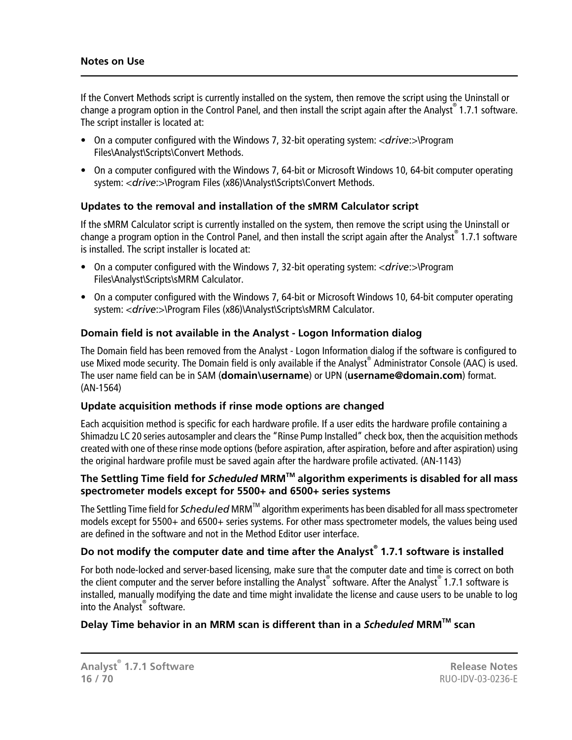If the Convert Methods script is currently installed on the system, then remove the script using the Uninstall or change a program option in the Control Panel, and then install the script again after the Analyst® 1.7.1 software. The script installer is located at:

- On a computer configured with the Windows 7, 32-bit operating system: <*drive*:>\Program Files\Analyst\Scripts\Convert Methods.
- On a computer configured with the Windows 7, 64-bit or Microsoft Windows 10, 64-bit computer operating system: <*drive*:>\Program Files (x86)\Analyst\Scripts\Convert Methods.

### Updates to the removal and installation of the sMRM Calculator script

If the sMRM Calculator script is currently installed on the system, then remove the script using the Uninstall or change a program option in the Control Panel, and then install the script again after the Analyst® 1.7.1 software is installed. The script installer is located at:

- On a computer configured with the Windows 7, 32-bit operating system: <*drive*:>\Program Files\Analyst\Scripts\sMRM Calculator.
- On a computer configured with the Windows 7, 64-bit or Microsoft Windows 10, 64-bit computer operating system: <*drive*:>\Program Files (x86)\Analyst\Scripts\sMRM Calculator.

### Domain field is not available in the Analyst - Logon Information dialog

The Domain field has been removed from the Analyst - Logon Information dialog if the software is configured to use Mixed mode security. The Domain field is only available if the Analyst® Administrator Console (AAC) is used. The user name field can be in SAM (**domain\username**) or UPN (**username@domain.com**) format. (AN-1564)

### Update acquisition methods if rinse mode options are changed

Each acquisition method is specific for each hardware profile. If a user edits the hardware profile containing a Shimadzu LC 20 series autosampler and clears the "Rinse Pump Installed" check box, then the acquisition methods created with one of these rinse mode options (before aspiration, after aspiration, before and after aspiration) using the original hardware profile must be saved again after the hardware profile activated. (AN-1143)

### The Settling Time field for *Scheduled* MRM™ algorithm experiments is disabled for all mass spectrometer models except for 5500+ and 6500+ series systems

The Settling Time field for *Scheduled* MRM™ algorithm experiments has been disabled for all mass spectrometer models except for 5500+ and 6500+ series systems. For other mass spectrometer models, the values being used are defined in the software and not in the Method Editor user interface.

### Do not modify the computer date and time after the Analyst® 1.7.1 software is installed

For both node-locked and server-based licensing, make sure that the computer date and time is correct on both the client computer and the server before installing the Analyst® software. After the Analyst® 1.7.1 software is installed, manually modifying the date and time might invalidate the license and cause users to be unable to log into the Analyst® software.

### Delay Time behavior in an MRM scan is different than in a *Scheduled* MRM™ scan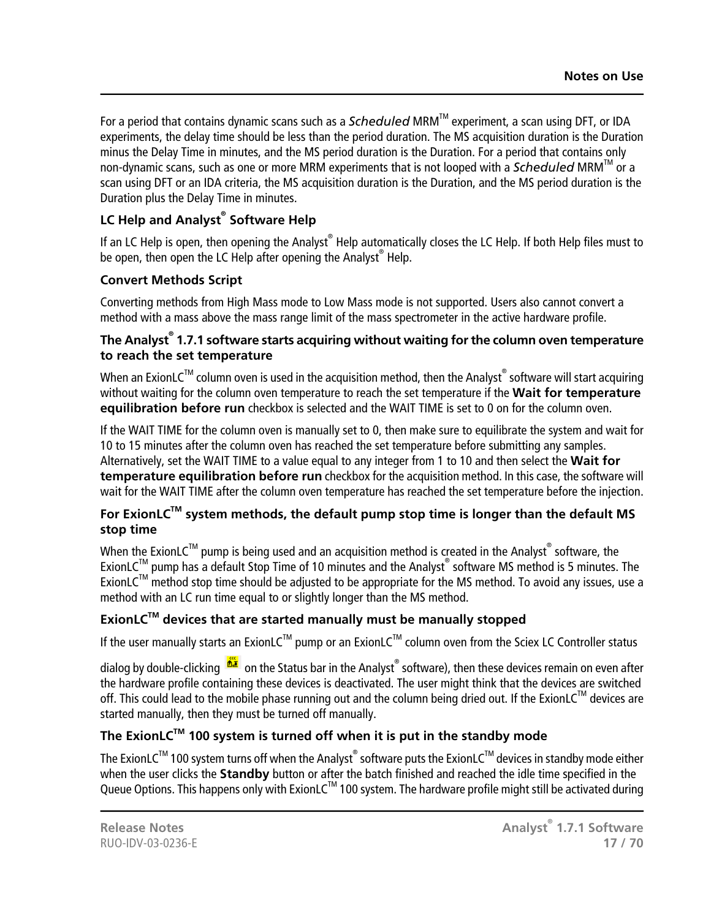For a period that contains dynamic scans such as a *Scheduled* MRM™ experiment, a scan using DFT, or IDA experiments, the delay time should be less than the period duration. The MS acquisition duration is the Duration minus the Delay Time in minutes, and the MS period duration is the Duration. For a period that contains only non-dynamic scans, such as one or more MRM experiments that is not looped with a *Scheduled* MRM™ or a scan using DFT or an IDA criteria, the MS acquisition duration is the Duration, and the MS period duration is the Duration plus the Delay Time in minutes.

### LC Help and Analyst® Software Help

If an LC Help is open, then opening the Analyst® Help automatically closes the LC Help. If both Help files must to be open, then open the LC Help after opening the Analyst® Help.

### Convert Methods Script

Converting methods from High Mass mode to Low Mass mode is not supported. Users also cannot convert a method with a mass above the mass range limit of the mass spectrometer in the active hardware profile.

### The Analyst® 1.7.1 software starts acquiring without waiting for the column oven temperature to reach the set temperature

When an ExionLC™ column oven is used in the acquisition method, then the Analyst® software will start acquiring without waiting for the column oven temperature to reach the set temperature if the **Wait for temperature equilibration before run** checkbox is selected and the WAIT TIME is set to 0 on for the column oven.

If the WAIT TIME for the column oven is manually set to 0, then make sure to equilibrate the system and wait for 10 to 15 minutes after the column oven has reached the set temperature before submitting any samples. Alternatively, set the WAIT TIME to a value equal to any integer from 1 to 10 and then select the **Wait for temperature equilibration before run** checkbox for the acquisition method. In this case, the software will wait for the WAIT TIME after the column oven temperature has reached the set temperature before the injection.

### For ExionLC™ system methods, the default pump stop time is longer than the default MS stop time

When the ExionLC™ pump is being used and an acquisition method is created in the Analyst® software, the ExionLC™ pump has a default Stop Time of 10 minutes and the Analyst® software MS method is 5 minutes. The ExionLC™ method stop time should be adjusted to be appropriate for the MS method. To avoid any issues, use a method with an LC run time equal to or slightly longer than the MS method.

### ExionLC™ devices that are started manually must be manually stopped

If the user manually starts an ExionLC™ pump or an ExionLC™ column oven from the Sciex LC Controller status dialog by double-clicking on the Status bar in the Analyst® software), then these devices remain on even after the hardware profile containing these devices is deactivated. The user might think that the devices are switched off. This could lead to the mobile phase running out and the column being dried out. If the ExionLC™ devices are started manually, then they must be turned off manually.

### The ExionLC™ 100 system is turned off when it is put in the standby mode

The ExionLC™ 100 system turns off when the Analyst® software puts the ExionLC™ devices in standby mode either when the user clicks the **Standby** button or after the batch finished and reached the idle time specified in the Queue Options. This happens only with ExionLC™ 100 system. The hardware profile might still be activated during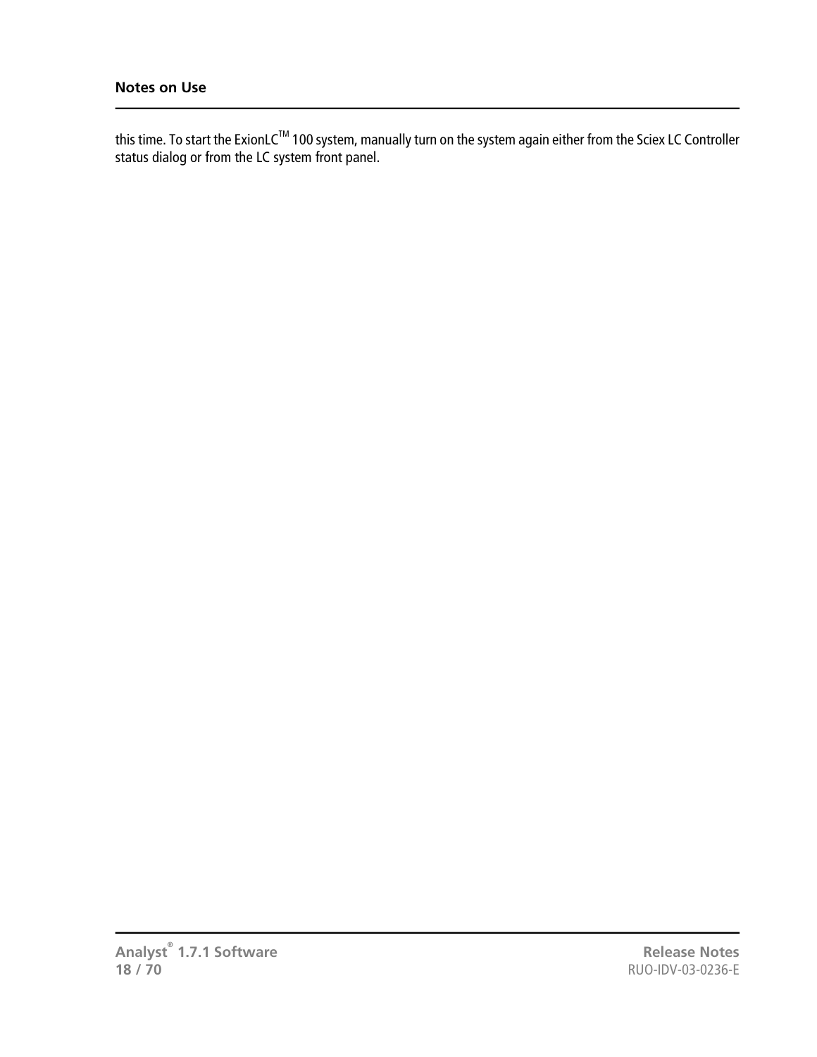this time. To start the ExionLC™ 100 system, manually turn on the system again either from the Sciex LC Controller status dialog or from the LC system front panel.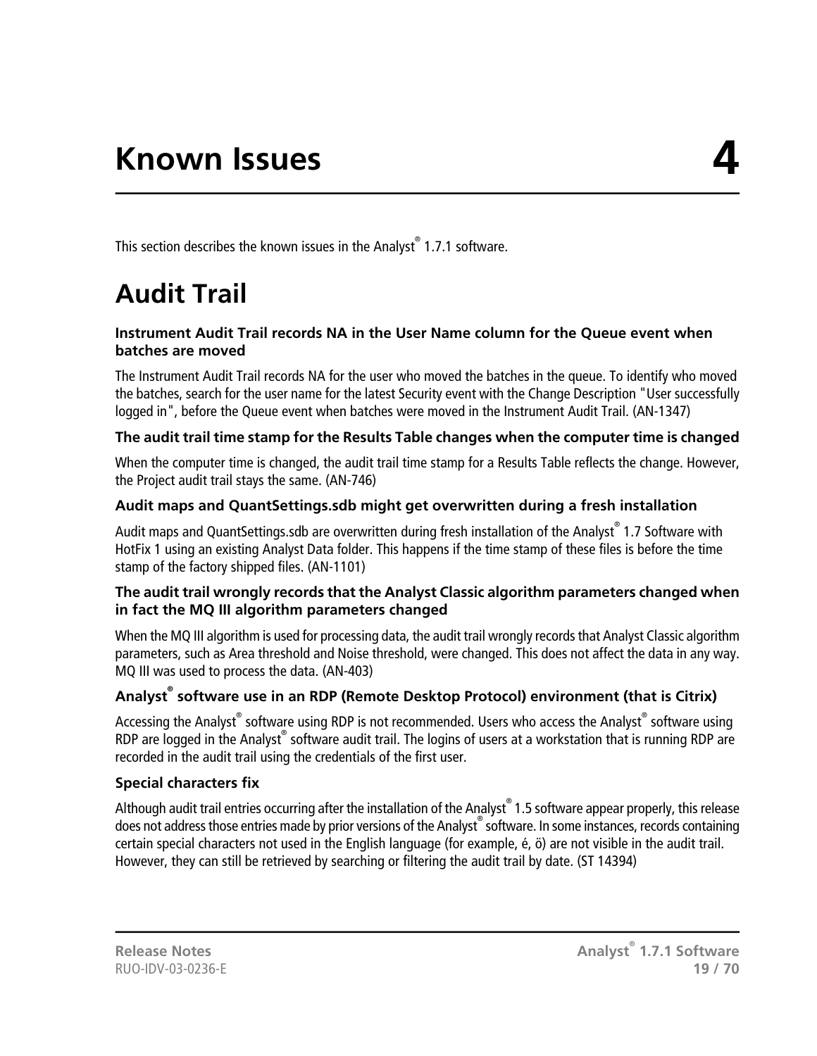# Known Issues 4

This section describes the known issues in the Analyst® 1.7.1 software.

## Audit Trail

### Instrument Audit Trail records NA in the User Name column for the Queue event when batches are moved

The Instrument Audit Trail records NA for the user who moved the batches in the queue. To identify who moved the batches, search for the user name for the latest Security event with the Change Description "User successfully logged in", before the Queue event when batches were moved in the Instrument Audit Trail. (AN-1347)

### The audit trail time stamp for the Results Table changes when the computer time is changed

When the computer time is changed, the audit trail time stamp for a Results Table reflects the change. However, the Project audit trail stays the same. (AN-746)

### Audit maps and QuantSettings.sdb might get overwritten during a fresh installation

Audit maps and QuantSettings.sdb are overwritten during fresh installation of the Analyst® 1.7 Software with HotFix 1 using an existing Analyst Data folder. This happens if the time stamp of these files is before the time stamp of the factory shipped files. (AN-1101)

### The audit trail wrongly records that the Analyst Classic algorithm parameters changed when in fact the MQ III algorithm parameters changed

When the MQ III algorithm is used for processing data, the audit trail wrongly records that Analyst Classic algorithm parameters, such as Area threshold and Noise threshold, were changed. This does not affect the data in any way. MQ III was used to process the data. (AN-403)

### Analyst® software use in an RDP (Remote Desktop Protocol) environment (that is Citrix)

Accessing the Analyst® software using RDP is not recommended. Users who access the Analyst® software using RDP are logged in the Analyst® software audit trail. The logins of users at a workstation that is running RDP are recorded in the audit trail using the credentials of the first user.

### Special characters fix

Although audit trail entries occurring after the installation of the Analyst® 1.5 software appear properly, this release does not address those entries made by prior versions of the Analyst® software. In some instances, records containing certain special characters not used in the English language (for example, é, ö) are not visible in the audit trail. However, they can still be retrieved by searching or filtering the audit trail by date. (ST 14394)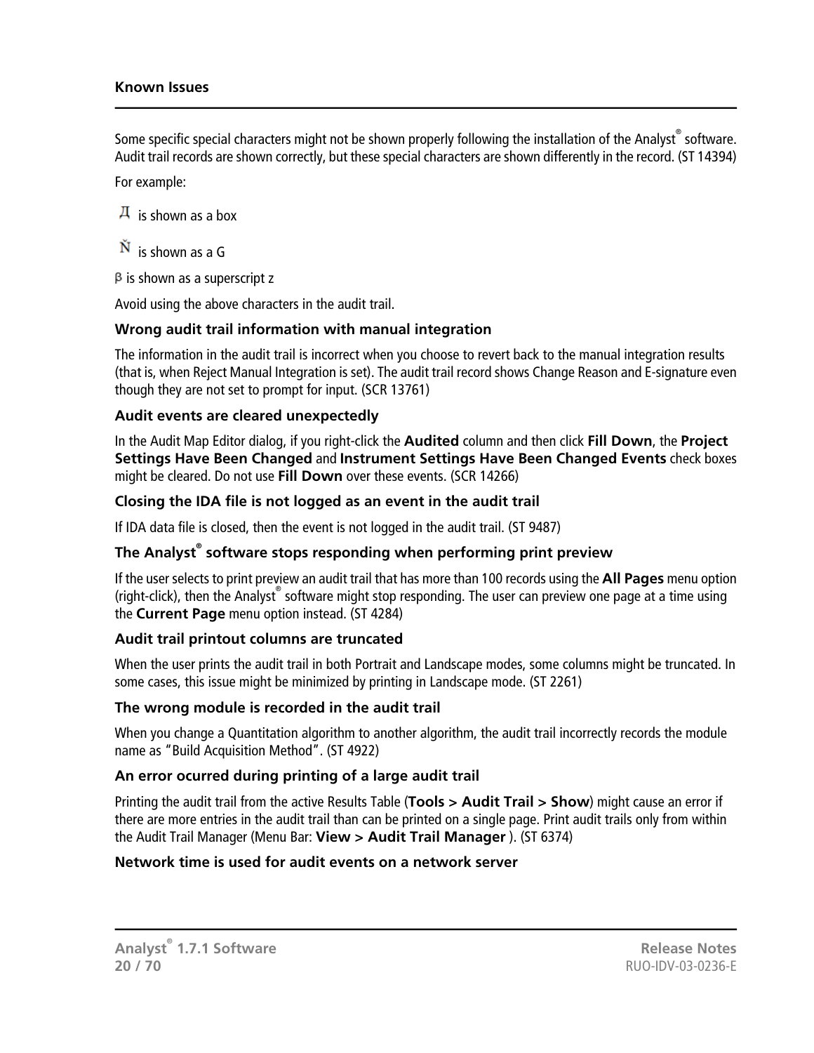Some specific special characters might not be shown properly following the installation of the Analyst® software. Audit trail records are shown correctly, but these special characters are shown differently in the record. (ST 14394)

For example:

Д is shown as a box

Ň is shown as a G

β is shown as a superscript z

Avoid using the above characters in the audit trail.

### Wrong audit trail information with manual integration

The information in the audit trail is incorrect when you choose to revert back to the manual integration results (that is, when Reject Manual Integration is set). The audit trail record shows Change Reason and E-signature even though they are not set to prompt for input. (SCR 13761)

### Audit events are cleared unexpectedly

In the Audit Map Editor dialog, if you right-click the **Audited** column and then click **Fill Down**, the **Project Settings Have Been Changed** and **Instrument Settings Have Been Changed Events** check boxes might be cleared. Do not use **Fill Down** over these events. (SCR 14266)

### Closing the IDA file is not logged as an event in the audit trail

If IDA data file is closed, then the event is not logged in the audit trail. (ST 9487)

### The Analyst® software stops responding when performing print preview

If the user selects to print preview an audit trail that has more than 100 records using the **All Pages** menu option (right-click), then the Analyst® software might stop responding. The user can preview one page at a time using the **Current Page** menu option instead. (ST 4284)

### Audit trail printout columns are truncated

When the user prints the audit trail in both Portrait and Landscape modes, some columns might be truncated. In some cases, this issue might be minimized by printing in Landscape mode. (ST 2261)

### The wrong module is recorded in the audit trail

When you change a Quantitation algorithm to another algorithm, the audit trail incorrectly records the module name as "Build Acquisition Method". (ST 4922)

### An error ocurred during printing of a large audit trail

Printing the audit trail from the active Results Table (**Tools > Audit Trail > Show**) might cause an error if there are more entries in the audit trail than can be printed on a single page. Print audit trails only from within the Audit Trail Manager (Menu Bar: **View > Audit Trail Manager** ). (ST 6374)

### Network time is used for audit events on a network server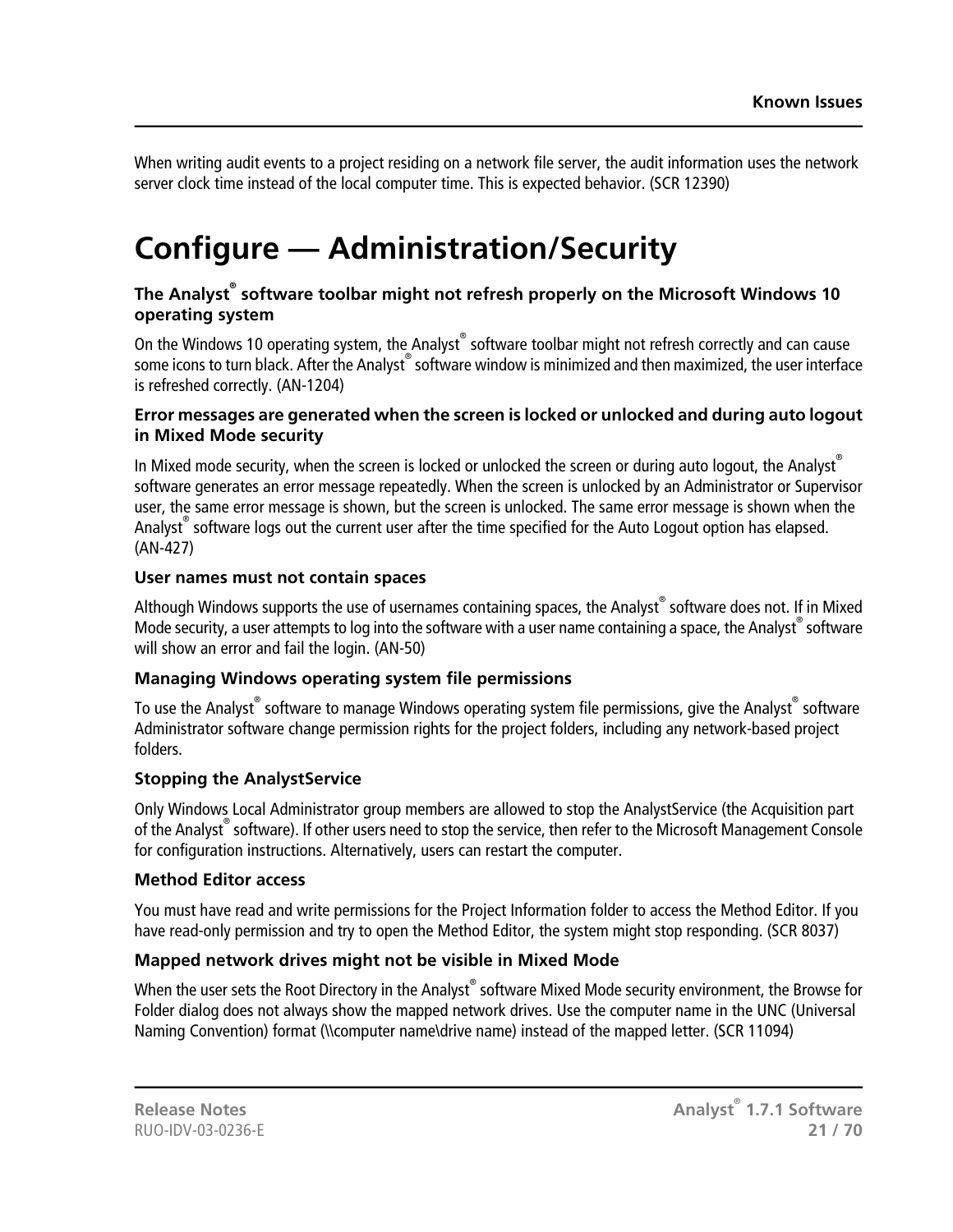When writing audit events to a project residing on a network file server, the audit information uses the network server clock time instead of the local computer time. This is expected behavior. (SCR 12390)

# Configure — Administration/Security

### The Analyst® software toolbar might not refresh properly on the Microsoft Windows 10 operating system

On the Windows 10 operating system, the Analyst® software toolbar might not refresh correctly and can cause some icons to turn black. After the Analyst® software window is minimized and then maximized, the user interface is refreshed correctly. (AN-1204)

### Error messages are generated when the screen is locked or unlocked and during auto logout in Mixed Mode security

In Mixed mode security, when the screen is locked or unlocked the screen or during auto logout, the Analyst® software generates an error message repeatedly. When the screen is unlocked by an Administrator or Supervisor user, the same error message is shown, but the screen is unlocked. The same error message is shown when the Analyst® software logs out the current user after the time specified for the Auto Logout option has elapsed. (AN-427)

### User names must not contain spaces

Although Windows supports the use of usernames containing spaces, the Analyst® software does not. If in Mixed Mode security, a user attempts to log into the software with a user name containing a space, the Analyst® software will show an error and fail the login. (AN-50)

### Managing Windows operating system file permissions

To use the Analyst® software to manage Windows operating system file permissions, give the Analyst® software Administrator software change permission rights for the project folders, including any network-based project folders.

### Stopping the AnalystService

Only Windows Local Administrator group members are allowed to stop the AnalystService (the Acquisition part of the Analyst® software). If other users need to stop the service, then refer to the Microsoft Management Console for configuration instructions. Alternatively, users can restart the computer.

### Method Editor access

You must have read and write permissions for the Project Information folder to access the Method Editor. If you have read-only permission and try to open the Method Editor, the system might stop responding. (SCR 8037)

### Mapped network drives might not be visible in Mixed Mode

When the user sets the Root Directory in the Analyst® software Mixed Mode security environment, the Browse for Folder dialog does not always show the mapped network drives. Use the computer name in the UNC (Universal Naming Convention) format (\\computer name\drive name) instead of the mapped letter. (SCR 11094)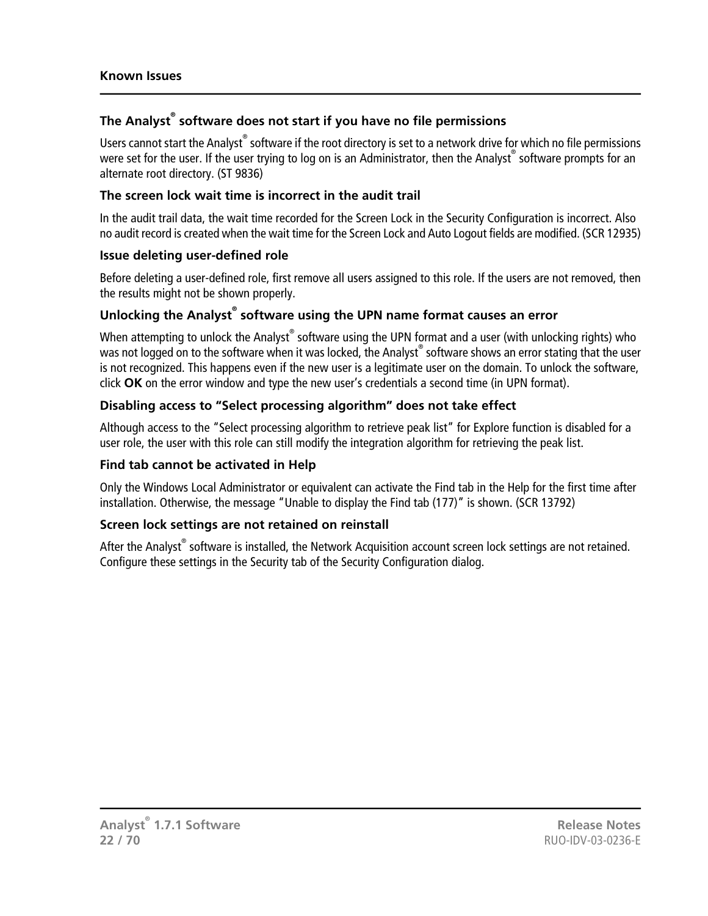### The Analyst® software does not start if you have no file permissions

Users cannot start the Analyst® software if the root directory is set to a network drive for which no file permissions were set for the user. If the user trying to log on is an Administrator, then the Analyst® software prompts for an alternate root directory. (ST 9836)

### The screen lock wait time is incorrect in the audit trail

In the audit trail data, the wait time recorded for the Screen Lock in the Security Configuration is incorrect. Also no audit record is created when the wait time for the Screen Lock and Auto Logout fields are modified. (SCR 12935)

### Issue deleting user-defined role

Before deleting a user-defined role, first remove all users assigned to this role. If the users are not removed, then the results might not be shown properly.

### Unlocking the Analyst® software using the UPN name format causes an error

When attempting to unlock the Analyst® software using the UPN format and a user (with unlocking rights) who was not logged on to the software when it was locked, the Analyst® software shows an error stating that the user is not recognized. This happens even if the new user is a legitimate user on the domain. To unlock the software, click **OK** on the error window and type the new user's credentials a second time (in UPN format).

### Disabling access to “Select processing algorithm” does not take effect

Although access to the “Select processing algorithm to retrieve peak list” for Explore function is disabled for a user role, the user with this role can still modify the integration algorithm for retrieving the peak list.

### Find tab cannot be activated in Help

Only the Windows Local Administrator or equivalent can activate the Find tab in the Help for the first time after installation. Otherwise, the message “Unable to display the Find tab (177)” is shown. (SCR 13792)

### Screen lock settings are not retained on reinstall

After the Analyst® software is installed, the Network Acquisition account screen lock settings are not retained. Configure these settings in the Security tab of the Security Configuration dialog.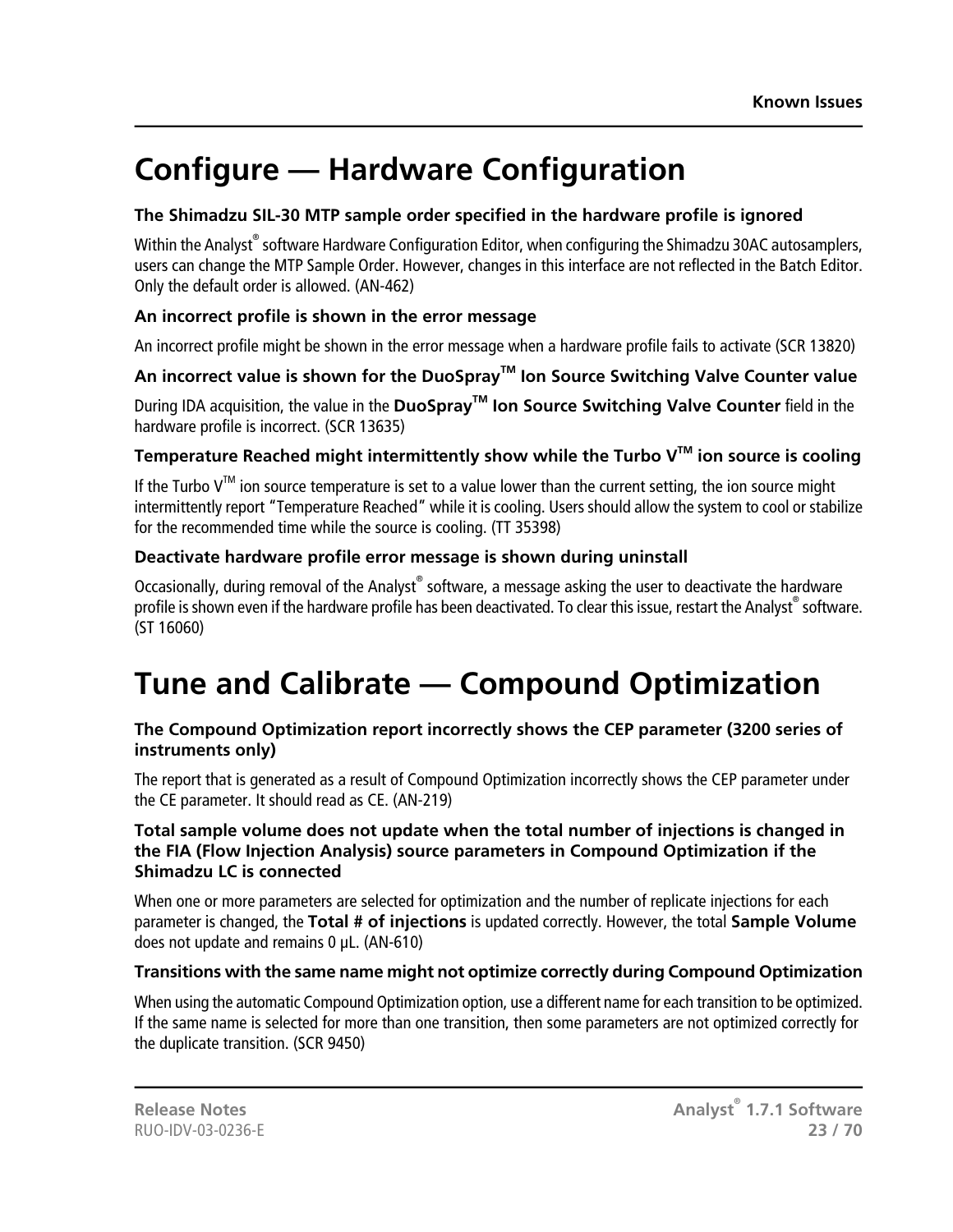# Configure — Hardware Configuration

### The Shimadzu SIL-30 MTP sample order specified in the hardware profile is ignored

Within the Analyst® software Hardware Configuration Editor, when configuring the Shimadzu 30AC autosamplers, users can change the MTP Sample Order. However, changes in this interface are not reflected in the Batch Editor. Only the default order is allowed. (AN-462)

### An incorrect profile is shown in the error message

An incorrect profile might be shown in the error message when a hardware profile fails to activate (SCR 13820)

### An incorrect value is shown for the DuoSpray™ Ion Source Switching Valve Counter value

During IDA acquisition, the value in the **DuoSpray™ Ion Source Switching Valve Counter** field in the hardware profile is incorrect. (SCR 13635)

### Temperature Reached might intermittently show while the Turbo V™ ion source is cooling

If the Turbo V™ ion source temperature is set to a value lower than the current setting, the ion source might intermittently report "Temperature Reached" while it is cooling. Users should allow the system to cool or stabilize for the recommended time while the source is cooling. (TT 35398)

### Deactivate hardware profile error message is shown during uninstall

Occasionally, during removal of the Analyst® software, a message asking the user to deactivate the hardware profile is shown even if the hardware profile has been deactivated. To clear this issue, restart the Analyst® software. (ST 16060)

# Tune and Calibrate — Compound Optimization

### The Compound Optimization report incorrectly shows the CEP parameter (3200 series of instruments only)

The report that is generated as a result of Compound Optimization incorrectly shows the CEP parameter under the CE parameter. It should read as CE. (AN-219)

### Total sample volume does not update when the total number of injections is changed in the FIA (Flow Injection Analysis) source parameters in Compound Optimization if the Shimadzu LC is connected

When one or more parameters are selected for optimization and the number of replicate injections for each parameter is changed, the **Total # of injections** is updated correctly. However, the total **Sample Volume** does not update and remains 0 µL. (AN-610)

### Transitions with the same name might not optimize correctly during Compound Optimization

When using the automatic Compound Optimization option, use a different name for each transition to be optimized. If the same name is selected for more than one transition, then some parameters are not optimized correctly for the duplicate transition. (SCR 9450)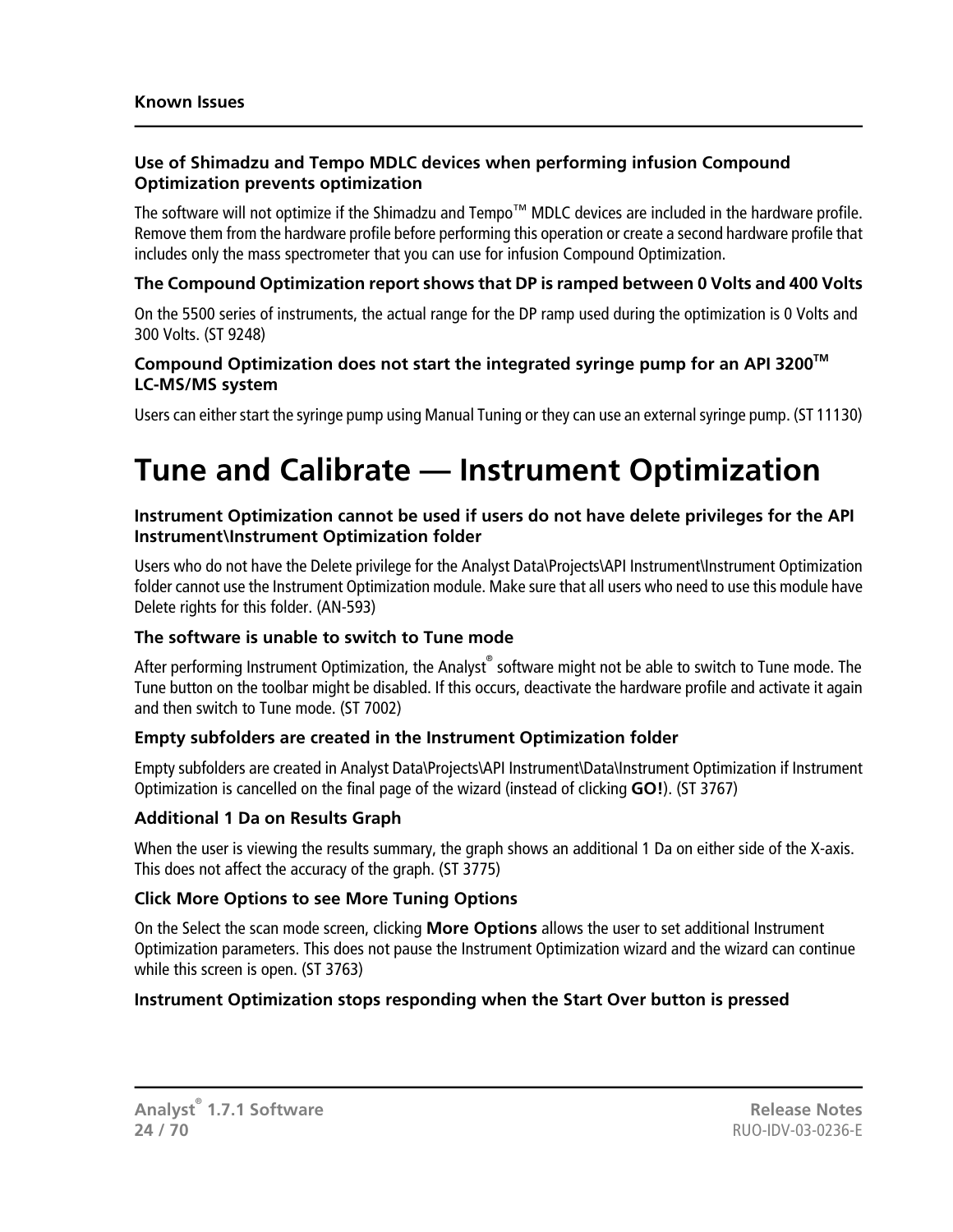### Use of Shimadzu and Tempo MDLC devices when performing infusion Compound Optimization prevents optimization

The software will not optimize if the Shimadzu and Tempo™ MDLC devices are included in the hardware profile. Remove them from the hardware profile before performing this operation or create a second hardware profile that includes only the mass spectrometer that you can use for infusion Compound Optimization.

### The Compound Optimization report shows that DP is ramped between 0 Volts and 400 Volts

On the 5500 series of instruments, the actual range for the DP ramp used during the optimization is 0 Volts and 300 Volts. (ST 9248)

### Compound Optimization does not start the integrated syringe pump for an API 3200™ LC-MS/MS system

Users can either start the syringe pump using Manual Tuning or they can use an external syringe pump. (ST 11130)

# Tune and Calibrate — Instrument Optimization

### Instrument Optimization cannot be used if users do not have delete privileges for the API Instrument\Instrument Optimization folder

Users who do not have the Delete privilege for the Analyst Data\Projects\API Instrument\Instrument Optimization folder cannot use the Instrument Optimization module. Make sure that all users who need to use this module have Delete rights for this folder. (AN-593)

### The software is unable to switch to Tune mode

After performing Instrument Optimization, the Analyst® software might not be able to switch to Tune mode. The Tune button on the toolbar might be disabled. If this occurs, deactivate the hardware profile and activate it again and then switch to Tune mode. (ST 7002)

### Empty subfolders are created in the Instrument Optimization folder

Empty subfolders are created in Analyst Data\Projects\API Instrument\Data\Instrument Optimization if Instrument Optimization is cancelled on the final page of the wizard (instead of clicking **GO!**). (ST 3767)

### Additional 1 Da on Results Graph

When the user is viewing the results summary, the graph shows an additional 1 Da on either side of the X-axis. This does not affect the accuracy of the graph. (ST 3775)

### Click More Options to see More Tuning Options

On the Select the scan mode screen, clicking **More Options** allows the user to set additional Instrument Optimization parameters. This does not pause the Instrument Optimization wizard and the wizard can continue while this screen is open. (ST 3763)

### Instrument Optimization stops responding when the Start Over button is pressed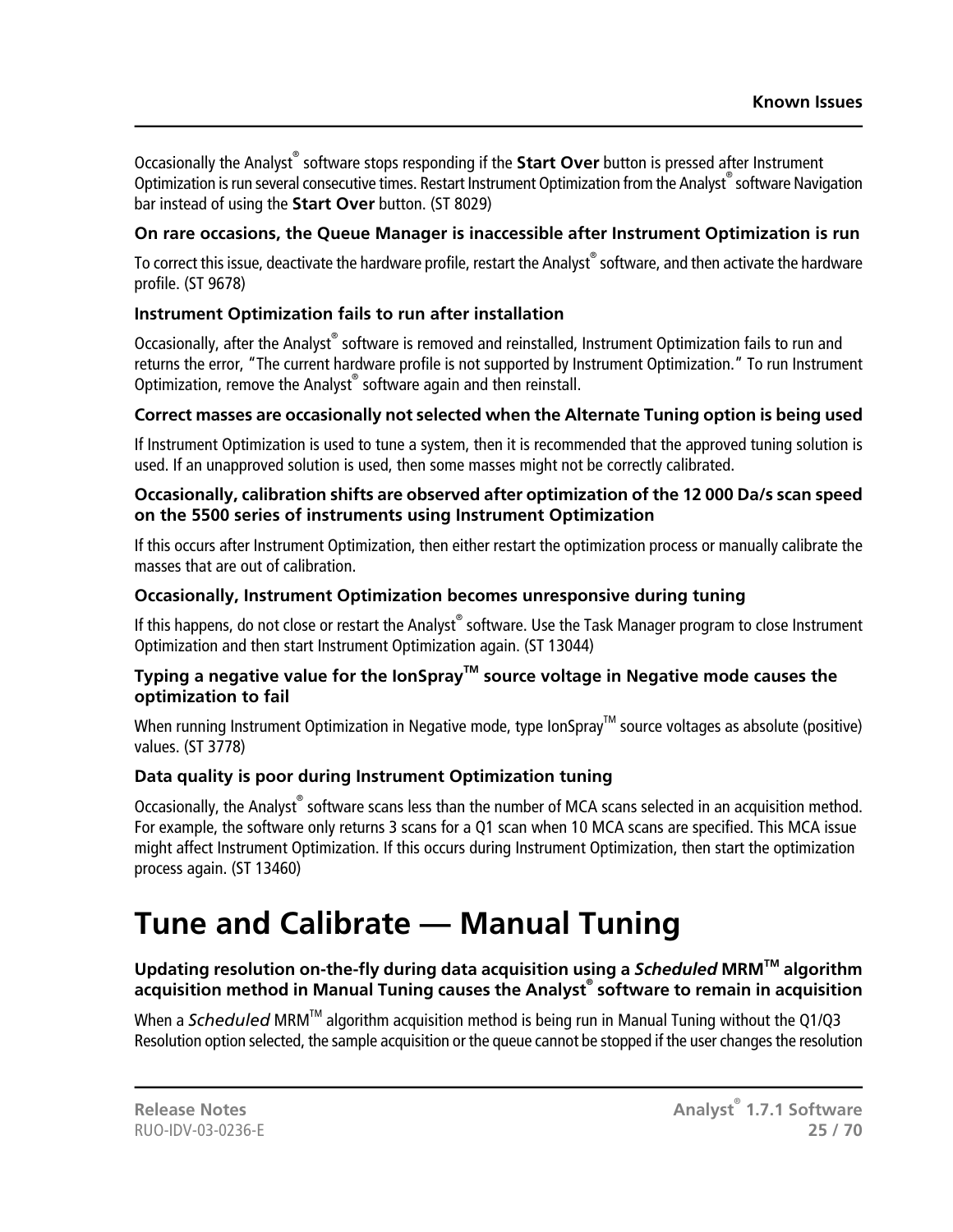Occasionally the Analyst® software stops responding if the **Start Over** button is pressed after Instrument Optimization is run several consecutive times. Restart Instrument Optimization from the Analyst® software Navigation bar instead of using the **Start Over** button. (ST 8029)

### On rare occasions, the Queue Manager is inaccessible after Instrument Optimization is run

To correct this issue, deactivate the hardware profile, restart the Analyst® software, and then activate the hardware profile. (ST 9678)

### Instrument Optimization fails to run after installation

Occasionally, after the Analyst® software is removed and reinstalled, Instrument Optimization fails to run and returns the error, "The current hardware profile is not supported by Instrument Optimization." To run Instrument Optimization, remove the Analyst® software again and then reinstall.

### Correct masses are occasionally not selected when the Alternate Tuning option is being used

If Instrument Optimization is used to tune a system, then it is recommended that the approved tuning solution is used. If an unapproved solution is used, then some masses might not be correctly calibrated.

### Occasionally, calibration shifts are observed after optimization of the 12 000 Da/s scan speed on the 5500 series of instruments using Instrument Optimization

If this occurs after Instrument Optimization, then either restart the optimization process or manually calibrate the masses that are out of calibration.

### Occasionally, Instrument Optimization becomes unresponsive during tuning

If this happens, do not close or restart the Analyst® software. Use the Task Manager program to close Instrument Optimization and then start Instrument Optimization again. (ST 13044)

### Typing a negative value for the IonSpray™ source voltage in Negative mode causes the optimization to fail

When running Instrument Optimization in Negative mode, type IonSpray™ source voltages as absolute (positive) values. (ST 3778)

### Data quality is poor during Instrument Optimization tuning

Occasionally, the Analyst® software scans less than the number of MCA scans selected in an acquisition method. For example, the software only returns 3 scans for a Q1 scan when 10 MCA scans are specified. This MCA issue might affect Instrument Optimization. If this occurs during Instrument Optimization, then start the optimization process again. (ST 13460)

# Tune and Calibrate — Manual Tuning

### Updating resolution on-the-fly during data acquisition using a *Scheduled* MRM™ algorithm acquisition method in Manual Tuning causes the Analyst® software to remain in acquisition

When a *Scheduled* MRM™ algorithm acquisition method is being run in Manual Tuning without the Q1/Q3 Resolution option selected, the sample acquisition or the queue cannot be stopped if the user changes the resolution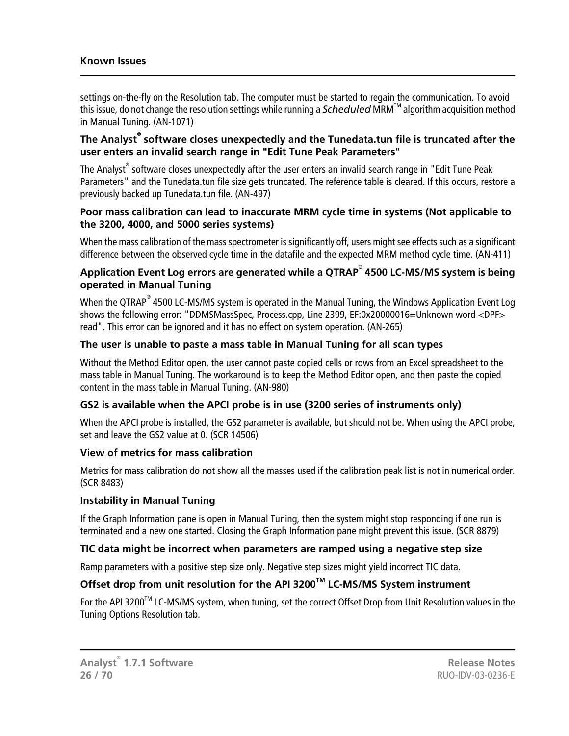settings on-the-fly on the Resolution tab. The computer must be started to regain the communication. To avoid this issue, do not change the resolution settings while running a *Scheduled* MRM™ algorithm acquisition method in Manual Tuning. (AN-1071)

### The Analyst® software closes unexpectedly and the Tunedata.tun file is truncated after the user enters an invalid search range in "Edit Tune Peak Parameters"

The Analyst® software closes unexpectedly after the user enters an invalid search range in "Edit Tune Peak Parameters" and the Tunedata.tun file size gets truncated. The reference table is cleared. If this occurs, restore a previously backed up Tunedata.tun file. (AN-497)

### Poor mass calibration can lead to inaccurate MRM cycle time in systems (Not applicable to the 3200, 4000, and 5000 series systems)

When the mass calibration of the mass spectrometer is significantly off, users might see effects such as a significant difference between the observed cycle time in the datafile and the expected MRM method cycle time. (AN-411)

### Application Event Log errors are generated while a QTRAP® 4500 LC-MS/MS system is being operated in Manual Tuning

When the QTRAP® 4500 LC-MS/MS system is operated in the Manual Tuning, the Windows Application Event Log shows the following error: "DDMSMassSpec, Process.cpp, Line 2399, EF:0x20000016=Unknown word <DPF> read". This error can be ignored and it has no effect on system operation. (AN-265)

### The user is unable to paste a mass table in Manual Tuning for all scan types

Without the Method Editor open, the user cannot paste copied cells or rows from an Excel spreadsheet to the mass table in Manual Tuning. The workaround is to keep the Method Editor open, and then paste the copied content in the mass table in Manual Tuning. (AN-980)

### GS2 is available when the APCI probe is in use (3200 series of instruments only)

When the APCI probe is installed, the GS2 parameter is available, but should not be. When using the APCI probe, set and leave the GS2 value at 0. (SCR 14506)

### View of metrics for mass calibration

Metrics for mass calibration do not show all the masses used if the calibration peak list is not in numerical order. (SCR 8483)

### Instability in Manual Tuning

If the Graph Information pane is open in Manual Tuning, then the system might stop responding if one run is terminated and a new one started. Closing the Graph Information pane might prevent this issue. (SCR 8879)

### TIC data might be incorrect when parameters are ramped using a negative step size

Ramp parameters with a positive step size only. Negative step sizes might yield incorrect TIC data.

### Offset drop from unit resolution for the API 3200™ LC-MS/MS System instrument

For the API 3200™ LC-MS/MS system, when tuning, set the correct Offset Drop from Unit Resolution values in the Tuning Options Resolution tab.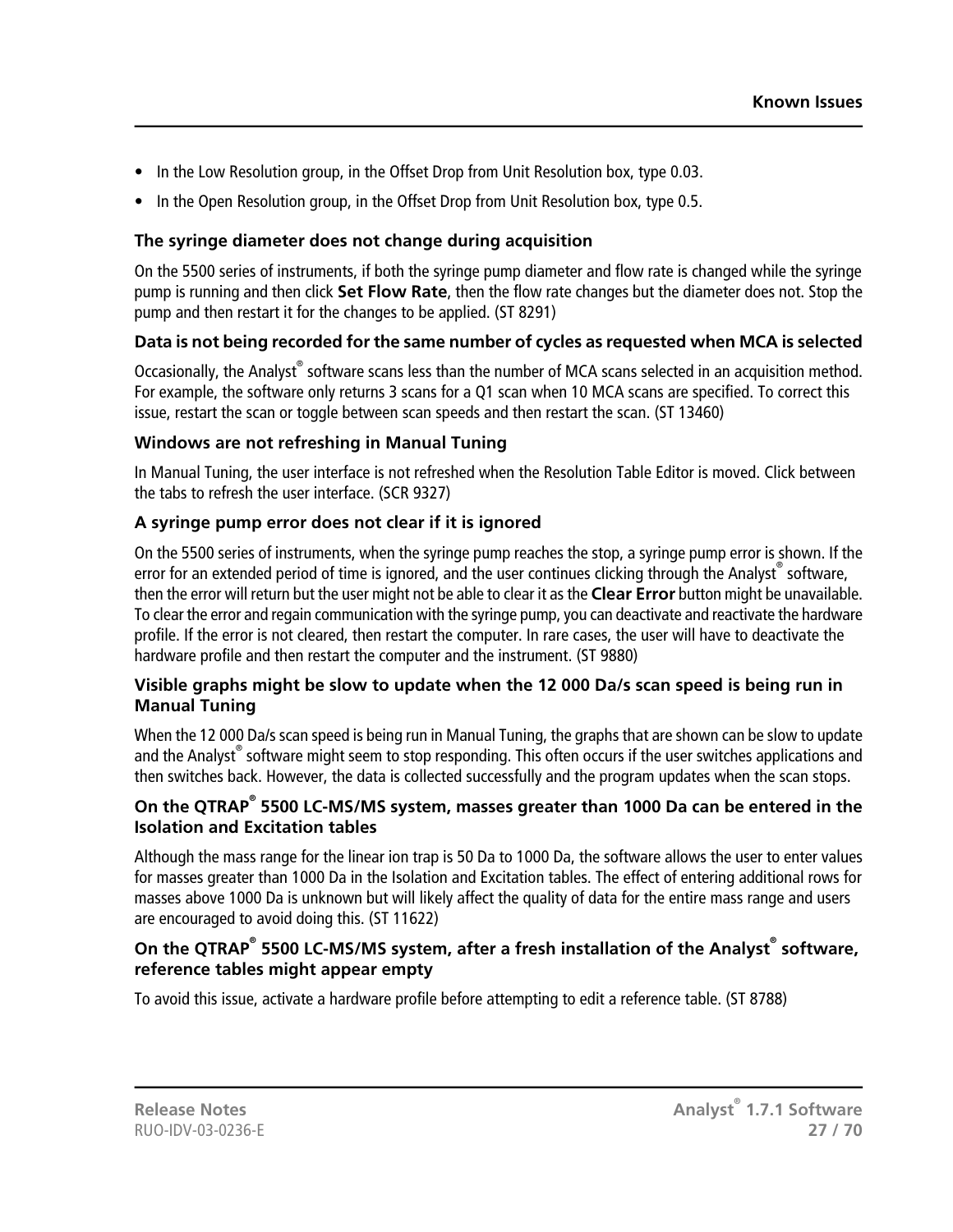- In the Low Resolution group, in the Offset Drop from Unit Resolution box, type 0.03.
- In the Open Resolution group, in the Offset Drop from Unit Resolution box, type 0.5.

### The syringe diameter does not change during acquisition

On the 5500 series of instruments, if both the syringe pump diameter and flow rate is changed while the syringe pump is running and then click **Set Flow Rate**, then the flow rate changes but the diameter does not. Stop the pump and then restart it for the changes to be applied. (ST 8291)

### Data is not being recorded for the same number of cycles as requested when MCA is selected

Occasionally, the Analyst® software scans less than the number of MCA scans selected in an acquisition method. For example, the software only returns 3 scans for a Q1 scan when 10 MCA scans are specified. To correct this issue, restart the scan or toggle between scan speeds and then restart the scan. (ST 13460)

### Windows are not refreshing in Manual Tuning

In Manual Tuning, the user interface is not refreshed when the Resolution Table Editor is moved. Click between the tabs to refresh the user interface. (SCR 9327)

### A syringe pump error does not clear if it is ignored

On the 5500 series of instruments, when the syringe pump reaches the stop, a syringe pump error is shown. If the error for an extended period of time is ignored, and the user continues clicking through the Analyst® software, then the error will return but the user might not be able to clear it as the **Clear Error** button might be unavailable. To clear the error and regain communication with the syringe pump, you can deactivate and reactivate the hardware profile. If the error is not cleared, then restart the computer. In rare cases, the user will have to deactivate the hardware profile and then restart the computer and the instrument. (ST 9880)

### Visible graphs might be slow to update when the 12 000 Da/s scan speed is being run in Manual Tuning

When the 12 000 Da/s scan speed is being run in Manual Tuning, the graphs that are shown can be slow to update and the Analyst® software might seem to stop responding. This often occurs if the user switches applications and then switches back. However, the data is collected successfully and the program updates when the scan stops.

### On the QTRAP® 5500 LC-MS/MS system, masses greater than 1000 Da can be entered in the Isolation and Excitation tables

Although the mass range for the linear ion trap is 50 Da to 1000 Da, the software allows the user to enter values for masses greater than 1000 Da in the Isolation and Excitation tables. The effect of entering additional rows for masses above 1000 Da is unknown but will likely affect the quality of data for the entire mass range and users are encouraged to avoid doing this. (ST 11622)

### On the QTRAP® 5500 LC-MS/MS system, after a fresh installation of the Analyst® software, reference tables might appear empty

To avoid this issue, activate a hardware profile before attempting to edit a reference table. (ST 8788)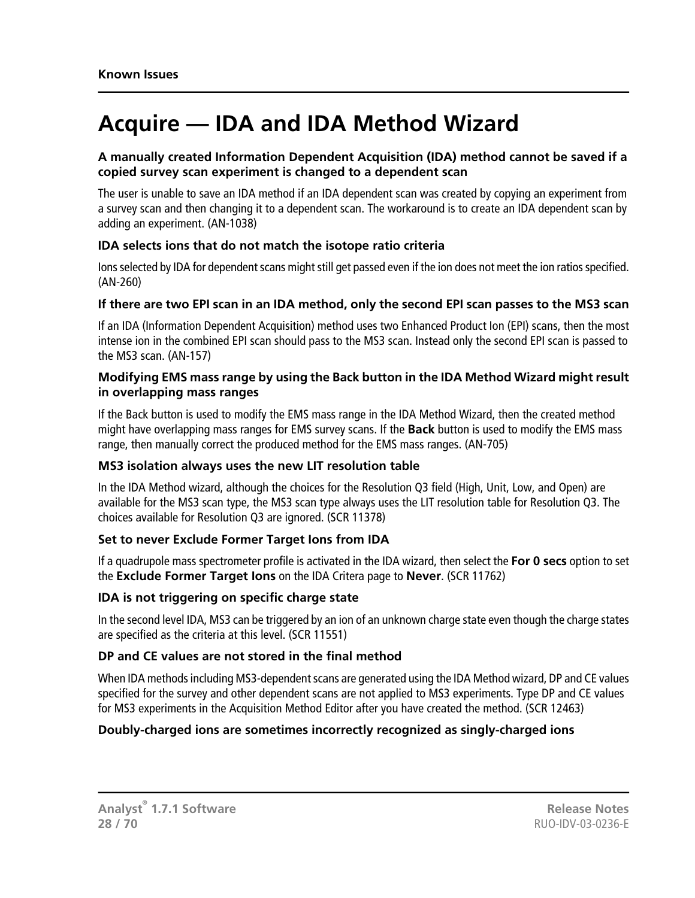# Acquire — IDA and IDA Method Wizard

### A manually created Information Dependent Acquisition (IDA) method cannot be saved if a copied survey scan experiment is changed to a dependent scan

The user is unable to save an IDA method if an IDA dependent scan was created by copying an experiment from a survey scan and then changing it to a dependent scan. The workaround is to create an IDA dependent scan by adding an experiment. (AN-1038)

### IDA selects ions that do not match the isotope ratio criteria

Ions selected by IDA for dependent scans might still get passed even if the ion does not meet the ion ratios specified. (AN-260)

### If there are two EPI scan in an IDA method, only the second EPI scan passes to the MS3 scan

If an IDA (Information Dependent Acquisition) method uses two Enhanced Product Ion (EPI) scans, then the most intense ion in the combined EPI scan should pass to the MS3 scan. Instead only the second EPI scan is passed to the MS3 scan. (AN-157)

### Modifying EMS mass range by using the Back button in the IDA Method Wizard might result in overlapping mass ranges

If the Back button is used to modify the EMS mass range in the IDA Method Wizard, then the created method might have overlapping mass ranges for EMS survey scans. If the **Back** button is used to modify the EMS mass range, then manually correct the produced method for the EMS mass ranges. (AN-705)

### MS3 isolation always uses the new LIT resolution table

In the IDA Method wizard, although the choices for the Resolution Q3 field (High, Unit, Low, and Open) are available for the MS3 scan type, the MS3 scan type always uses the LIT resolution table for Resolution Q3. The choices available for Resolution Q3 are ignored. (SCR 11378)

### Set to never Exclude Former Target Ions from IDA

If a quadrupole mass spectrometer profile is activated in the IDA wizard, then select the **For 0 secs** option to set the **Exclude Former Target Ions** on the IDA Critera page to **Never**. (SCR 11762)

### IDA is not triggering on specific charge state

In the second level IDA, MS3 can be triggered by an ion of an unknown charge state even though the charge states are specified as the criteria at this level. (SCR 11551)

### DP and CE values are not stored in the final method

When IDA methods including MS3-dependent scans are generated using the IDA Method wizard, DP and CE values specified for the survey and other dependent scans are not applied to MS3 experiments. Type DP and CE values for MS3 experiments in the Acquisition Method Editor after you have created the method. (SCR 12463)

### Doubly-charged ions are sometimes incorrectly recognized as singly-charged ions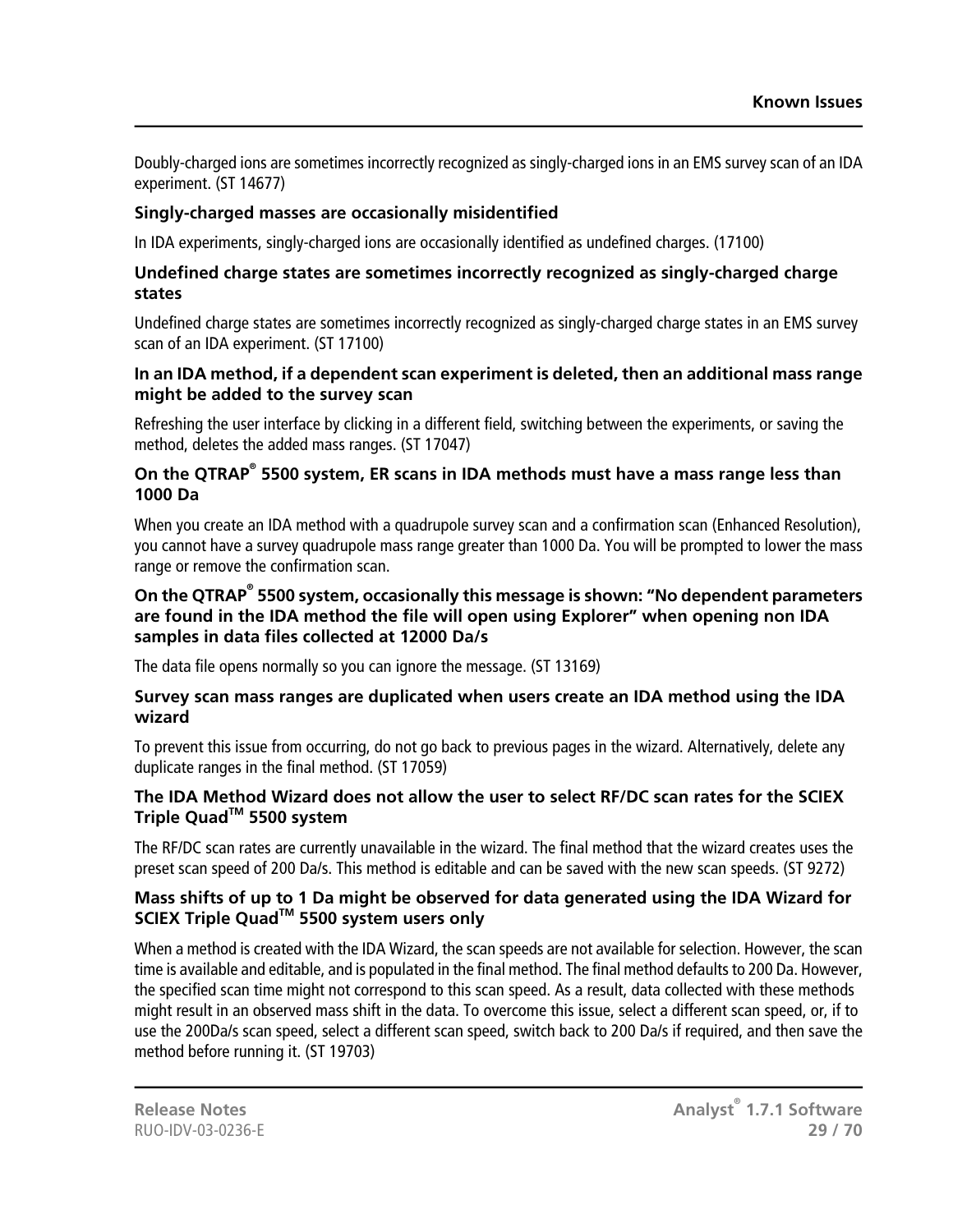Doubly-charged ions are sometimes incorrectly recognized as singly-charged ions in an EMS survey scan of an IDA experiment. (ST 14677)

### Singly-charged masses are occasionally misidentified

In IDA experiments, singly-charged ions are occasionally identified as undefined charges. (17100)

### Undefined charge states are sometimes incorrectly recognized as singly-charged charge states

Undefined charge states are sometimes incorrectly recognized as singly-charged charge states in an EMS survey scan of an IDA experiment. (ST 17100)

### In an IDA method, if a dependent scan experiment is deleted, then an additional mass range might be added to the survey scan

Refreshing the user interface by clicking in a different field, switching between the experiments, or saving the method, deletes the added mass ranges. (ST 17047)

### On the QTRAP® 5500 system, ER scans in IDA methods must have a mass range less than 1000 Da

When you create an IDA method with a quadrupole survey scan and a confirmation scan (Enhanced Resolution), you cannot have a survey quadrupole mass range greater than 1000 Da. You will be prompted to lower the mass range or remove the confirmation scan.

### On the QTRAP® 5500 system, occasionally this message is shown: “No dependent parameters are found in the IDA method the file will open using Explorer” when opening non IDA samples in data files collected at 12000 Da/s

The data file opens normally so you can ignore the message. (ST 13169)

### Survey scan mass ranges are duplicated when users create an IDA method using the IDA wizard

To prevent this issue from occurring, do not go back to previous pages in the wizard. Alternatively, delete any duplicate ranges in the final method. (ST 17059)

### The IDA Method Wizard does not allow the user to select RF/DC scan rates for the SCIEX Triple Quad™ 5500 system

The RF/DC scan rates are currently unavailable in the wizard. The final method that the wizard creates uses the preset scan speed of 200 Da/s. This method is editable and can be saved with the new scan speeds. (ST 9272)

### Mass shifts of up to 1 Da might be observed for data generated using the IDA Wizard for SCIEX Triple Quad™ 5500 system users only

When a method is created with the IDA Wizard, the scan speeds are not available for selection. However, the scan time is available and editable, and is populated in the final method. The final method defaults to 200 Da. However, the specified scan time might not correspond to this scan speed. As a result, data collected with these methods might result in an observed mass shift in the data. To overcome this issue, select a different scan speed, or, if to use the 200Da/s scan speed, select a different scan speed, switch back to 200 Da/s if required, and then save the method before running it. (ST 19703)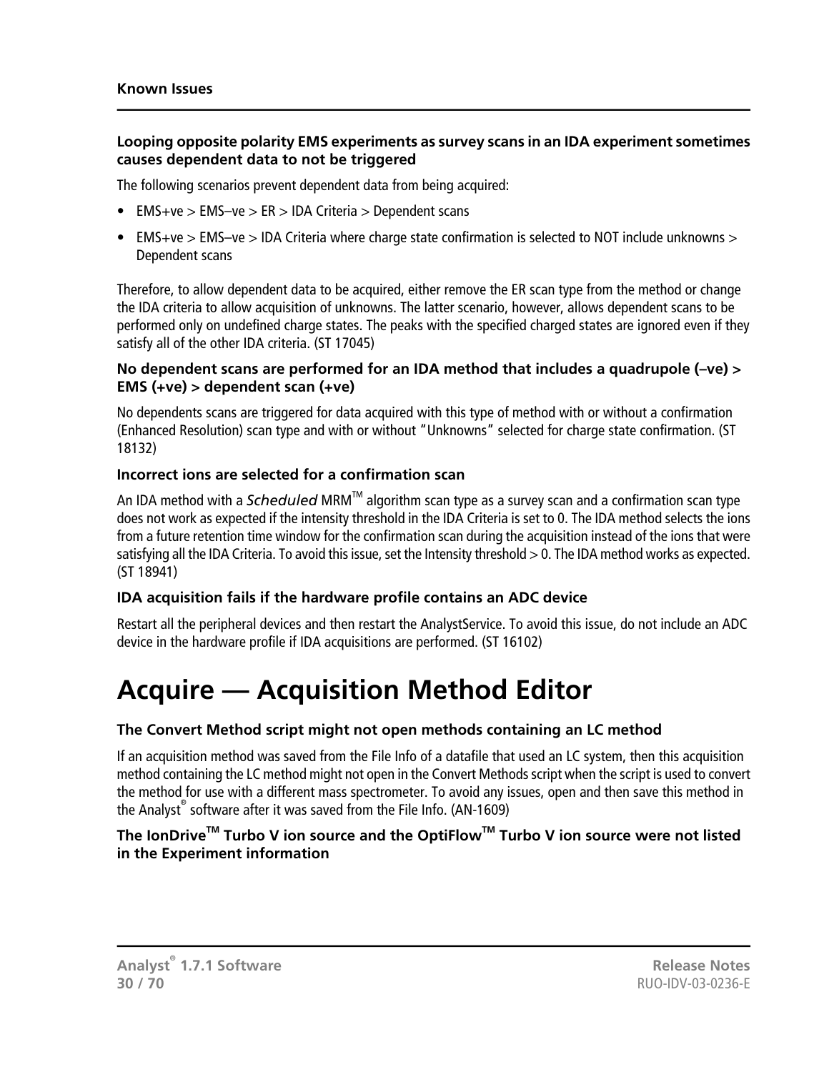#### Looping opposite polarity EMS experiments as survey scans in an IDA experiment sometimes causes dependent data to not be triggered

The following scenarios prevent dependent data from being acquired:

- EMS+ve > EMS–ve > ER > IDA Criteria > Dependent scans
- EMS+ve > EMS–ve > IDA Criteria where charge state confirmation is selected to NOT include unknowns > Dependent scans

Therefore, to allow dependent data to be acquired, either remove the ER scan type from the method or change the IDA criteria to allow acquisition of unknowns. The latter scenario, however, allows dependent scans to be performed only on undefined charge states. The peaks with the specified charged states are ignored even if they satisfy all of the other IDA criteria. (ST 17045)

#### No dependent scans are performed for an IDA method that includes a quadrupole (–ve) > EMS (+ve) > dependent scan (+ve)

No dependents scans are triggered for data acquired with this type of method with or without a confirmation (Enhanced Resolution) scan type and with or without "Unknowns" selected for charge state confirmation. (ST 18132)

#### Incorrect ions are selected for a confirmation scan

An IDA method with a *Scheduled* MRM™ algorithm scan type as a survey scan and a confirmation scan type does not work as expected if the intensity threshold in the IDA Criteria is set to 0. The IDA method selects the ions from a future retention time window for the confirmation scan during the acquisition instead of the ions that were satisfying all the IDA Criteria. To avoid this issue, set the Intensity threshold > 0. The IDA method works as expected. (ST 18941)

#### IDA acquisition fails if the hardware profile contains an ADC device

Restart all the peripheral devices and then restart the AnalystService. To avoid this issue, do not include an ADC device in the hardware profile if IDA acquisitions are performed. (ST 16102)

# Acquire — Acquisition Method Editor

#### The Convert Method script might not open methods containing an LC method

If an acquisition method was saved from the File Info of a datafile that used an LC system, then this acquisition method containing the LC method might not open in the Convert Methods script when the script is used to convert the method for use with a different mass spectrometer. To avoid any issues, open and then save this method in the Analyst® software after it was saved from the File Info. (AN-1609)

#### The IonDrive™ Turbo V ion source and the OptiFlow™ Turbo V ion source were not listed in the Experiment information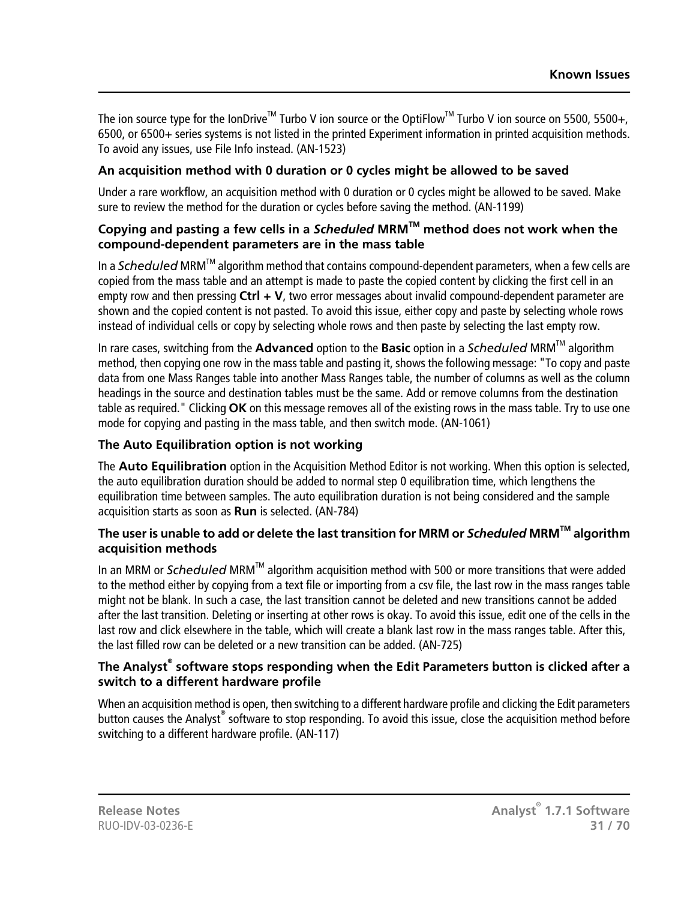The ion source type for the IonDrive™ Turbo V ion source or the OptiFlow™ Turbo V ion source on 5500, 5500+, 6500, or 6500+ series systems is not listed in the printed Experiment information in printed acquisition methods. To avoid any issues, use File Info instead. (AN-1523)

### An acquisition method with 0 duration or 0 cycles might be allowed to be saved

Under a rare workflow, an acquisition method with 0 duration or 0 cycles might be allowed to be saved. Make sure to review the method for the duration or cycles before saving the method. (AN-1199)

### Copying and pasting a few cells in a *Scheduled* MRM™ method does not work when the compound-dependent parameters are in the mass table

In a *Scheduled* MRM™ algorithm method that contains compound-dependent parameters, when a few cells are copied from the mass table and an attempt is made to paste the copied content by clicking the first cell in an empty row and then pressing **Ctrl + V**, two error messages about invalid compound-dependent parameter are shown and the copied content is not pasted. To avoid this issue, either copy and paste by selecting whole rows instead of individual cells or copy by selecting whole rows and then paste by selecting the last empty row.

In rare cases, switching from the **Advanced** option to the **Basic** option in a *Scheduled* MRM™ algorithm method, then copying one row in the mass table and pasting it, shows the following message: "To copy and paste data from one Mass Ranges table into another Mass Ranges table, the number of columns as well as the column headings in the source and destination tables must be the same. Add or remove columns from the destination table as required." Clicking **OK** on this message removes all of the existing rows in the mass table. Try to use one mode for copying and pasting in the mass table, and then switch mode. (AN-1061)

### The Auto Equilibration option is not working

The **Auto Equilibration** option in the Acquisition Method Editor is not working. When this option is selected, the auto equilibration duration should be added to normal step 0 equilibration time, which lengthens the equilibration time between samples. The auto equilibration duration is not being considered and the sample acquisition starts as soon as **Run** is selected. (AN-784)

### The user is unable to add or delete the last transition for MRM or *Scheduled* MRM™ algorithm acquisition methods

In an MRM or *Scheduled* MRM™ algorithm acquisition method with 500 or more transitions that were added to the method either by copying from a text file or importing from a csv file, the last row in the mass ranges table might not be blank. In such a case, the last transition cannot be deleted and new transitions cannot be added after the last transition. Deleting or inserting at other rows is okay. To avoid this issue, edit one of the cells in the last row and click elsewhere in the table, which will create a blank last row in the mass ranges table. After this, the last filled row can be deleted or a new transition can be added. (AN-725)

### The Analyst® software stops responding when the Edit Parameters button is clicked after a switch to a different hardware profile

When an acquisition method is open, then switching to a different hardware profile and clicking the Edit parameters button causes the Analyst® software to stop responding. To avoid this issue, close the acquisition method before switching to a different hardware profile. (AN-117)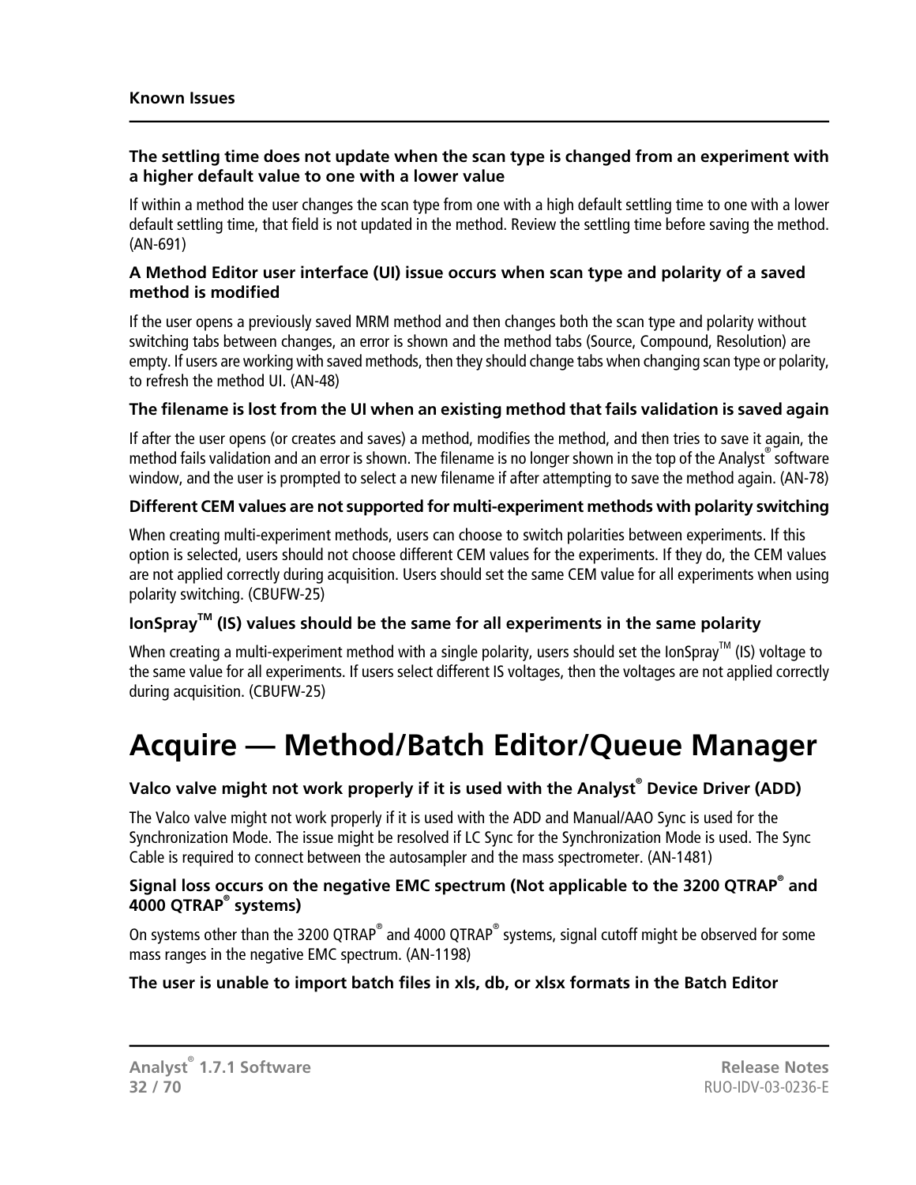### The settling time does not update when the scan type is changed from an experiment with a higher default value to one with a lower value

If within a method the user changes the scan type from one with a high default settling time to one with a lower default settling time, that field is not updated in the method. Review the settling time before saving the method. (AN-691)

### A Method Editor user interface (UI) issue occurs when scan type and polarity of a saved method is modified

If the user opens a previously saved MRM method and then changes both the scan type and polarity without switching tabs between changes, an error is shown and the method tabs (Source, Compound, Resolution) are empty. If users are working with saved methods, then they should change tabs when changing scan type or polarity, to refresh the method UI. (AN-48)

### The filename is lost from the UI when an existing method that fails validation is saved again

If after the user opens (or creates and saves) a method, modifies the method, and then tries to save it again, the method fails validation and an error is shown. The filename is no longer shown in the top of the Analyst® software window, and the user is prompted to select a new filename if after attempting to save the method again. (AN-78)

### Different CEM values are not supported for multi-experiment methods with polarity switching

When creating multi-experiment methods, users can choose to switch polarities between experiments. If this option is selected, users should not choose different CEM values for the experiments. If they do, the CEM values are not applied correctly during acquisition. Users should set the same CEM value for all experiments when using polarity switching. (CBUFW-25)

### IonSpray™ (IS) values should be the same for all experiments in the same polarity

When creating a multi-experiment method with a single polarity, users should set the IonSpray™ (IS) voltage to the same value for all experiments. If users select different IS voltages, then the voltages are not applied correctly during acquisition. (CBUFW-25)

# Acquire — Method/Batch Editor/Queue Manager

### Valco valve might not work properly if it is used with the Analyst® Device Driver (ADD)

The Valco valve might not work properly if it is used with the ADD and Manual/AAO Sync is used for the Synchronization Mode. The issue might be resolved if LC Sync for the Synchronization Mode is used. The Sync Cable is required to connect between the autosampler and the mass spectrometer. (AN-1481)

### Signal loss occurs on the negative EMC spectrum (Not applicable to the 3200 QTRAP® and 4000 QTRAP® systems)

On systems other than the 3200 QTRAP® and 4000 QTRAP® systems, signal cutoff might be observed for some mass ranges in the negative EMC spectrum. (AN-1198)

### The user is unable to import batch files in xls, db, or xlsx formats in the Batch Editor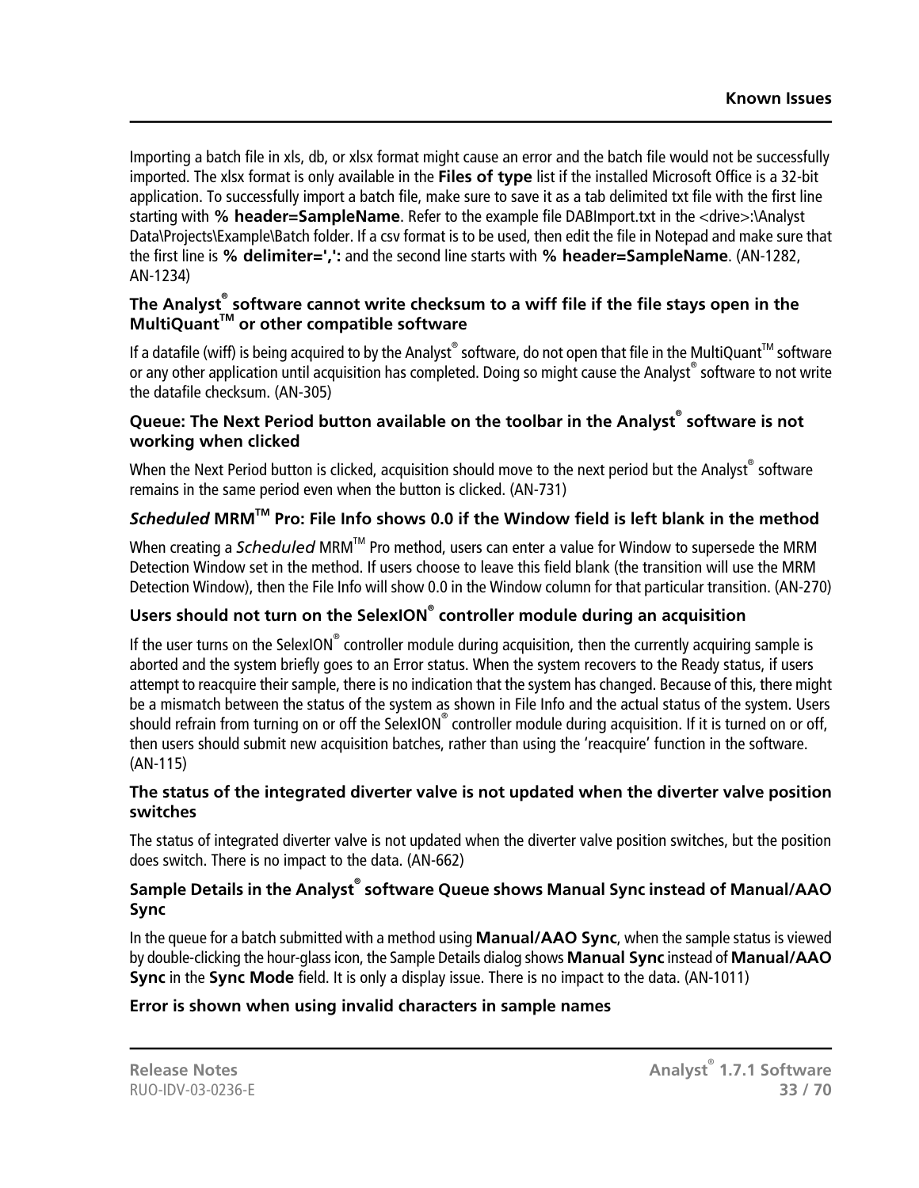Importing a batch file in xls, db, or xlsx format might cause an error and the batch file would not be successfully imported. The xlsx format is only available in the **Files of type** list if the installed Microsoft Office is a 32-bit application. To successfully import a batch file, make sure to save it as a tab delimited txt file with the first line starting with **% header=SampleName**. Refer to the example file DABImport.txt in the <drive>:\Analyst Data\Projects\Example\Batch folder. If a csv format is to be used, then edit the file in Notepad and make sure that the first line is **% delimiter=',':** and the second line starts with **% header=SampleName**. (AN-1282, AN-1234)

### The Analyst® software cannot write checksum to a wiff file if the file stays open in the MultiQuant™ or other compatible software

If a datafile (wiff) is being acquired to by the Analyst® software, do not open that file in the MultiQuant™ software or any other application until acquisition has completed. Doing so might cause the Analyst® software to not write the datafile checksum. (AN-305)

### Queue: The Next Period button available on the toolbar in the Analyst® software is not working when clicked

When the Next Period button is clicked, acquisition should move to the next period but the Analyst® software remains in the same period even when the button is clicked. (AN-731)

### *Scheduled* MRM™ Pro: File Info shows 0.0 if the Window field is left blank in the method

When creating a *Scheduled* MRM™ Pro method, users can enter a value for Window to supersede the MRM Detection Window set in the method. If users choose to leave this field blank (the transition will use the MRM Detection Window), then the File Info will show 0.0 in the Window column for that particular transition. (AN-270)

### Users should not turn on the SelexION® controller module during an acquisition

If the user turns on the SelexION® controller module during acquisition, then the currently acquiring sample is aborted and the system briefly goes to an Error status. When the system recovers to the Ready status, if users attempt to reacquire their sample, there is no indication that the system has changed. Because of this, there might be a mismatch between the status of the system as shown in File Info and the actual status of the system. Users should refrain from turning on or off the SelexION® controller module during acquisition. If it is turned on or off, then users should submit new acquisition batches, rather than using the 'reacquire' function in the software. (AN-115)

### The status of the integrated diverter valve is not updated when the diverter valve position switches

The status of integrated diverter valve is not updated when the diverter valve position switches, but the position does switch. There is no impact to the data. (AN-662)

### Sample Details in the Analyst® software Queue shows Manual Sync instead of Manual/AAO Sync

In the queue for a batch submitted with a method using **Manual/AAO Sync**, when the sample status is viewed by double-clicking the hour-glass icon, the Sample Details dialog shows **Manual Sync** instead of **Manual/AAO Sync** in the **Sync Mode** field. It is only a display issue. There is no impact to the data. (AN-1011)

### Error is shown when using invalid characters in sample names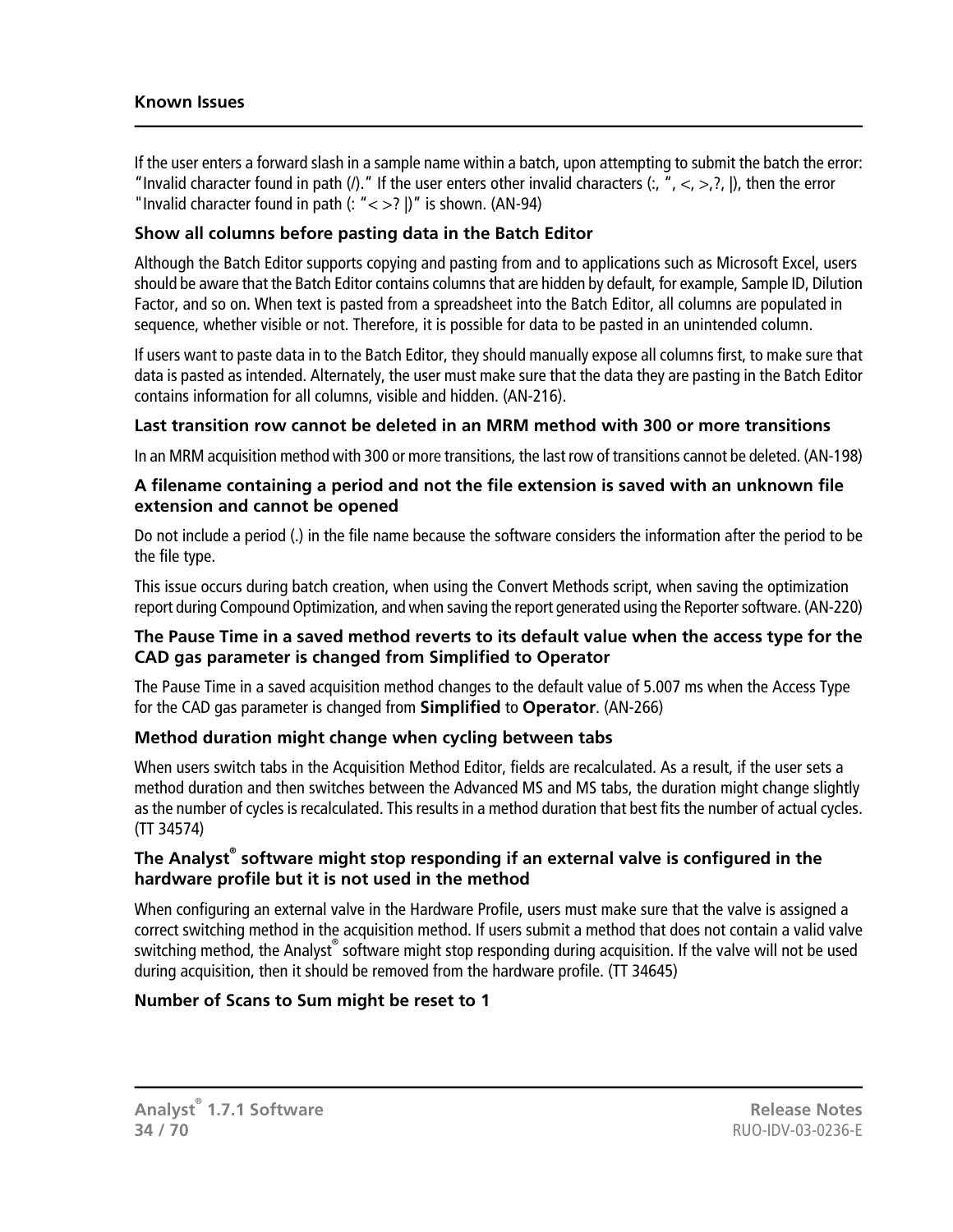If the user enters a forward slash in a sample name within a batch, upon attempting to submit the batch the error: "Invalid character found in path (/)." If the user enters other invalid characters (:, ", <, >,?, |), then the error "Invalid character found in path (: "< >? |)" is shown. (AN-94)

### Show all columns before pasting data in the Batch Editor

Although the Batch Editor supports copying and pasting from and to applications such as Microsoft Excel, users should be aware that the Batch Editor contains columns that are hidden by default, for example, Sample ID, Dilution Factor, and so on. When text is pasted from a spreadsheet into the Batch Editor, all columns are populated in sequence, whether visible or not. Therefore, it is possible for data to be pasted in an unintended column.

If users want to paste data in to the Batch Editor, they should manually expose all columns first, to make sure that data is pasted as intended. Alternately, the user must make sure that the data they are pasting in the Batch Editor contains information for all columns, visible and hidden. (AN-216).

### Last transition row cannot be deleted in an MRM method with 300 or more transitions

In an MRM acquisition method with 300 or more transitions, the last row of transitions cannot be deleted. (AN-198)

### A filename containing a period and not the file extension is saved with an unknown file extension and cannot be opened

Do not include a period (.) in the file name because the software considers the information after the period to be the file type.

This issue occurs during batch creation, when using the Convert Methods script, when saving the optimization report during Compound Optimization, and when saving the report generated using the Reporter software. (AN-220)

### The Pause Time in a saved method reverts to its default value when the access type for the CAD gas parameter is changed from Simplified to Operator

The Pause Time in a saved acquisition method changes to the default value of 5.007 ms when the Access Type for the CAD gas parameter is changed from **Simplified** to **Operator**. (AN-266)

### Method duration might change when cycling between tabs

When users switch tabs in the Acquisition Method Editor, fields are recalculated. As a result, if the user sets a method duration and then switches between the Advanced MS and MS tabs, the duration might change slightly as the number of cycles is recalculated. This results in a method duration that best fits the number of actual cycles. (TT 34574)

### The Analyst® software might stop responding if an external valve is configured in the hardware profile but it is not used in the method

When configuring an external valve in the Hardware Profile, users must make sure that the valve is assigned a correct switching method in the acquisition method. If users submit a method that does not contain a valid valve switching method, the Analyst® software might stop responding during acquisition. If the valve will not be used during acquisition, then it should be removed from the hardware profile. (TT 34645)

### Number of Scans to Sum might be reset to 1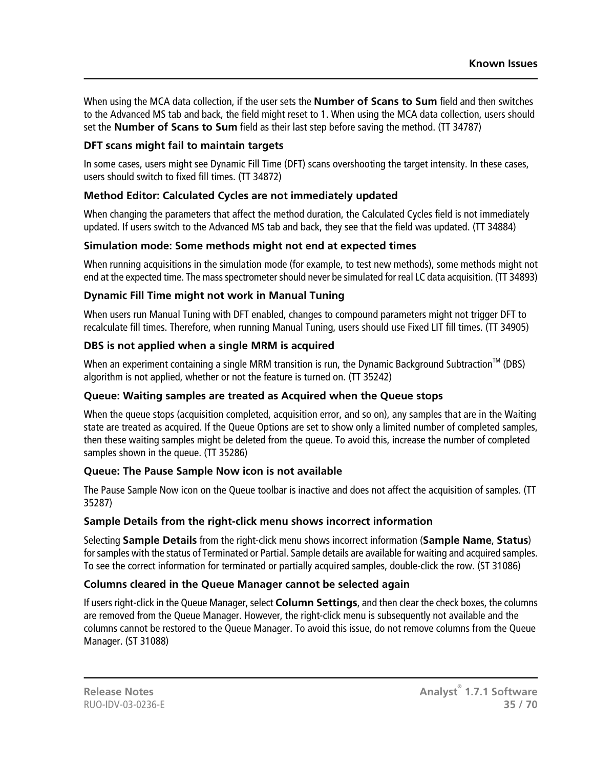When using the MCA data collection, if the user sets the **Number of Scans to Sum** field and then switches to the Advanced MS tab and back, the field might reset to 1. When using the MCA data collection, users should set the **Number of Scans to Sum** field as their last step before saving the method. (TT 34787)

### DFT scans might fail to maintain targets

In some cases, users might see Dynamic Fill Time (DFT) scans overshooting the target intensity. In these cases, users should switch to fixed fill times. (TT 34872)

### Method Editor: Calculated Cycles are not immediately updated

When changing the parameters that affect the method duration, the Calculated Cycles field is not immediately updated. If users switch to the Advanced MS tab and back, they see that the field was updated. (TT 34884)

### Simulation mode: Some methods might not end at expected times

When running acquisitions in the simulation mode (for example, to test new methods), some methods might not end at the expected time. The mass spectrometer should never be simulated for real LC data acquisition. (TT 34893)

### Dynamic Fill Time might not work in Manual Tuning

When users run Manual Tuning with DFT enabled, changes to compound parameters might not trigger DFT to recalculate fill times. Therefore, when running Manual Tuning, users should use Fixed LIT fill times. (TT 34905)

### DBS is not applied when a single MRM is acquired

When an experiment containing a single MRM transition is run, the Dynamic Background Subtraction™ (DBS) algorithm is not applied, whether or not the feature is turned on. (TT 35242)

### Queue: Waiting samples are treated as Acquired when the Queue stops

When the queue stops (acquisition completed, acquisition error, and so on), any samples that are in the Waiting state are treated as acquired. If the Queue Options are set to show only a limited number of completed samples, then these waiting samples might be deleted from the queue. To avoid this, increase the number of completed samples shown in the queue. (TT 35286)

### Queue: The Pause Sample Now icon is not available

The Pause Sample Now icon on the Queue toolbar is inactive and does not affect the acquisition of samples. (TT 35287)

### Sample Details from the right-click menu shows incorrect information

Selecting **Sample Details** from the right-click menu shows incorrect information (**Sample Name**, **Status**) for samples with the status of Terminated or Partial. Sample details are available for waiting and acquired samples. To see the correct information for terminated or partially acquired samples, double-click the row. (ST 31086)

### Columns cleared in the Queue Manager cannot be selected again

If users right-click in the Queue Manager, select **Column Settings**, and then clear the check boxes, the columns are removed from the Queue Manager. However, the right-click menu is subsequently not available and the columns cannot be restored to the Queue Manager. To avoid this issue, do not remove columns from the Queue Manager. (ST 31088)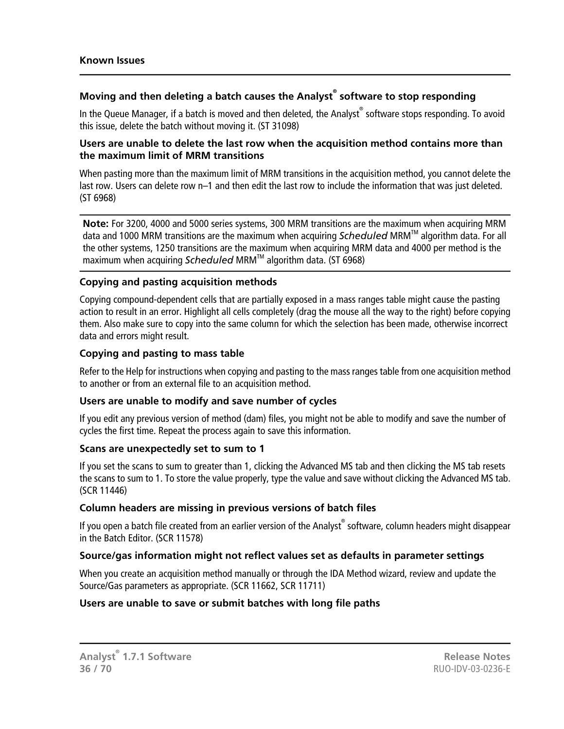### Moving and then deleting a batch causes the Analyst® software to stop responding

In the Queue Manager, if a batch is moved and then deleted, the Analyst® software stops responding. To avoid this issue, delete the batch without moving it. (ST 31098)

### Users are unable to delete the last row when the acquisition method contains more than the maximum limit of MRM transitions

When pasting more than the maximum limit of MRM transitions in the acquisition method, you cannot delete the last row. Users can delete row n–1 and then edit the last row to include the information that was just deleted. (ST 6968)

**Note:** For 3200, 4000 and 5000 series systems, 300 MRM transitions are the maximum when acquiring MRM data and 1000 MRM transitions are the maximum when acquiring *Scheduled* MRM™ algorithm data. For all the other systems, 1250 transitions are the maximum when acquiring MRM data and 4000 per method is the maximum when acquiring *Scheduled* MRM™ algorithm data. (ST 6968)

#### Copying and pasting acquisition methods

Copying compound-dependent cells that are partially exposed in a mass ranges table might cause the pasting action to result in an error. Highlight all cells completely (drag the mouse all the way to the right) before copying them. Also make sure to copy into the same column for which the selection has been made, otherwise incorrect data and errors might result.

#### Copying and pasting to mass table

Refer to the Help for instructions when copying and pasting to the mass ranges table from one acquisition method to another or from an external file to an acquisition method.

#### Users are unable to modify and save number of cycles

If you edit any previous version of method (dam) files, you might not be able to modify and save the number of cycles the first time. Repeat the process again to save this information.

#### Scans are unexpectedly set to sum to 1

If you set the scans to sum to greater than 1, clicking the Advanced MS tab and then clicking the MS tab resets the scans to sum to 1. To store the value properly, type the value and save without clicking the Advanced MS tab. (SCR 11446)

#### Column headers are missing in previous versions of batch files

If you open a batch file created from an earlier version of the Analyst® software, column headers might disappear in the Batch Editor. (SCR 11578)

#### Source/gas information might not reflect values set as defaults in parameter settings

When you create an acquisition method manually or through the IDA Method wizard, review and update the Source/Gas parameters as appropriate. (SCR 11662, SCR 11711)

#### Users are unable to save or submit batches with long file paths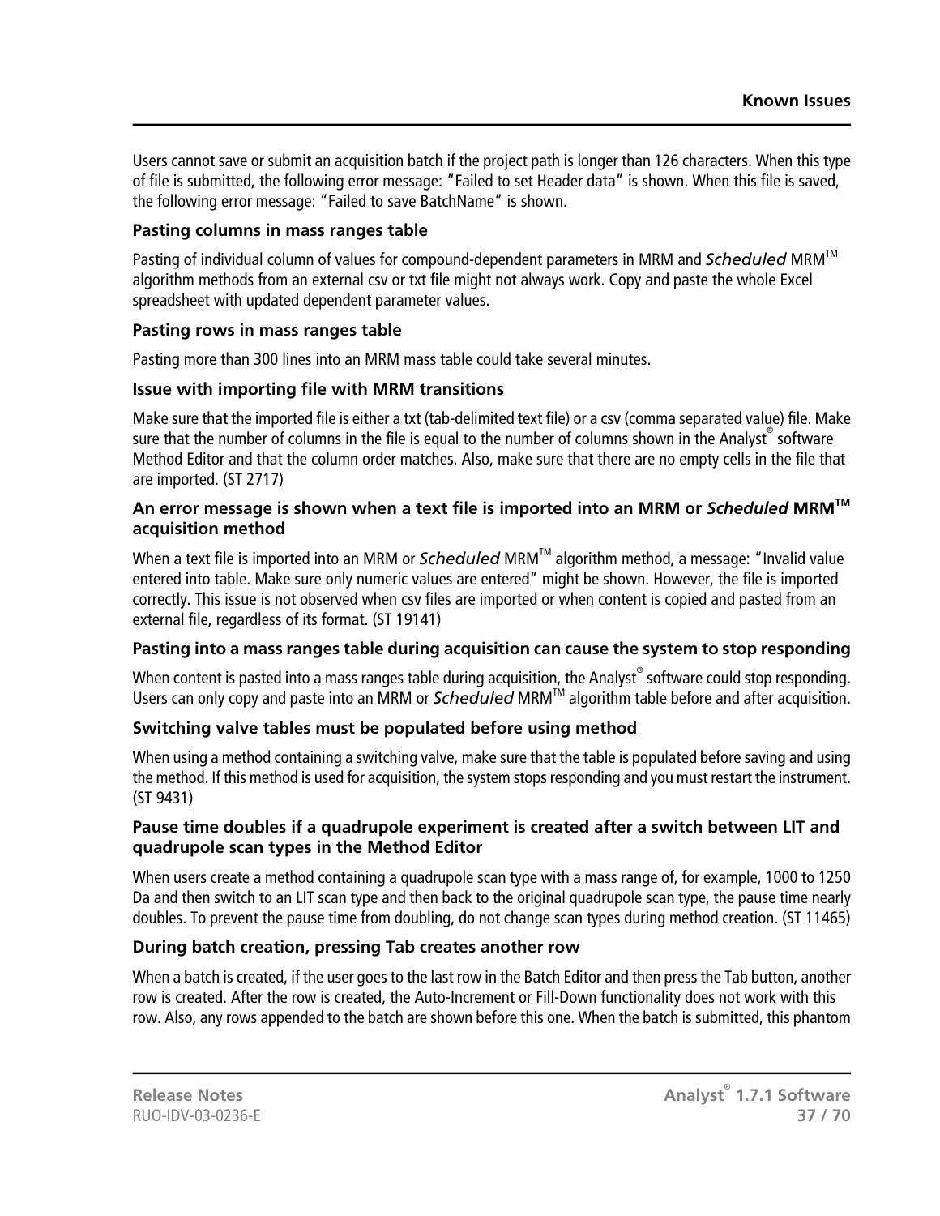Users cannot save or submit an acquisition batch if the project path is longer than 126 characters. When this type of file is submitted, the following error message: "Failed to set Header data" is shown. When this file is saved, the following error message: "Failed to save BatchName" is shown.

### Pasting columns in mass ranges table

Pasting of individual column of values for compound-dependent parameters in MRM and *Scheduled* MRM™ algorithm methods from an external csv or txt file might not always work. Copy and paste the whole Excel spreadsheet with updated dependent parameter values.

### Pasting rows in mass ranges table

Pasting more than 300 lines into an MRM mass table could take several minutes.

### Issue with importing file with MRM transitions

Make sure that the imported file is either a txt (tab-delimited text file) or a csv (comma separated value) file. Make sure that the number of columns in the file is equal to the number of columns shown in the Analyst® software Method Editor and that the column order matches. Also, make sure that there are no empty cells in the file that are imported. (ST 2717)

### An error message is shown when a text file is imported into an MRM or *Scheduled* MRM™ acquisition method

When a text file is imported into an MRM or *Scheduled* MRM™ algorithm method, a message: "Invalid value entered into table. Make sure only numeric values are entered" might be shown. However, the file is imported correctly. This issue is not observed when csv files are imported or when content is copied and pasted from an external file, regardless of its format. (ST 19141)

### Pasting into a mass ranges table during acquisition can cause the system to stop responding

When content is pasted into a mass ranges table during acquisition, the Analyst® software could stop responding. Users can only copy and paste into an MRM or *Scheduled* MRM™ algorithm table before and after acquisition.

### Switching valve tables must be populated before using method

When using a method containing a switching valve, make sure that the table is populated before saving and using the method. If this method is used for acquisition, the system stops responding and you must restart the instrument. (ST 9431)

### Pause time doubles if a quadrupole experiment is created after a switch between LIT and quadrupole scan types in the Method Editor

When users create a method containing a quadrupole scan type with a mass range of, for example, 1000 to 1250 Da and then switch to an LIT scan type and then back to the original quadrupole scan type, the pause time nearly doubles. To prevent the pause time from doubling, do not change scan types during method creation. (ST 11465)

### During batch creation, pressing Tab creates another row

When a batch is created, if the user goes to the last row in the Batch Editor and then press the Tab button, another row is created. After the row is created, the Auto-Increment or Fill-Down functionality does not work with this row. Also, any rows appended to the batch are shown before this one. When the batch is submitted, this phantom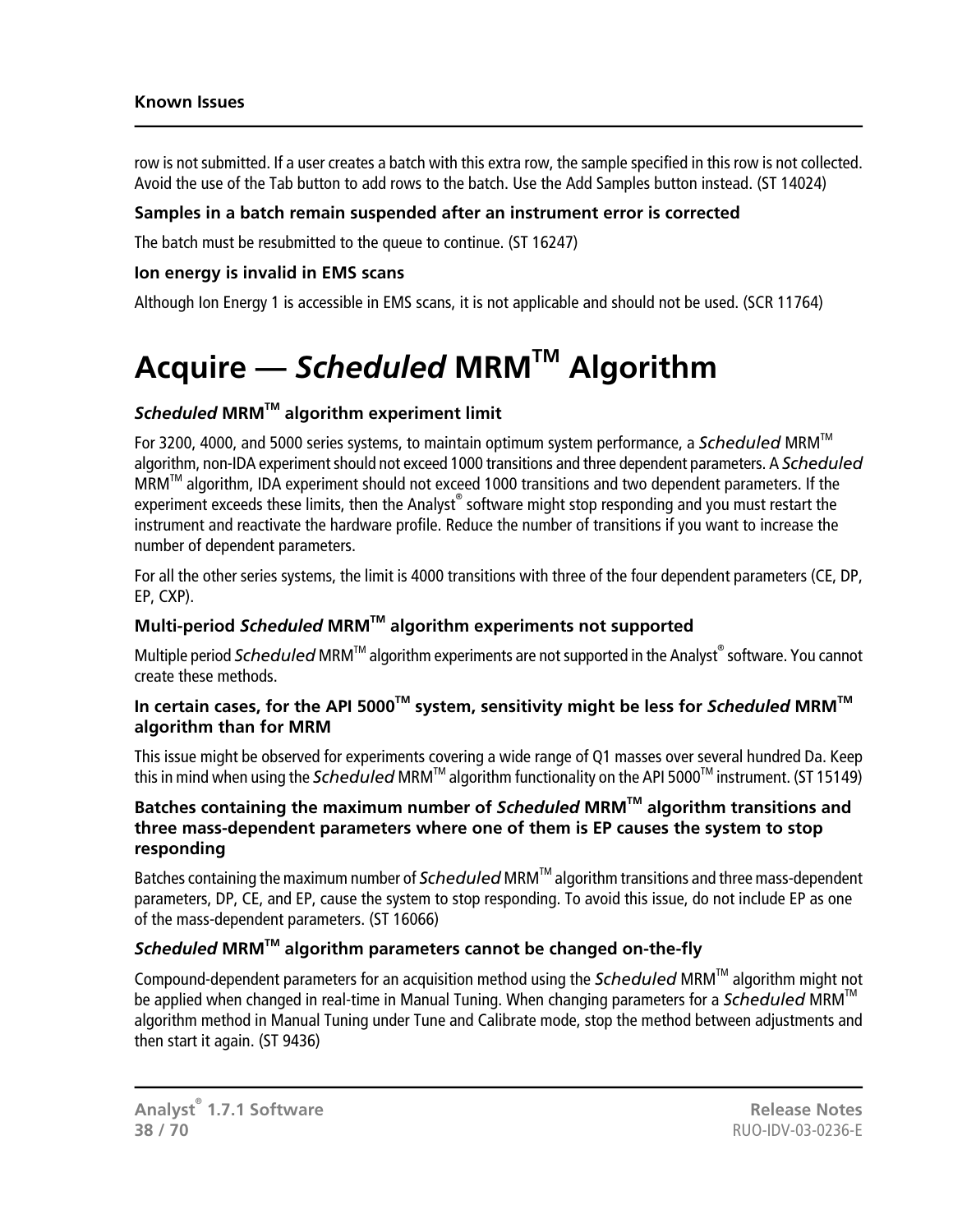row is not submitted. If a user creates a batch with this extra row, the sample specified in this row is not collected. Avoid the use of the Tab button to add rows to the batch. Use the Add Samples button instead. (ST 14024)

### Samples in a batch remain suspended after an instrument error is corrected

The batch must be resubmitted to the queue to continue. (ST 16247)

### Ion energy is invalid in EMS scans

Although Ion Energy 1 is accessible in EMS scans, it is not applicable and should not be used. (SCR 11764)

# Acquire — *Scheduled* MRM™ Algorithm

### *Scheduled* MRM™ algorithm experiment limit

For 3200, 4000, and 5000 series systems, to maintain optimum system performance, a *Scheduled* MRM™ algorithm, non-IDA experiment should not exceed 1000 transitions and three dependent parameters. A *Scheduled* MRM™ algorithm, IDA experiment should not exceed 1000 transitions and two dependent parameters. If the experiment exceeds these limits, then the Analyst® software might stop responding and you must restart the instrument and reactivate the hardware profile. Reduce the number of transitions if you want to increase the number of dependent parameters.

For all the other series systems, the limit is 4000 transitions with three of the four dependent parameters (CE, DP, EP, CXP).

### Multi-period *Scheduled* MRM™ algorithm experiments not supported

Multiple period *Scheduled* MRM™ algorithm experiments are not supported in the Analyst® software. You cannot create these methods.

### In certain cases, for the API 5000™ system, sensitivity might be less for *Scheduled* MRM™ algorithm than for MRM

This issue might be observed for experiments covering a wide range of Q1 masses over several hundred Da. Keep this in mind when using the *Scheduled* MRM™ algorithm functionality on the API 5000™ instrument. (ST 15149)

### Batches containing the maximum number of *Scheduled* MRM™ algorithm transitions and three mass-dependent parameters where one of them is EP causes the system to stop responding

Batches containing the maximum number of *Scheduled* MRM™ algorithm transitions and three mass-dependent parameters, DP, CE, and EP, cause the system to stop responding. To avoid this issue, do not include EP as one of the mass-dependent parameters. (ST 16066)

### *Scheduled* MRM™ algorithm parameters cannot be changed on-the-fly

Compound-dependent parameters for an acquisition method using the *Scheduled* MRM™ algorithm might not be applied when changed in real-time in Manual Tuning. When changing parameters for a *Scheduled* MRM™ algorithm method in Manual Tuning under Tune and Calibrate mode, stop the method between adjustments and then start it again. (ST 9436)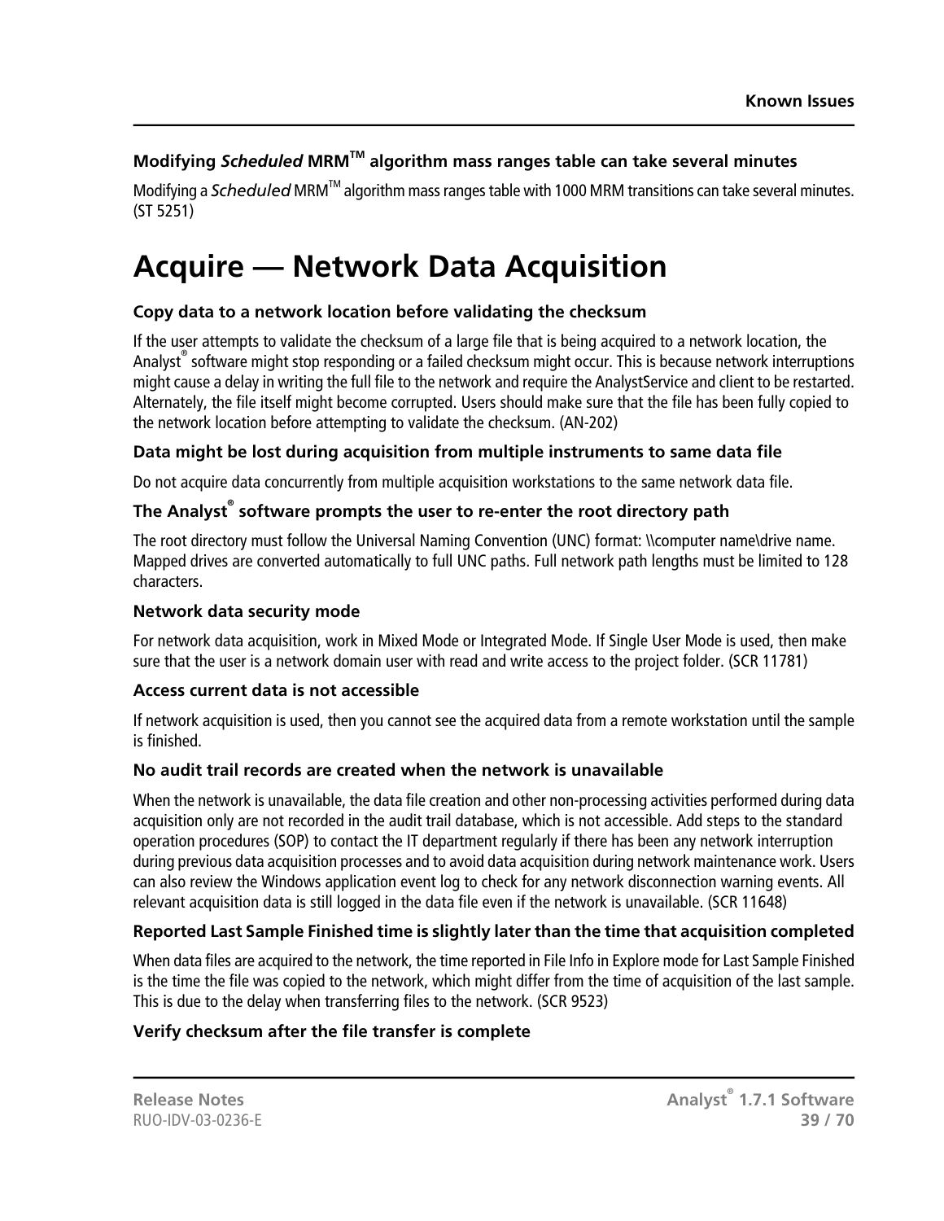### Modifying *Scheduled* MRM™ algorithm mass ranges table can take several minutes

Modifying a *Scheduled* MRM™ algorithm mass ranges table with 1000 MRM transitions can take several minutes. (ST 5251)

# Acquire — Network Data Acquisition

### Copy data to a network location before validating the checksum

If the user attempts to validate the checksum of a large file that is being acquired to a network location, the Analyst® software might stop responding or a failed checksum might occur. This is because network interruptions might cause a delay in writing the full file to the network and require the AnalystService and client to be restarted. Alternately, the file itself might become corrupted. Users should make sure that the file has been fully copied to the network location before attempting to validate the checksum. (AN-202)

### Data might be lost during acquisition from multiple instruments to same data file

Do not acquire data concurrently from multiple acquisition workstations to the same network data file.

### The Analyst® software prompts the user to re-enter the root directory path

The root directory must follow the Universal Naming Convention (UNC) format: \\computer name\drive name. Mapped drives are converted automatically to full UNC paths. Full network path lengths must be limited to 128 characters.

### Network data security mode

For network data acquisition, work in Mixed Mode or Integrated Mode. If Single User Mode is used, then make sure that the user is a network domain user with read and write access to the project folder. (SCR 11781)

### Access current data is not accessible

If network acquisition is used, then you cannot see the acquired data from a remote workstation until the sample is finished.

### No audit trail records are created when the network is unavailable

When the network is unavailable, the data file creation and other non-processing activities performed during data acquisition only are not recorded in the audit trail database, which is not accessible. Add steps to the standard operation procedures (SOP) to contact the IT department regularly if there has been any network interruption during previous data acquisition processes and to avoid data acquisition during network maintenance work. Users can also review the Windows application event log to check for any network disconnection warning events. All relevant acquisition data is still logged in the data file even if the network is unavailable. (SCR 11648)

### Reported Last Sample Finished time is slightly later than the time that acquisition completed

When data files are acquired to the network, the time reported in File Info in Explore mode for Last Sample Finished is the time the file was copied to the network, which might differ from the time of acquisition of the last sample. This is due to the delay when transferring files to the network. (SCR 9523)

### Verify checksum after the file transfer is complete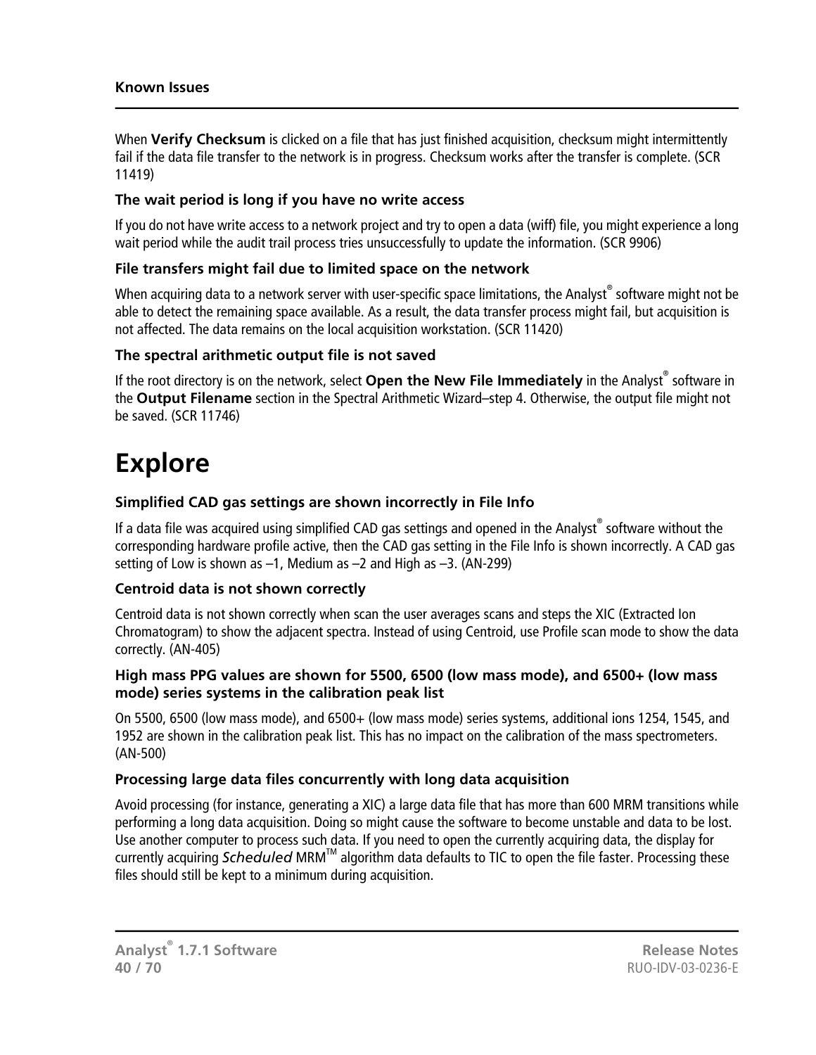When **Verify Checksum** is clicked on a file that has just finished acquisition, checksum might intermittently fail if the data file transfer to the network is in progress. Checksum works after the transfer is complete. (SCR 11419)

### The wait period is long if you have no write access

If you do not have write access to a network project and try to open a data (wiff) file, you might experience a long wait period while the audit trail process tries unsuccessfully to update the information. (SCR 9906)

### File transfers might fail due to limited space on the network

When acquiring data to a network server with user-specific space limitations, the Analyst® software might not be able to detect the remaining space available. As a result, the data transfer process might fail, but acquisition is not affected. The data remains on the local acquisition workstation. (SCR 11420)

### The spectral arithmetic output file is not saved

If the root directory is on the network, select **Open the New File Immediately** in the Analyst® software in the **Output Filename** section in the Spectral Arithmetic Wizard–step 4. Otherwise, the output file might not be saved. (SCR 11746)

# Explore

### Simplified CAD gas settings are shown incorrectly in File Info

If a data file was acquired using simplified CAD gas settings and opened in the Analyst® software without the corresponding hardware profile active, then the CAD gas setting in the File Info is shown incorrectly. A CAD gas setting of Low is shown as –1, Medium as –2 and High as –3. (AN-299)

### Centroid data is not shown correctly

Centroid data is not shown correctly when scan the user averages scans and steps the XIC (Extracted Ion Chromatogram) to show the adjacent spectra. Instead of using Centroid, use Profile scan mode to show the data correctly. (AN-405)

### High mass PPG values are shown for 5500, 6500 (low mass mode), and 6500+ (low mass mode) series systems in the calibration peak list

On 5500, 6500 (low mass mode), and 6500+ (low mass mode) series systems, additional ions 1254, 1545, and 1952 are shown in the calibration peak list. This has no impact on the calibration of the mass spectrometers. (AN-500)

### Processing large data files concurrently with long data acquisition

Avoid processing (for instance, generating a XIC) a large data file that has more than 600 MRM transitions while performing a long data acquisition. Doing so might cause the software to become unstable and data to be lost. Use another computer to process such data. If you need to open the currently acquiring data, the display for currently acquiring *Scheduled* MRM™ algorithm data defaults to TIC to open the file faster. Processing these files should still be kept to a minimum during acquisition.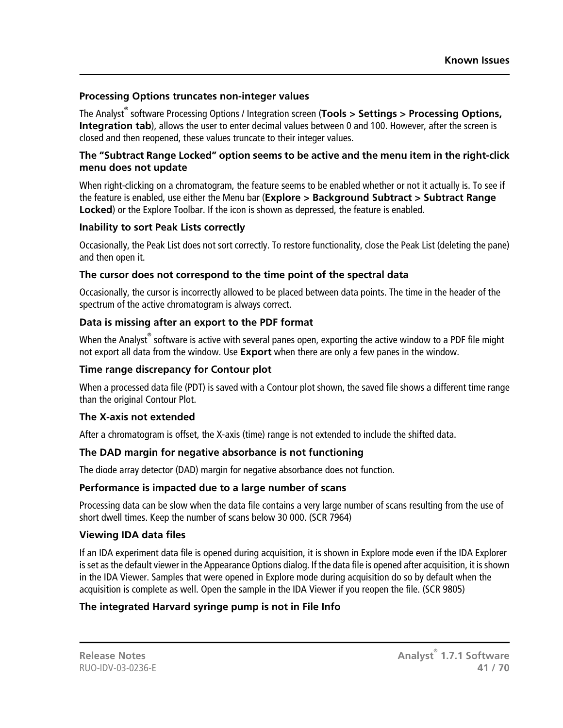### Processing Options truncates non-integer values

The Analyst® software Processing Options / Integration screen (**Tools > Settings > Processing Options, Integration tab**), allows the user to enter decimal values between 0 and 100. However, after the screen is closed and then reopened, these values truncate to their integer values.

### The "Subtract Range Locked" option seems to be active and the menu item in the right-click menu does not update

When right-clicking on a chromatogram, the feature seems to be enabled whether or not it actually is. To see if the feature is enabled, use either the Menu bar (**Explore > Background Subtract > Subtract Range Locked**) or the Explore Toolbar. If the icon is shown as depressed, the feature is enabled.

### Inability to sort Peak Lists correctly

Occasionally, the Peak List does not sort correctly. To restore functionality, close the Peak List (deleting the pane) and then open it.

### The cursor does not correspond to the time point of the spectral data

Occasionally, the cursor is incorrectly allowed to be placed between data points. The time in the header of the spectrum of the active chromatogram is always correct.

### Data is missing after an export to the PDF format

When the Analyst® software is active with several panes open, exporting the active window to a PDF file might not export all data from the window. Use **Export** when there are only a few panes in the window.

### Time range discrepancy for Contour plot

When a processed data file (PDT) is saved with a Contour plot shown, the saved file shows a different time range than the original Contour Plot.

### The X-axis not extended

After a chromatogram is offset, the X-axis (time) range is not extended to include the shifted data.

### The DAD margin for negative absorbance is not functioning

The diode array detector (DAD) margin for negative absorbance does not function.

### Performance is impacted due to a large number of scans

Processing data can be slow when the data file contains a very large number of scans resulting from the use of short dwell times. Keep the number of scans below 30 000. (SCR 7964)

### Viewing IDA data files

If an IDA experiment data file is opened during acquisition, it is shown in Explore mode even if the IDA Explorer is set as the default viewer in the Appearance Options dialog. If the data file is opened after acquisition, it is shown in the IDA Viewer. Samples that were opened in Explore mode during acquisition do so by default when the acquisition is complete as well. Open the sample in the IDA Viewer if you reopen the file. (SCR 9805)

### The integrated Harvard syringe pump is not in File Info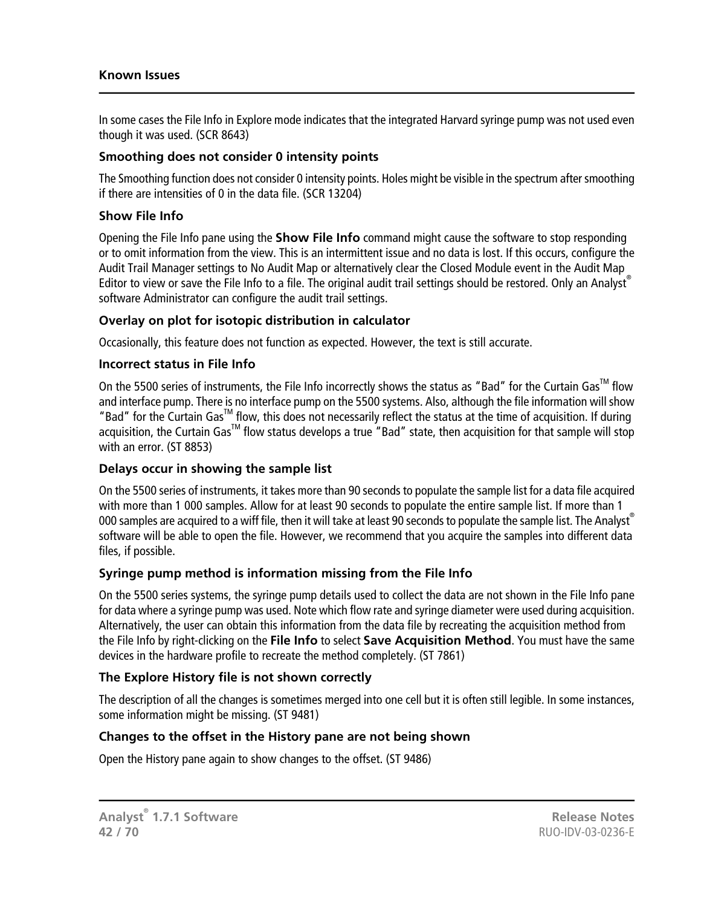In some cases the File Info in Explore mode indicates that the integrated Harvard syringe pump was not used even though it was used. (SCR 8643)

### Smoothing does not consider 0 intensity points

The Smoothing function does not consider 0 intensity points. Holes might be visible in the spectrum after smoothing if there are intensities of 0 in the data file. (SCR 13204)

### Show File Info

Opening the File Info pane using the **Show File Info** command might cause the software to stop responding or to omit information from the view. This is an intermittent issue and no data is lost. If this occurs, configure the Audit Trail Manager settings to No Audit Map or alternatively clear the Closed Module event in the Audit Map Editor to view or save the File Info to a file. The original audit trail settings should be restored. Only an Analyst® software Administrator can configure the audit trail settings.

### Overlay on plot for isotopic distribution in calculator

Occasionally, this feature does not function as expected. However, the text is still accurate.

### Incorrect status in File Info

On the 5500 series of instruments, the File Info incorrectly shows the status as "Bad" for the Curtain Gas™ flow and interface pump. There is no interface pump on the 5500 systems. Also, although the file information will show "Bad" for the Curtain Gas™ flow, this does not necessarily reflect the status at the time of acquisition. If during acquisition, the Curtain Gas™ flow status develops a true "Bad" state, then acquisition for that sample will stop with an error. (ST 8853)

### Delays occur in showing the sample list

On the 5500 series of instruments, it takes more than 90 seconds to populate the sample list for a data file acquired with more than 1 000 samples. Allow for at least 90 seconds to populate the entire sample list. If more than 1 000 samples are acquired to a wiff file, then it will take at least 90 seconds to populate the sample list. The Analyst® software will be able to open the file. However, we recommend that you acquire the samples into different data files, if possible.

### Syringe pump method is information missing from the File Info

On the 5500 series systems, the syringe pump details used to collect the data are not shown in the File Info pane for data where a syringe pump was used. Note which flow rate and syringe diameter were used during acquisition. Alternatively, the user can obtain this information from the data file by recreating the acquisition method from the File Info by right-clicking on the **File Info** to select **Save Acquisition Method**. You must have the same devices in the hardware profile to recreate the method completely. (ST 7861)

### The Explore History file is not shown correctly

The description of all the changes is sometimes merged into one cell but it is often still legible. In some instances, some information might be missing. (ST 9481)

### Changes to the offset in the History pane are not being shown

Open the History pane again to show changes to the offset. (ST 9486)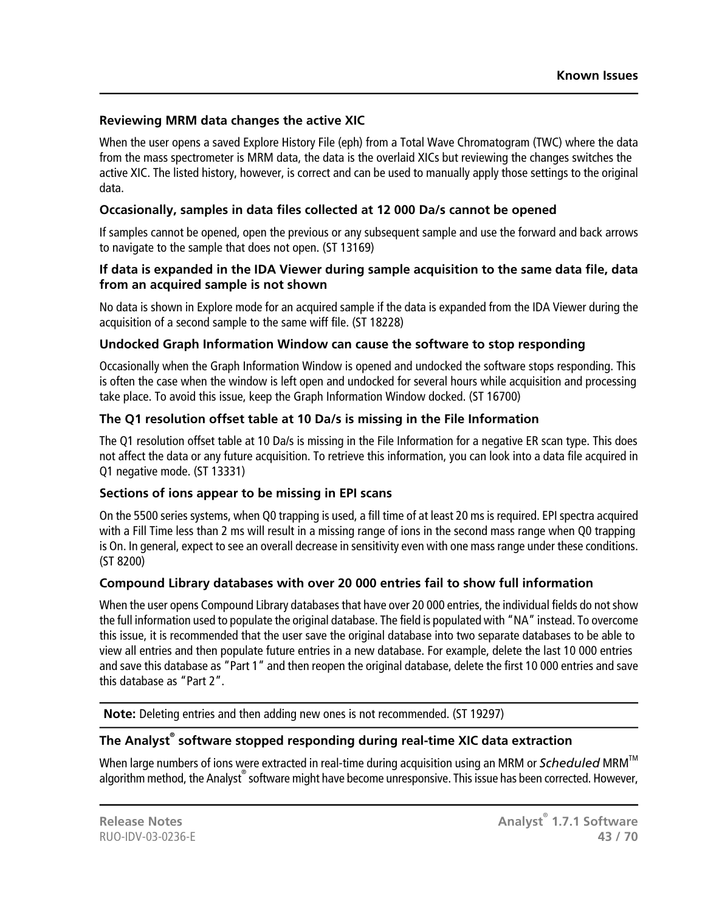### Reviewing MRM data changes the active XIC

When the user opens a saved Explore History File (eph) from a Total Wave Chromatogram (TWC) where the data from the mass spectrometer is MRM data, the data is the overlaid XICs but reviewing the changes switches the active XIC. The listed history, however, is correct and can be used to manually apply those settings to the original data.

### Occasionally, samples in data files collected at 12 000 Da/s cannot be opened

If samples cannot be opened, open the previous or any subsequent sample and use the forward and back arrows to navigate to the sample that does not open. (ST 13169)

### If data is expanded in the IDA Viewer during sample acquisition to the same data file, data from an acquired sample is not shown

No data is shown in Explore mode for an acquired sample if the data is expanded from the IDA Viewer during the acquisition of a second sample to the same wiff file. (ST 18228)

### Undocked Graph Information Window can cause the software to stop responding

Occasionally when the Graph Information Window is opened and undocked the software stops responding. This is often the case when the window is left open and undocked for several hours while acquisition and processing take place. To avoid this issue, keep the Graph Information Window docked. (ST 16700)

### The Q1 resolution offset table at 10 Da/s is missing in the File Information

The Q1 resolution offset table at 10 Da/s is missing in the File Information for a negative ER scan type. This does not affect the data or any future acquisition. To retrieve this information, you can look into a data file acquired in Q1 negative mode. (ST 13331)

### Sections of ions appear to be missing in EPI scans

On the 5500 series systems, when Q0 trapping is used, a fill time of at least 20 ms is required. EPI spectra acquired with a Fill Time less than 2 ms will result in a missing range of ions in the second mass range when Q0 trapping is On. In general, expect to see an overall decrease in sensitivity even with one mass range under these conditions. (ST 8200)

### Compound Library databases with over 20 000 entries fail to show full information

When the user opens Compound Library databases that have over 20 000 entries, the individual fields do not show the full information used to populate the original database. The field is populated with "NA" instead. To overcome this issue, it is recommended that the user save the original database into two separate databases to be able to view all entries and then populate future entries in a new database. For example, delete the last 10 000 entries and save this database as "Part 1" and then reopen the original database, delete the first 10 000 entries and save this database as "Part 2".

**Note:** Deleting entries and then adding new ones is not recommended. (ST 19297)

### The Analyst® software stopped responding during real-time XIC data extraction

When large numbers of ions were extracted in real-time during acquisition using an MRM or *Scheduled* MRM™ algorithm method, the Analyst® software might have become unresponsive. This issue has been corrected. However,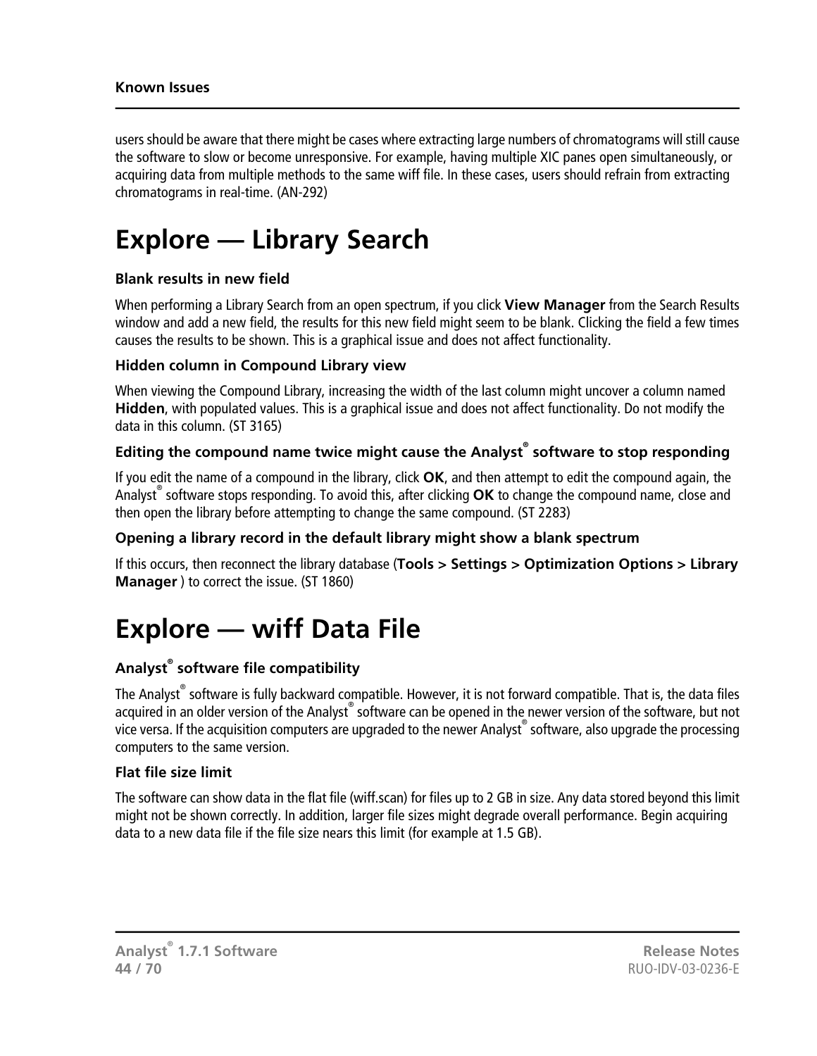users should be aware that there might be cases where extracting large numbers of chromatograms will still cause the software to slow or become unresponsive. For example, having multiple XIC panes open simultaneously, or acquiring data from multiple methods to the same wiff file. In these cases, users should refrain from extracting chromatograms in real-time. (AN-292)

# Explore — Library Search

### Blank results in new field

When performing a Library Search from an open spectrum, if you click **View Manager** from the Search Results window and add a new field, the results for this new field might seem to be blank. Clicking the field a few times causes the results to be shown. This is a graphical issue and does not affect functionality.

### Hidden column in Compound Library view

When viewing the Compound Library, increasing the width of the last column might uncover a column named **Hidden**, with populated values. This is a graphical issue and does not affect functionality. Do not modify the data in this column. (ST 3165)

### Editing the compound name twice might cause the Analyst® software to stop responding

If you edit the name of a compound in the library, click **OK**, and then attempt to edit the compound again, the Analyst® software stops responding. To avoid this, after clicking **OK** to change the compound name, close and then open the library before attempting to change the same compound. (ST 2283)

### Opening a library record in the default library might show a blank spectrum

If this occurs, then reconnect the library database (**Tools > Settings > Optimization Options > Library Manager** ) to correct the issue. (ST 1860)

# Explore — wiff Data File

### Analyst® software file compatibility

The Analyst® software is fully backward compatible. However, it is not forward compatible. That is, the data files acquired in an older version of the Analyst® software can be opened in the newer version of the software, but not vice versa. If the acquisition computers are upgraded to the newer Analyst® software, also upgrade the processing computers to the same version.

### Flat file size limit

The software can show data in the flat file (wiff.scan) for files up to 2 GB in size. Any data stored beyond this limit might not be shown correctly. In addition, larger file sizes might degrade overall performance. Begin acquiring data to a new data file if the file size nears this limit (for example at 1.5 GB).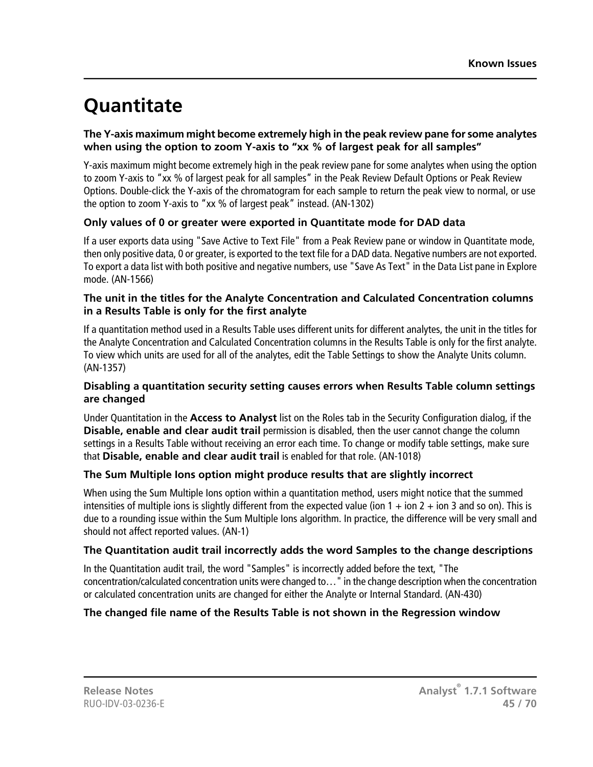# Quantitate

### The Y-axis maximum might become extremely high in the peak review pane for some analytes when using the option to zoom Y-axis to “xx % of largest peak for all samples”

Y-axis maximum might become extremely high in the peak review pane for some analytes when using the option to zoom Y-axis to ”xx % of largest peak for all samples” in the Peak Review Default Options or Peak Review Options. Double-click the Y-axis of the chromatogram for each sample to return the peak view to normal, or use the option to zoom Y-axis to ”xx % of largest peak” instead. (AN-1302)

### Only values of 0 or greater were exported in Quantitate mode for DAD data

If a user exports data using "Save Active to Text File" from a Peak Review pane or window in Quantitate mode, then only positive data, 0 or greater, is exported to the text file for a DAD data. Negative numbers are not exported. To export a data list with both positive and negative numbers, use "Save As Text" in the Data List pane in Explore mode. (AN-1566)

### The unit in the titles for the Analyte Concentration and Calculated Concentration columns in a Results Table is only for the first analyte

If a quantitation method used in a Results Table uses different units for different analytes, the unit in the titles for the Analyte Concentration and Calculated Concentration columns in the Results Table is only for the first analyte. To view which units are used for all of the analytes, edit the Table Settings to show the Analyte Units column. (AN-1357)

### Disabling a quantitation security setting causes errors when Results Table column settings are changed

Under Quantitation in the **Access to Analyst** list on the Roles tab in the Security Configuration dialog, if the **Disable, enable and clear audit trail** permission is disabled, then the user cannot change the column settings in a Results Table without receiving an error each time. To change or modify table settings, make sure that **Disable, enable and clear audit trail** is enabled for that role. (AN-1018)

### The Sum Multiple Ions option might produce results that are slightly incorrect

When using the Sum Multiple Ions option within a quantitation method, users might notice that the summed intensities of multiple ions is slightly different from the expected value (ion 1 + ion 2 + ion 3 and so on). This is due to a rounding issue within the Sum Multiple Ions algorithm. In practice, the difference will be very small and should not affect reported values. (AN-1)

### The Quantitation audit trail incorrectly adds the word Samples to the change descriptions

In the Quantitation audit trail, the word "Samples" is incorrectly added before the text, "The concentration/calculated concentration units were changed to…" in the change description when the concentration or calculated concentration units are changed for either the Analyte or Internal Standard. (AN-430)

### The changed file name of the Results Table is not shown in the Regression window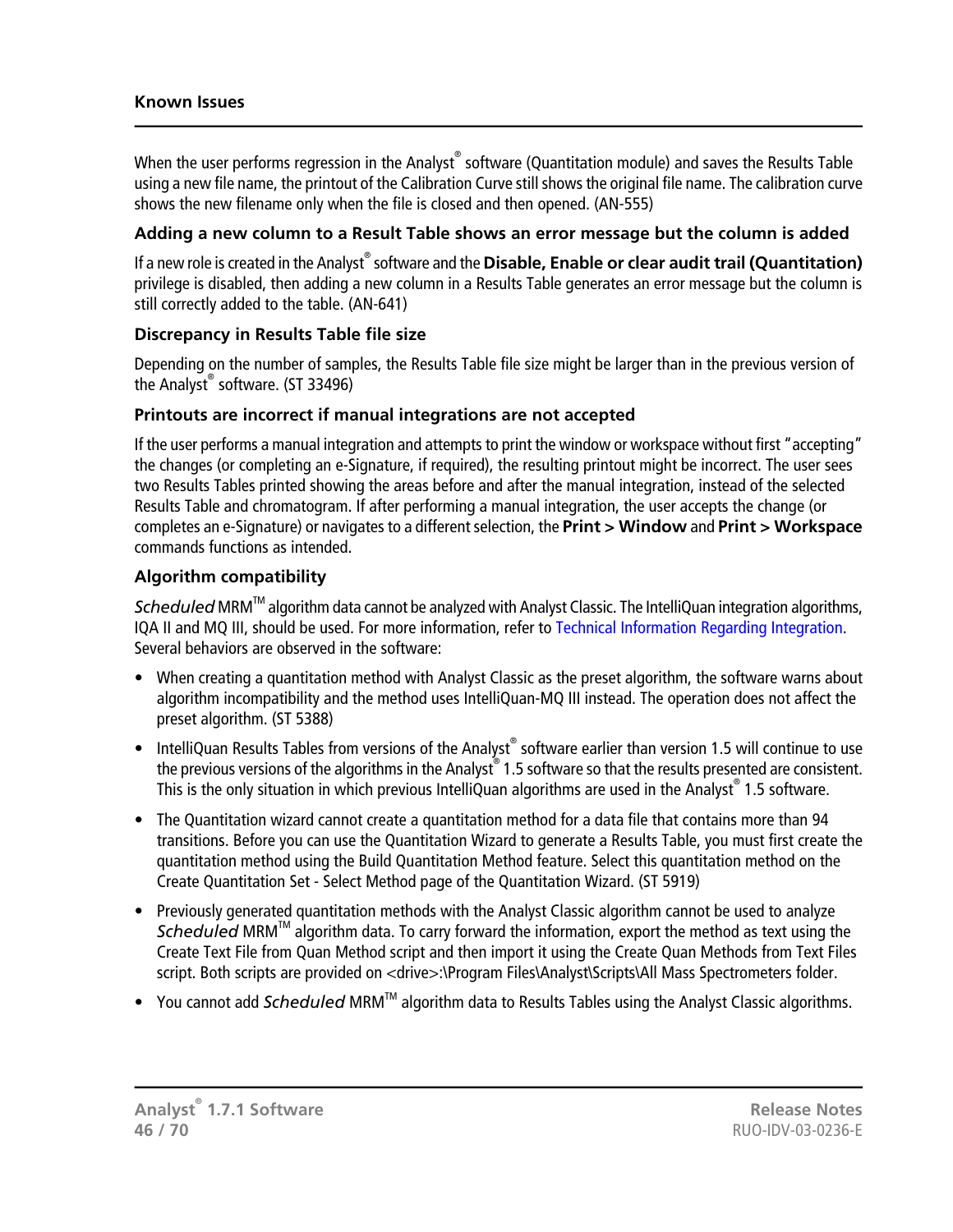When the user performs regression in the Analyst® software (Quantitation module) and saves the Results Table using a new file name, the printout of the Calibration Curve still shows the original file name. The calibration curve shows the new filename only when the file is closed and then opened. (AN-555)

### Adding a new column to a Result Table shows an error message but the column is added

If a new role is created in the Analyst® software and the **Disable, Enable or clear audit trail (Quantitation)** privilege is disabled, then adding a new column in a Results Table generates an error message but the column is still correctly added to the table. (AN-641)

### Discrepancy in Results Table file size

Depending on the number of samples, the Results Table file size might be larger than in the previous version of the Analyst® software. (ST 33496)

### Printouts are incorrect if manual integrations are not accepted

If the user performs a manual integration and attempts to print the window or workspace without first "accepting" the changes (or completing an e-Signature, if required), the resulting printout might be incorrect. The user sees two Results Tables printed showing the areas before and after the manual integration, instead of the selected Results Table and chromatogram. If after performing a manual integration, the user accepts the change (or completes an e-Signature) or navigates to a different selection, the **Print > Window** and **Print > Workspace** commands functions as intended.

### Algorithm compatibility

*Scheduled* MRM™ algorithm data cannot be analyzed with Analyst Classic. The IntelliQuan integration algorithms, IQA II and MQ III, should be used. For more information, refer to Technical Information Regarding Integration. Several behaviors are observed in the software:

- When creating a quantitation method with Analyst Classic as the preset algorithm, the software warns about algorithm incompatibility and the method uses IntelliQuan-MQ III instead. The operation does not affect the preset algorithm. (ST 5388)
- IntelliQuan Results Tables from versions of the Analyst® software earlier than version 1.5 will continue to use the previous versions of the algorithms in the Analyst® 1.5 software so that the results presented are consistent. This is the only situation in which previous IntelliQuan algorithms are used in the Analyst® 1.5 software.
- The Quantitation wizard cannot create a quantitation method for a data file that contains more than 94 transitions. Before you can use the Quantitation Wizard to generate a Results Table, you must first create the quantitation method using the Build Quantitation Method feature. Select this quantitation method on the Create Quantitation Set - Select Method page of the Quantitation Wizard. (ST 5919)
- Previously generated quantitation methods with the Analyst Classic algorithm cannot be used to analyze *Scheduled* MRM™ algorithm data. To carry forward the information, export the method as text using the Create Text File from Quan Method script and then import it using the Create Quan Methods from Text Files script. Both scripts are provided on <drive>:\Program Files\Analyst\Scripts\All Mass Spectrometers folder.
- You cannot add *Scheduled* MRM™ algorithm data to Results Tables using the Analyst Classic algorithms.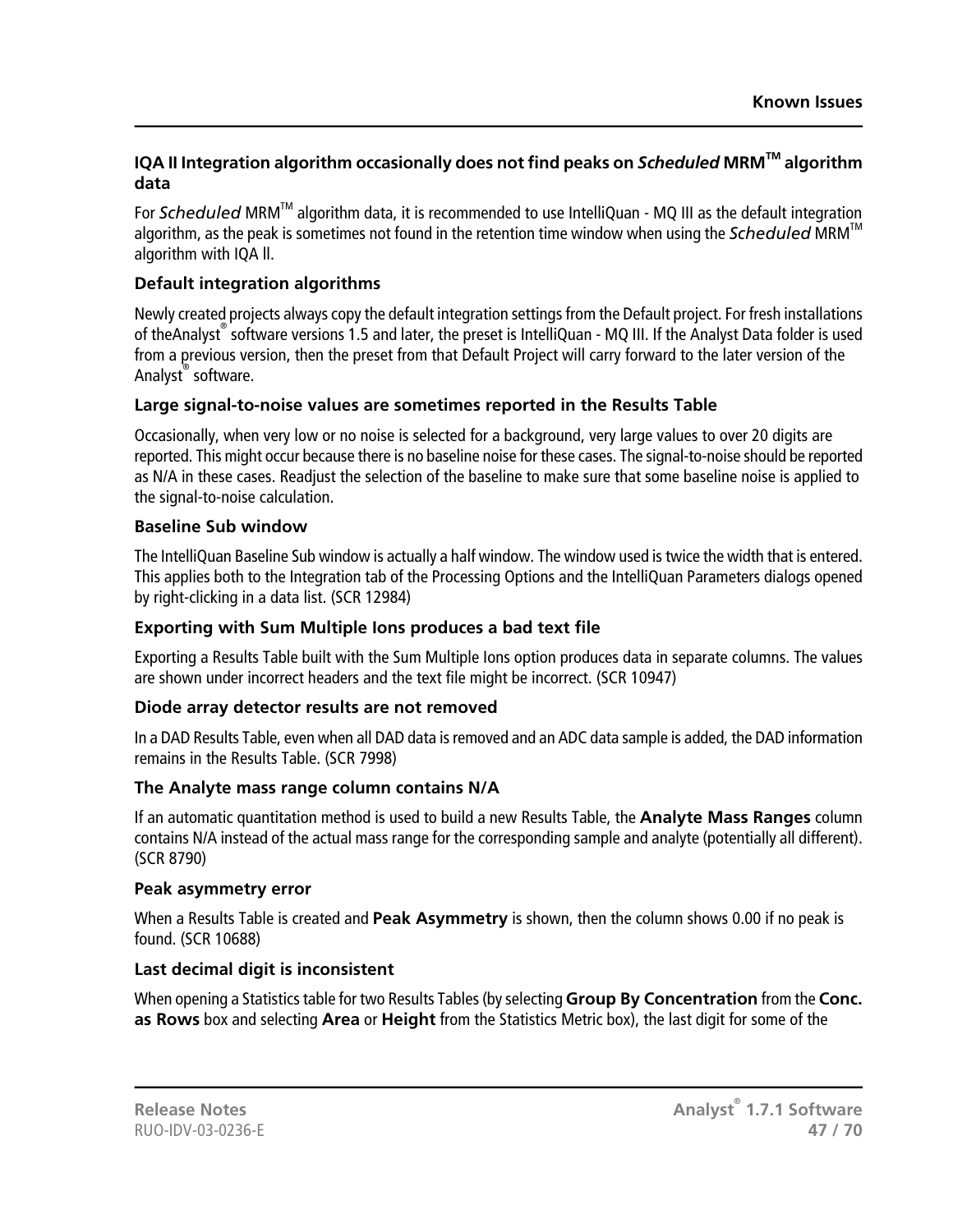### IQA II Integration algorithm occasionally does not find peaks on *Scheduled* MRM™ algorithm data

For *Scheduled* MRM™ algorithm data, it is recommended to use IntelliQuan - MQ III as the default integration algorithm, as the peak is sometimes not found in the retention time window when using the *Scheduled* MRM™ algorithm with IQA ll.

#### Default integration algorithms

Newly created projects always copy the default integration settings from the Default project. For fresh installations of theAnalyst® software versions 1.5 and later, the preset is IntelliQuan - MQ III. If the Analyst Data folder is used from a previous version, then the preset from that Default Project will carry forward to the later version of the Analyst® software.

#### Large signal-to-noise values are sometimes reported in the Results Table

Occasionally, when very low or no noise is selected for a background, very large values to over 20 digits are reported. This might occur because there is no baseline noise for these cases. The signal-to-noise should be reported as N/A in these cases. Readjust the selection of the baseline to make sure that some baseline noise is applied to the signal-to-noise calculation.

#### Baseline Sub window

The IntelliQuan Baseline Sub window is actually a half window. The window used is twice the width that is entered. This applies both to the Integration tab of the Processing Options and the IntelliQuan Parameters dialogs opened by right-clicking in a data list. (SCR 12984)

#### Exporting with Sum Multiple Ions produces a bad text file

Exporting a Results Table built with the Sum Multiple Ions option produces data in separate columns. The values are shown under incorrect headers and the text file might be incorrect. (SCR 10947)

#### Diode array detector results are not removed

In a DAD Results Table, even when all DAD data is removed and an ADC data sample is added, the DAD information remains in the Results Table. (SCR 7998)

#### The Analyte mass range column contains N/A

If an automatic quantitation method is used to build a new Results Table, the **Analyte Mass Ranges** column contains N/A instead of the actual mass range for the corresponding sample and analyte (potentially all different). (SCR 8790)

#### Peak asymmetry error

When a Results Table is created and **Peak Asymmetry** is shown, then the column shows 0.00 if no peak is found. (SCR 10688)

#### Last decimal digit is inconsistent

When opening a Statistics table for two Results Tables (by selecting **Group By Concentration** from the **Conc. as Rows** box and selecting **Area** or **Height** from the Statistics Metric box), the last digit for some of the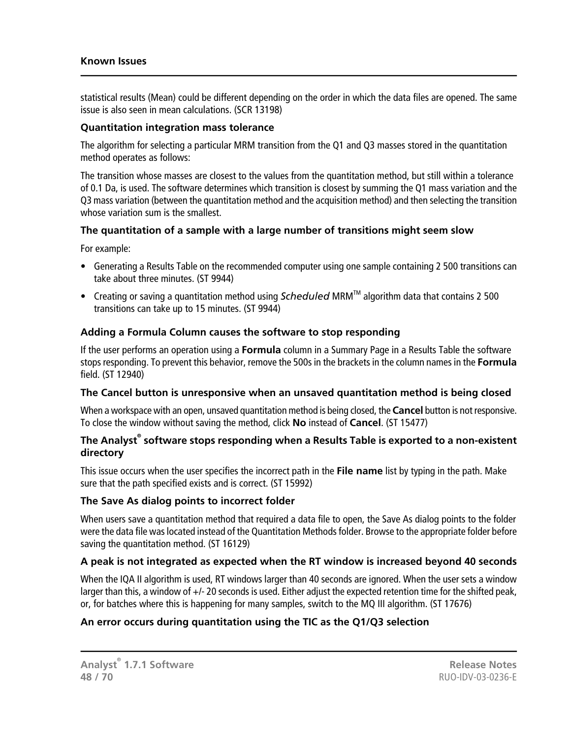statistical results (Mean) could be different depending on the order in which the data files are opened. The same issue is also seen in mean calculations. (SCR 13198)

### Quantitation integration mass tolerance

The algorithm for selecting a particular MRM transition from the Q1 and Q3 masses stored in the quantitation method operates as follows:

The transition whose masses are closest to the values from the quantitation method, but still within a tolerance of 0.1 Da, is used. The software determines which transition is closest by summing the Q1 mass variation and the Q3 mass variation (between the quantitation method and the acquisition method) and then selecting the transition whose variation sum is the smallest.

### The quantitation of a sample with a large number of transitions might seem slow

For example:

- Generating a Results Table on the recommended computer using one sample containing 2 500 transitions can take about three minutes. (ST 9944)
- Creating or saving a quantitation method using *Scheduled* MRM™ algorithm data that contains 2 500 transitions can take up to 15 minutes. (ST 9944)

### Adding a Formula Column causes the software to stop responding

If the user performs an operation using a **Formula** column in a Summary Page in a Results Table the software stops responding. To prevent this behavior, remove the 500s in the brackets in the column names in the **Formula** field. (ST 12940)

### The Cancel button is unresponsive when an unsaved quantitation method is being closed

When a workspace with an open, unsaved quantitation method is being closed, the **Cancel** button is not responsive. To close the window without saving the method, click **No** instead of **Cancel**. (ST 15477)

### The Analyst® software stops responding when a Results Table is exported to a non-existent directory

This issue occurs when the user specifies the incorrect path in the **File name** list by typing in the path. Make sure that the path specified exists and is correct. (ST 15992)

### The Save As dialog points to incorrect folder

When users save a quantitation method that required a data file to open, the Save As dialog points to the folder were the data file was located instead of the Quantitation Methods folder. Browse to the appropriate folder before saving the quantitation method. (ST 16129)

### A peak is not integrated as expected when the RT window is increased beyond 40 seconds

When the IQA II algorithm is used, RT windows larger than 40 seconds are ignored. When the user sets a window larger than this, a window of +/- 20 seconds is used. Either adjust the expected retention time for the shifted peak, or, for batches where this is happening for many samples, switch to the MQ III algorithm. (ST 17676)

### An error occurs during quantitation using the TIC as the Q1/Q3 selection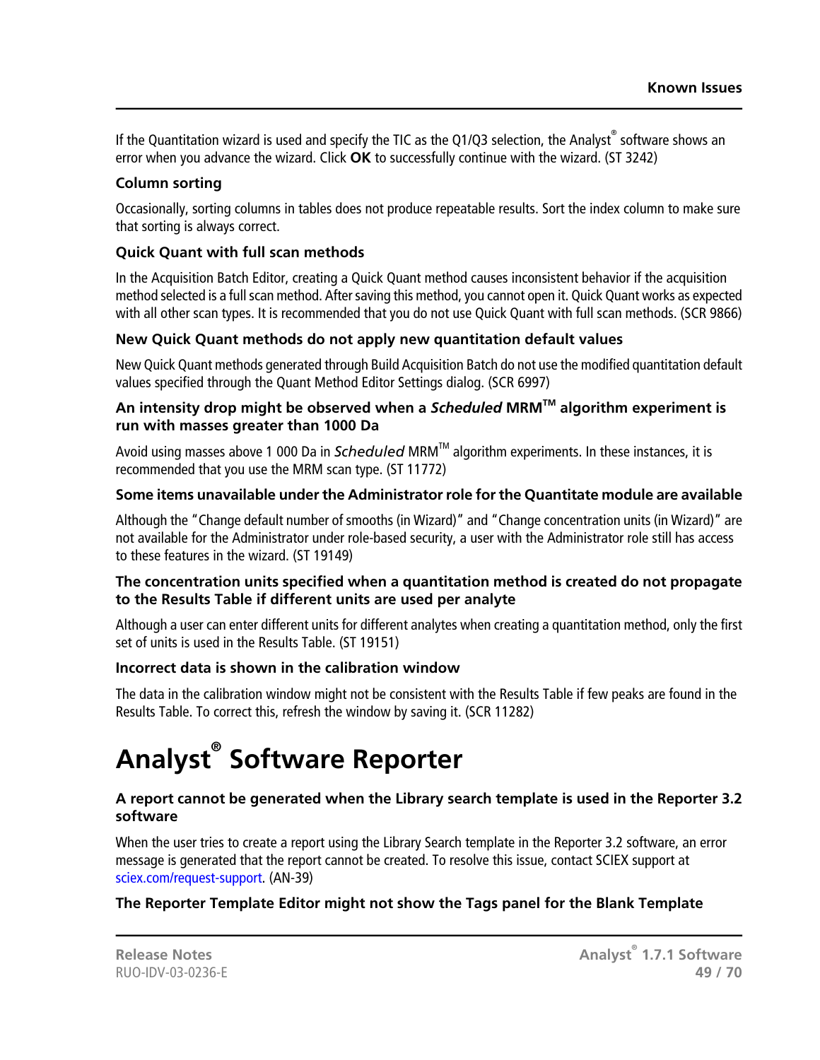If the Quantitation wizard is used and specify the TIC as the Q1/Q3 selection, the Analyst® software shows an error when you advance the wizard. Click **OK** to successfully continue with the wizard. (ST 3242)

#### Column sorting

Occasionally, sorting columns in tables does not produce repeatable results. Sort the index column to make sure that sorting is always correct.

#### Quick Quant with full scan methods

In the Acquisition Batch Editor, creating a Quick Quant method causes inconsistent behavior if the acquisition method selected is a full scan method. After saving this method, you cannot open it. Quick Quant works as expected with all other scan types. It is recommended that you do not use Quick Quant with full scan methods. (SCR 9866)

#### New Quick Quant methods do not apply new quantitation default values

New Quick Quant methods generated through Build Acquisition Batch do not use the modified quantitation default values specified through the Quant Method Editor Settings dialog. (SCR 6997)

#### An intensity drop might be observed when a *Scheduled* MRM™ algorithm experiment is run with masses greater than 1000 Da

Avoid using masses above 1 000 Da in *Scheduled* MRM™ algorithm experiments. In these instances, it is recommended that you use the MRM scan type. (ST 11772)

#### Some items unavailable under the Administrator role for the Quantitate module are available

Although the "Change default number of smooths (in Wizard)" and "Change concentration units (in Wizard)" are not available for the Administrator under role-based security, a user with the Administrator role still has access to these features in the wizard. (ST 19149)

#### The concentration units specified when a quantitation method is created do not propagate to the Results Table if different units are used per analyte

Although a user can enter different units for different analytes when creating a quantitation method, only the first set of units is used in the Results Table. (ST 19151)

#### Incorrect data is shown in the calibration window

The data in the calibration window might not be consistent with the Results Table if few peaks are found in the Results Table. To correct this, refresh the window by saving it. (SCR 11282)

# Analyst® Software Reporter

#### A report cannot be generated when the Library search template is used in the Reporter 3.2 software

When the user tries to create a report using the Library Search template in the Reporter 3.2 software, an error message is generated that the report cannot be created. To resolve this issue, contact SCIEX support at sciex.com/request-support. (AN-39)

#### The Reporter Template Editor might not show the Tags panel for the Blank Template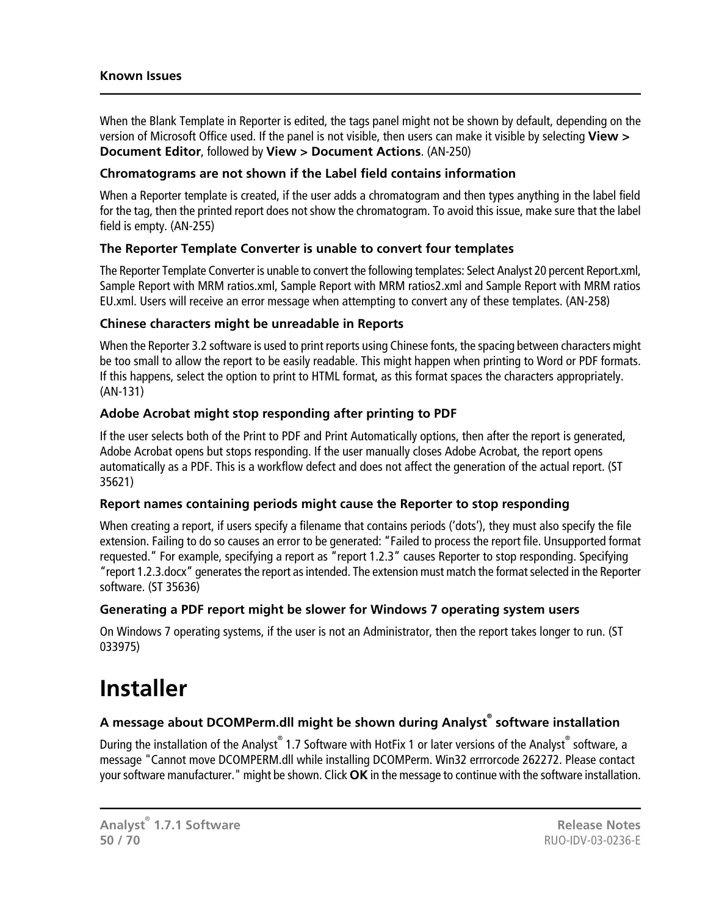When the Blank Template in Reporter is edited, the tags panel might not be shown by default, depending on the version of Microsoft Office used. If the panel is not visible, then users can make it visible by selecting **View > Document Editor**, followed by **View > Document Actions**. (AN-250)

### Chromatograms are not shown if the Label field contains information

When a Reporter template is created, if the user adds a chromatogram and then types anything in the label field for the tag, then the printed report does not show the chromatogram. To avoid this issue, make sure that the label field is empty. (AN-255)

### The Reporter Template Converter is unable to convert four templates

The Reporter Template Converter is unable to convert the following templates: Select Analyst 20 percent Report.xml, Sample Report with MRM ratios.xml, Sample Report with MRM ratios2.xml and Sample Report with MRM ratios EU.xml. Users will receive an error message when attempting to convert any of these templates. (AN-258)

### Chinese characters might be unreadable in Reports

When the Reporter 3.2 software is used to print reports using Chinese fonts, the spacing between characters might be too small to allow the report to be easily readable. This might happen when printing to Word or PDF formats. If this happens, select the option to print to HTML format, as this format spaces the characters appropriately. (AN-131)

### Adobe Acrobat might stop responding after printing to PDF

If the user selects both of the Print to PDF and Print Automatically options, then after the report is generated, Adobe Acrobat opens but stops responding. If the user manually closes Adobe Acrobat, the report opens automatically as a PDF. This is a workflow defect and does not affect the generation of the actual report. (ST 35621)

### Report names containing periods might cause the Reporter to stop responding

When creating a report, if users specify a filename that contains periods ('dots'), they must also specify the file extension. Failing to do so causes an error to be generated: "Failed to process the report file. Unsupported format requested." For example, specifying a report as "report 1.2.3" causes Reporter to stop responding. Specifying "report 1.2.3.docx" generates the report as intended. The extension must match the format selected in the Reporter software. (ST 35636)

### Generating a PDF report might be slower for Windows 7 operating system users

On Windows 7 operating systems, if the user is not an Administrator, then the report takes longer to run. (ST 033975)

# Installer

### A message about DCOMPerm.dll might be shown during Analyst® software installation

During the installation of the Analyst® 1.7 Software with HotFix 1 or later versions of the Analyst® software, a message "Cannot move DCOMPERM.dll while installing DCOMPerm. Win32 errrorcode 262272. Please contact your software manufacturer." might be shown. Click **OK** in the message to continue with the software installation.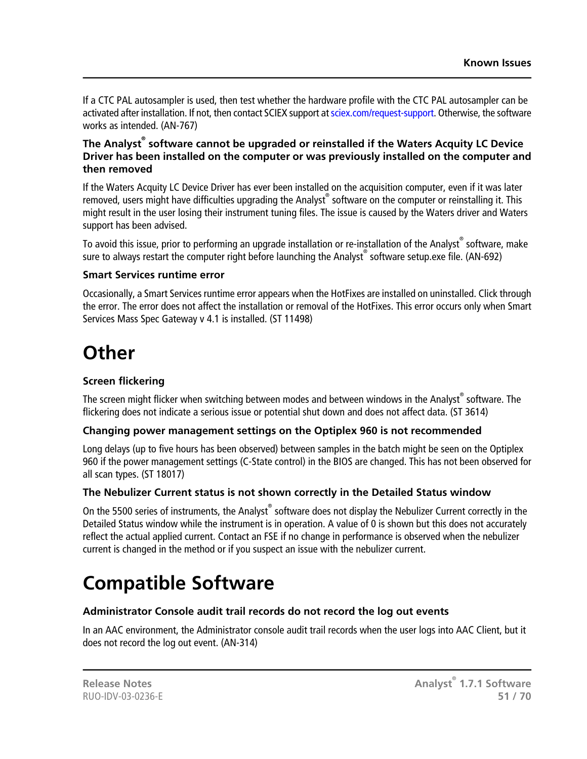If a CTC PAL autosampler is used, then test whether the hardware profile with the CTC PAL autosampler can be activated after installation. If not, then contact SCIEX support at sciex.com/request-support. Otherwise, the software works as intended. (AN-767)

### The Analyst® software cannot be upgraded or reinstalled if the Waters Acquity LC Device Driver has been installed on the computer or was previously installed on the computer and then removed

If the Waters Acquity LC Device Driver has ever been installed on the acquisition computer, even if it was later removed, users might have difficulties upgrading the Analyst® software on the computer or reinstalling it. This might result in the user losing their instrument tuning files. The issue is caused by the Waters driver and Waters support has been advised.

To avoid this issue, prior to performing an upgrade installation or re-installation of the Analyst® software, make sure to always restart the computer right before launching the Analyst® software setup.exe file. (AN-692)

### Smart Services runtime error

Occasionally, a Smart Services runtime error appears when the HotFixes are installed on uninstalled. Click through the error. The error does not affect the installation or removal of the HotFixes. This error occurs only when Smart Services Mass Spec Gateway v 4.1 is installed. (ST 11498)

# Other

### Screen flickering

The screen might flicker when switching between modes and between windows in the Analyst® software. The flickering does not indicate a serious issue or potential shut down and does not affect data. (ST 3614)

### Changing power management settings on the Optiplex 960 is not recommended

Long delays (up to five hours has been observed) between samples in the batch might be seen on the Optiplex 960 if the power management settings (C-State control) in the BIOS are changed. This has not been observed for all scan types. (ST 18017)

### The Nebulizer Current status is not shown correctly in the Detailed Status window

On the 5500 series of instruments, the Analyst® software does not display the Nebulizer Current correctly in the Detailed Status window while the instrument is in operation. A value of 0 is shown but this does not accurately reflect the actual applied current. Contact an FSE if no change in performance is observed when the nebulizer current is changed in the method or if you suspect an issue with the nebulizer current.

# Compatible Software

### Administrator Console audit trail records do not record the log out events

In an AAC environment, the Administrator console audit trail records when the user logs into AAC Client, but it does not record the log out event. (AN-314)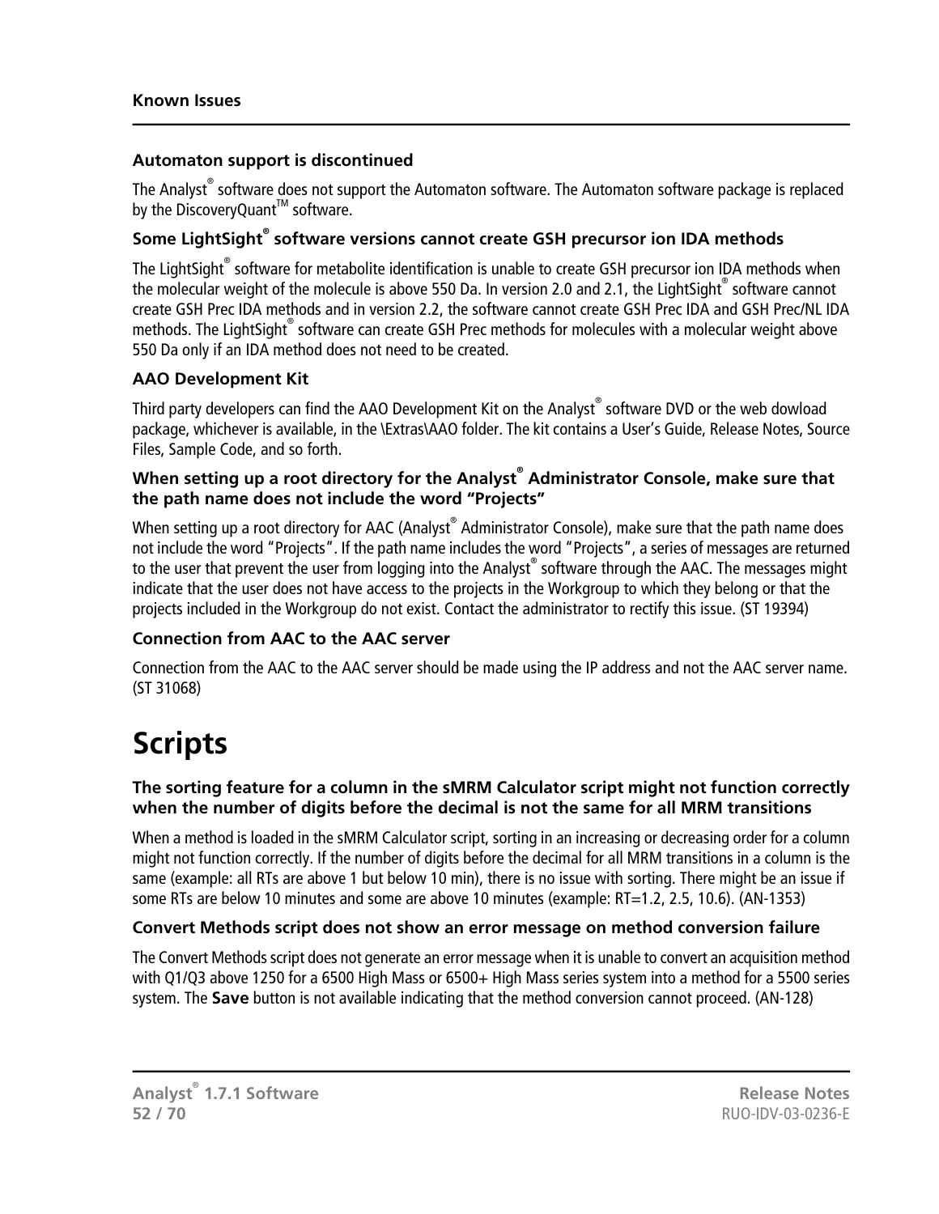### Automaton support is discontinued

The Analyst® software does not support the Automaton software. The Automaton software package is replaced by the DiscoveryQuant™ software.

### Some LightSight® software versions cannot create GSH precursor ion IDA methods

The LightSight® software for metabolite identification is unable to create GSH precursor ion IDA methods when the molecular weight of the molecule is above 550 Da. In version 2.0 and 2.1, the LightSight® software cannot create GSH Prec IDA methods and in version 2.2, the software cannot create GSH Prec IDA and GSH Prec/NL IDA methods. The LightSight® software can create GSH Prec methods for molecules with a molecular weight above 550 Da only if an IDA method does not need to be created.

### AAO Development Kit

Third party developers can find the AAO Development Kit on the Analyst® software DVD or the web dowload package, whichever is available, in the \Extras\AAO folder. The kit contains a User's Guide, Release Notes, Source Files, Sample Code, and so forth.

### When setting up a root directory for the Analyst® Administrator Console, make sure that the path name does not include the word "Projects"

When setting up a root directory for AAC (Analyst® Administrator Console), make sure that the path name does not include the word "Projects". If the path name includes the word "Projects", a series of messages are returned to the user that prevent the user from logging into the Analyst® software through the AAC. The messages might indicate that the user does not have access to the projects in the Workgroup to which they belong or that the projects included in the Workgroup do not exist. Contact the administrator to rectify this issue. (ST 19394)

### Connection from AAC to the AAC server

Connection from the AAC to the AAC server should be made using the IP address and not the AAC server name. (ST 31068)

# Scripts

### The sorting feature for a column in the sMRM Calculator script might not function correctly when the number of digits before the decimal is not the same for all MRM transitions

When a method is loaded in the sMRM Calculator script, sorting in an increasing or decreasing order for a column might not function correctly. If the number of digits before the decimal for all MRM transitions in a column is the same (example: all RTs are above 1 but below 10 min), there is no issue with sorting. There might be an issue if some RTs are below 10 minutes and some are above 10 minutes (example: RT=1.2, 2.5, 10.6). (AN-1353)

### Convert Methods script does not show an error message on method conversion failure

The Convert Methods script does not generate an error message when it is unable to convert an acquisition method with Q1/Q3 above 1250 for a 6500 High Mass or 6500+ High Mass series system into a method for a 5500 series system. The **Save** button is not available indicating that the method conversion cannot proceed. (AN-128)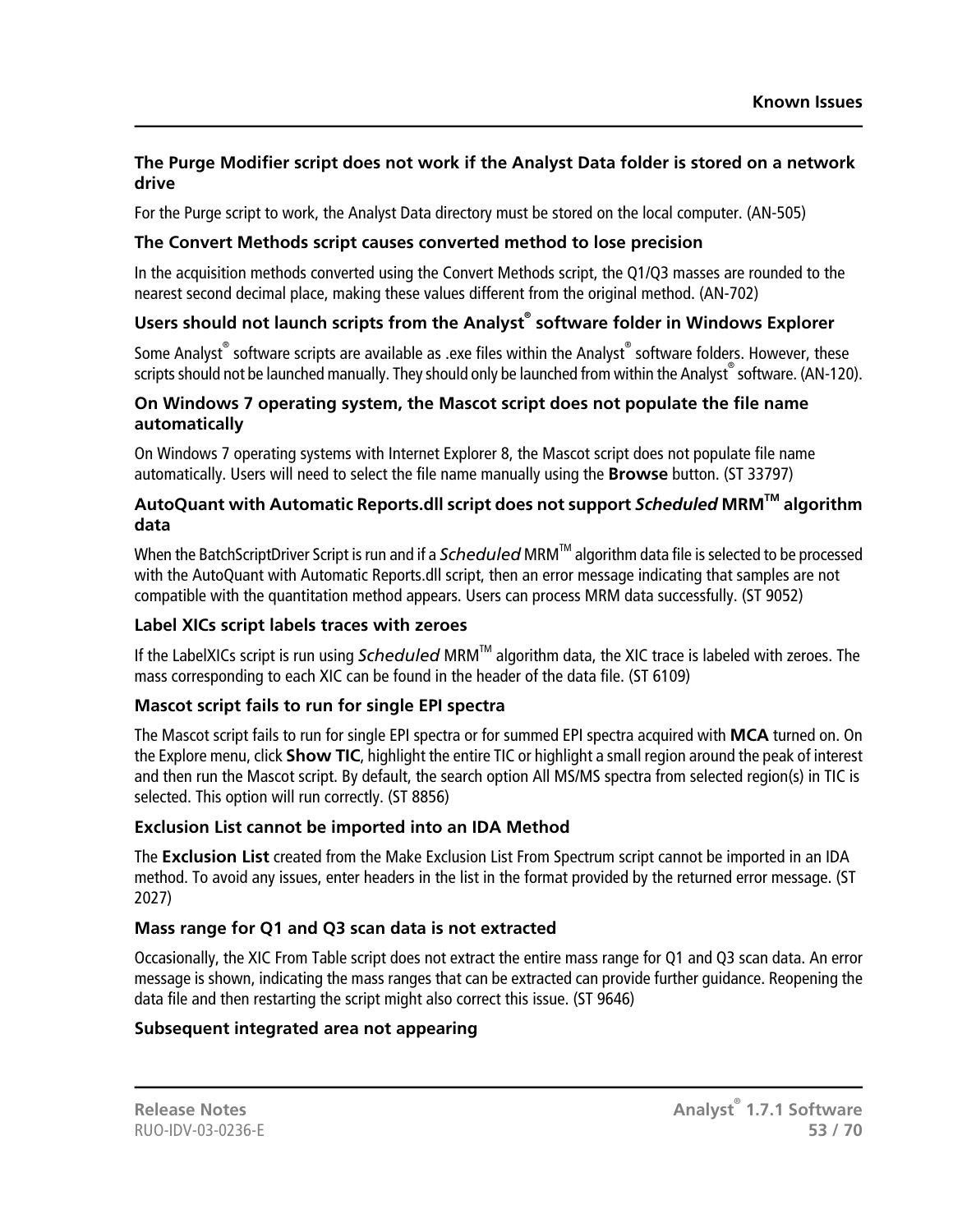### The Purge Modifier script does not work if the Analyst Data folder is stored on a network drive

For the Purge script to work, the Analyst Data directory must be stored on the local computer. (AN-505)

### The Convert Methods script causes converted method to lose precision

In the acquisition methods converted using the Convert Methods script, the Q1/Q3 masses are rounded to the nearest second decimal place, making these values different from the original method. (AN-702)

### Users should not launch scripts from the Analyst® software folder in Windows Explorer

Some Analyst® software scripts are available as .exe files within the Analyst® software folders. However, these scripts should not be launched manually. They should only be launched from within the Analyst® software. (AN-120).

### On Windows 7 operating system, the Mascot script does not populate the file name automatically

On Windows 7 operating systems with Internet Explorer 8, the Mascot script does not populate file name automatically. Users will need to select the file name manually using the **Browse** button. (ST 33797)

### AutoQuant with Automatic Reports.dll script does not support *Scheduled* MRM™ algorithm data

When the BatchScriptDriver Script is run and if a *Scheduled* MRM™ algorithm data file is selected to be processed with the AutoQuant with Automatic Reports.dll script, then an error message indicating that samples are not compatible with the quantitation method appears. Users can process MRM data successfully. (ST 9052)

### Label XICs script labels traces with zeroes

If the LabelXICs script is run using *Scheduled* MRM™ algorithm data, the XIC trace is labeled with zeroes. The mass corresponding to each XIC can be found in the header of the data file. (ST 6109)

### Mascot script fails to run for single EPI spectra

The Mascot script fails to run for single EPI spectra or for summed EPI spectra acquired with **MCA** turned on. On the Explore menu, click **Show TIC**, highlight the entire TIC or highlight a small region around the peak of interest and then run the Mascot script. By default, the search option All MS/MS spectra from selected region(s) in TIC is selected. This option will run correctly. (ST 8856)

### Exclusion List cannot be imported into an IDA Method

The **Exclusion List** created from the Make Exclusion List From Spectrum script cannot be imported in an IDA method. To avoid any issues, enter headers in the list in the format provided by the returned error message. (ST 2027)

### Mass range for Q1 and Q3 scan data is not extracted

Occasionally, the XIC From Table script does not extract the entire mass range for Q1 and Q3 scan data. An error message is shown, indicating the mass ranges that can be extracted can provide further guidance. Reopening the data file and then restarting the script might also correct this issue. (ST 9646)

### Subsequent integrated area not appearing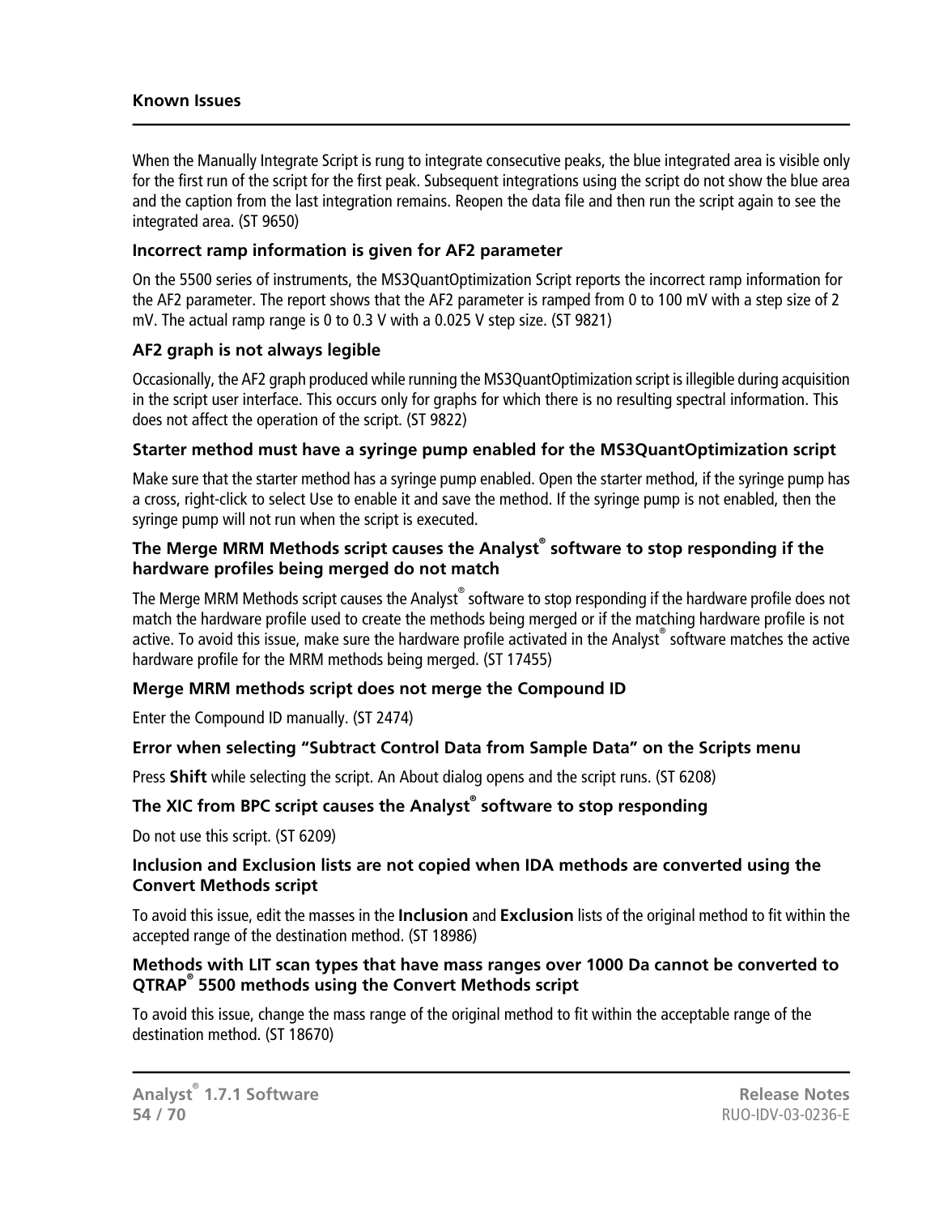When the Manually Integrate Script is rung to integrate consecutive peaks, the blue integrated area is visible only for the first run of the script for the first peak. Subsequent integrations using the script do not show the blue area and the caption from the last integration remains. Reopen the data file and then run the script again to see the integrated area. (ST 9650)

### Incorrect ramp information is given for AF2 parameter

On the 5500 series of instruments, the MS3QuantOptimization Script reports the incorrect ramp information for the AF2 parameter. The report shows that the AF2 parameter is ramped from 0 to 100 mV with a step size of 2 mV. The actual ramp range is 0 to 0.3 V with a 0.025 V step size. (ST 9821)

### AF2 graph is not always legible

Occasionally, the AF2 graph produced while running the MS3QuantOptimization script is illegible during acquisition in the script user interface. This occurs only for graphs for which there is no resulting spectral information. This does not affect the operation of the script. (ST 9822)

### Starter method must have a syringe pump enabled for the MS3QuantOptimization script

Make sure that the starter method has a syringe pump enabled. Open the starter method, if the syringe pump has a cross, right-click to select Use to enable it and save the method. If the syringe pump is not enabled, then the syringe pump will not run when the script is executed.

### The Merge MRM Methods script causes the Analyst® software to stop responding if the hardware profiles being merged do not match

The Merge MRM Methods script causes the Analyst® software to stop responding if the hardware profile does not match the hardware profile used to create the methods being merged or if the matching hardware profile is not active. To avoid this issue, make sure the hardware profile activated in the Analyst® software matches the active hardware profile for the MRM methods being merged. (ST 17455)

### Merge MRM methods script does not merge the Compound ID

Enter the Compound ID manually. (ST 2474)

### Error when selecting “Subtract Control Data from Sample Data” on the Scripts menu

Press **Shift** while selecting the script. An About dialog opens and the script runs. (ST 6208)

### The XIC from BPC script causes the Analyst® software to stop responding

Do not use this script. (ST 6209)

### Inclusion and Exclusion lists are not copied when IDA methods are converted using the Convert Methods script

To avoid this issue, edit the masses in the **Inclusion** and **Exclusion** lists of the original method to fit within the accepted range of the destination method. (ST 18986)

### Methods with LIT scan types that have mass ranges over 1000 Da cannot be converted to QTRAP® 5500 methods using the Convert Methods script

To avoid this issue, change the mass range of the original method to fit within the acceptable range of the destination method. (ST 18670)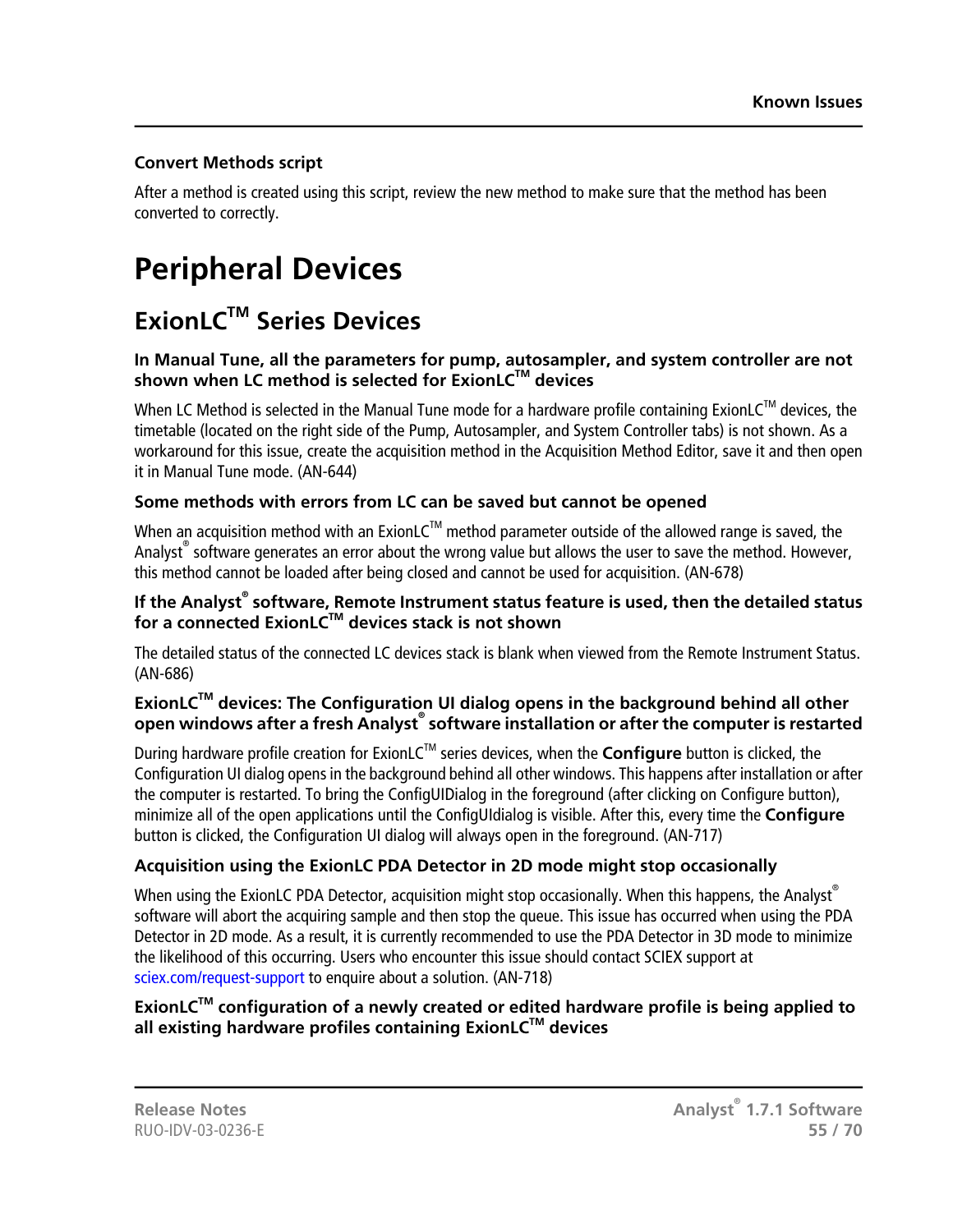### Convert Methods script

After a method is created using this script, review the new method to make sure that the method has been converted to correctly.

# Peripheral Devices

## ExionLC™ Series Devices

### In Manual Tune, all the parameters for pump, autosampler, and system controller are not shown when LC method is selected for ExionLC™ devices

When LC Method is selected in the Manual Tune mode for a hardware profile containing ExionLC™ devices, the timetable (located on the right side of the Pump, Autosampler, and System Controller tabs) is not shown. As a workaround for this issue, create the acquisition method in the Acquisition Method Editor, save it and then open it in Manual Tune mode. (AN-644)

### Some methods with errors from LC can be saved but cannot be opened

When an acquisition method with an ExionLC™ method parameter outside of the allowed range is saved, the Analyst® software generates an error about the wrong value but allows the user to save the method. However, this method cannot be loaded after being closed and cannot be used for acquisition. (AN-678)

### If the Analyst® software, Remote Instrument status feature is used, then the detailed status for a connected ExionLC™ devices stack is not shown

The detailed status of the connected LC devices stack is blank when viewed from the Remote Instrument Status. (AN-686)

### ExionLC™ devices: The Configuration UI dialog opens in the background behind all other open windows after a fresh Analyst® software installation or after the computer is restarted

During hardware profile creation for ExionLC™ series devices, when the **Configure** button is clicked, the Configuration UI dialog opens in the background behind all other windows. This happens after installation or after the computer is restarted. To bring the ConfigUIDialog in the foreground (after clicking on Configure button), minimize all of the open applications until the ConfigUIdialog is visible. After this, every time the **Configure** button is clicked, the Configuration UI dialog will always open in the foreground. (AN-717)

### Acquisition using the ExionLC PDA Detector in 2D mode might stop occasionally

When using the ExionLC PDA Detector, acquisition might stop occasionally. When this happens, the Analyst® software will abort the acquiring sample and then stop the queue. This issue has occurred when using the PDA Detector in 2D mode. As a result, it is currently recommended to use the PDA Detector in 3D mode to minimize the likelihood of this occurring. Users who encounter this issue should contact SCIEX support at sciex.com/request-support to enquire about a solution. (AN-718)

### ExionLC™ configuration of a newly created or edited hardware profile is being applied to all existing hardware profiles containing ExionLC™ devices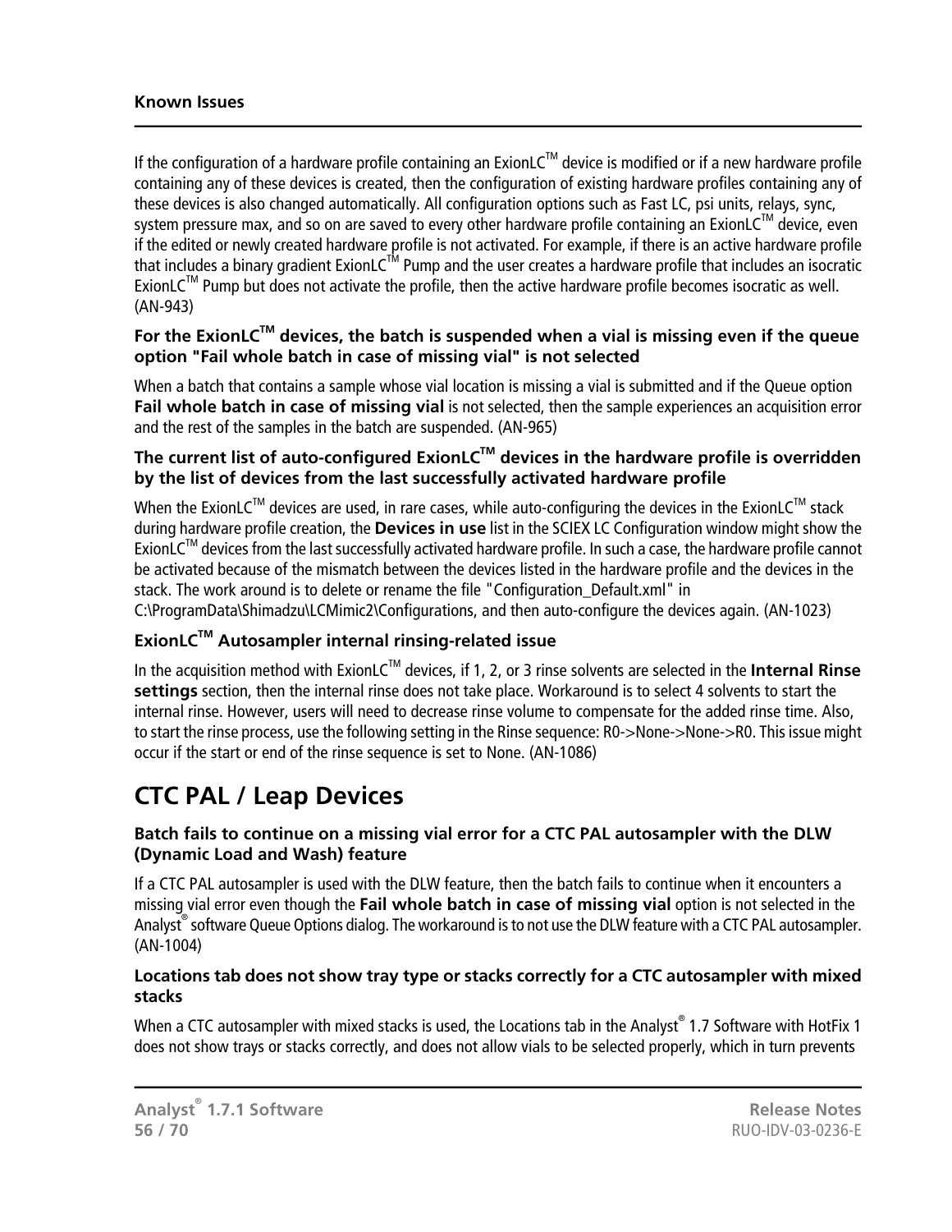If the configuration of a hardware profile containing an ExionLC™ device is modified or if a new hardware profile containing any of these devices is created, then the configuration of existing hardware profiles containing any of these devices is also changed automatically. All configuration options such as Fast LC, psi units, relays, sync, system pressure max, and so on are saved to every other hardware profile containing an ExionLC™ device, even if the edited or newly created hardware profile is not activated. For example, if there is an active hardware profile that includes a binary gradient ExionLC™ Pump and the user creates a hardware profile that includes an isocratic ExionLC™ Pump but does not activate the profile, then the active hardware profile becomes isocratic as well. (AN-943)

### For the ExionLC™ devices, the batch is suspended when a vial is missing even if the queue option "Fail whole batch in case of missing vial" is not selected

When a batch that contains a sample whose vial location is missing a vial is submitted and if the Queue option **Fail whole batch in case of missing vial** is not selected, then the sample experiences an acquisition error and the rest of the samples in the batch are suspended. (AN-965)

### The current list of auto-configured ExionLC™ devices in the hardware profile is overridden by the list of devices from the last successfully activated hardware profile

When the ExionLC™ devices are used, in rare cases, while auto-configuring the devices in the ExionLC™ stack during hardware profile creation, the **Devices in use** list in the SCIEX LC Configuration window might show the ExionLC™ devices from the last successfully activated hardware profile. In such a case, the hardware profile cannot be activated because of the mismatch between the devices listed in the hardware profile and the devices in the stack. The work around is to delete or rename the file "Configuration_Default.xml" in C:\ProgramData\Shimadzu\LCMimic2\Configurations, and then auto-configure the devices again. (AN-1023)

### ExionLC™ Autosampler internal rinsing-related issue

In the acquisition method with ExionLC™ devices, if 1, 2, or 3 rinse solvents are selected in the **Internal Rinse settings** section, then the internal rinse does not take place. Workaround is to select 4 solvents to start the internal rinse. However, users will need to decrease rinse volume to compensate for the added rinse time. Also, to start the rinse process, use the following setting in the Rinse sequence: R0->None->None->R0. This issue might occur if the start or end of the rinse sequence is set to None. (AN-1086)

## CTC PAL / Leap Devices

### Batch fails to continue on a missing vial error for a CTC PAL autosampler with the DLW (Dynamic Load and Wash) feature

If a CTC PAL autosampler is used with the DLW feature, then the batch fails to continue when it encounters a missing vial error even though the **Fail whole batch in case of missing vial** option is not selected in the Analyst® software Queue Options dialog. The workaround is to not use the DLW feature with a CTC PAL autosampler. (AN-1004)

### Locations tab does not show tray type or stacks correctly for a CTC autosampler with mixed stacks

When a CTC autosampler with mixed stacks is used, the Locations tab in the Analyst® 1.7 Software with HotFix 1 does not show trays or stacks correctly, and does not allow vials to be selected properly, which in turn prevents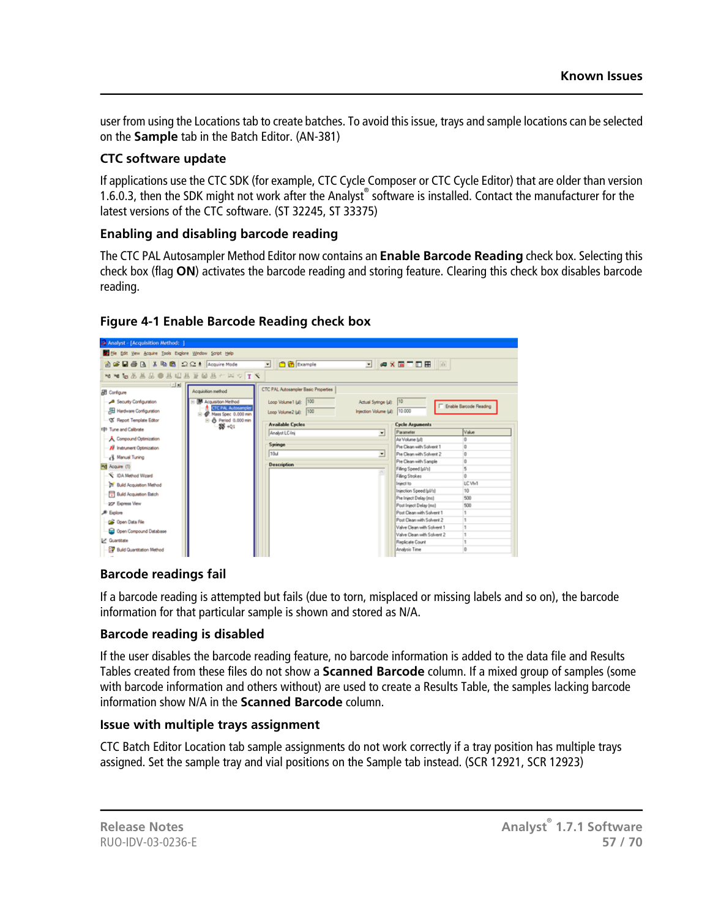user from using the Locations tab to create batches. To avoid this issue, trays and sample locations can be selected on the **Sample** tab in the Batch Editor. (AN-381)

### CTC software update

If applications use the CTC SDK (for example, CTC Cycle Composer or CTC Cycle Editor) that are older than version 1.6.0.3, then the SDK might not work after the Analyst® software is installed. Contact the manufacturer for the latest versions of the CTC software. (ST 32245, ST 33375)

### Enabling and disabling barcode reading

The CTC PAL Autosampler Method Editor now contains an **Enable Barcode Reading** check box. Selecting this check box (flag **ON**) activates the barcode reading and storing feature. Clearing this check box disables barcode reading.

**Figure 4-1 Enable Barcode Reading check box**

### Barcode readings fail

If a barcode reading is attempted but fails (due to torn, misplaced or missing labels and so on), the barcode information for that particular sample is shown and stored as N/A.

### Barcode reading is disabled

If the user disables the barcode reading feature, no barcode information is added to the data file and Results Tables created from these files do not show a **Scanned Barcode** column. If a mixed group of samples (some with barcode information and others without) are used to create a Results Table, the samples lacking barcode information show N/A in the **Scanned Barcode** column.

### Issue with multiple trays assignment

CTC Batch Editor Location tab sample assignments do not work correctly if a tray position has multiple trays assigned. Set the sample tray and vial positions on the Sample tab instead. (SCR 12921, SCR 12923)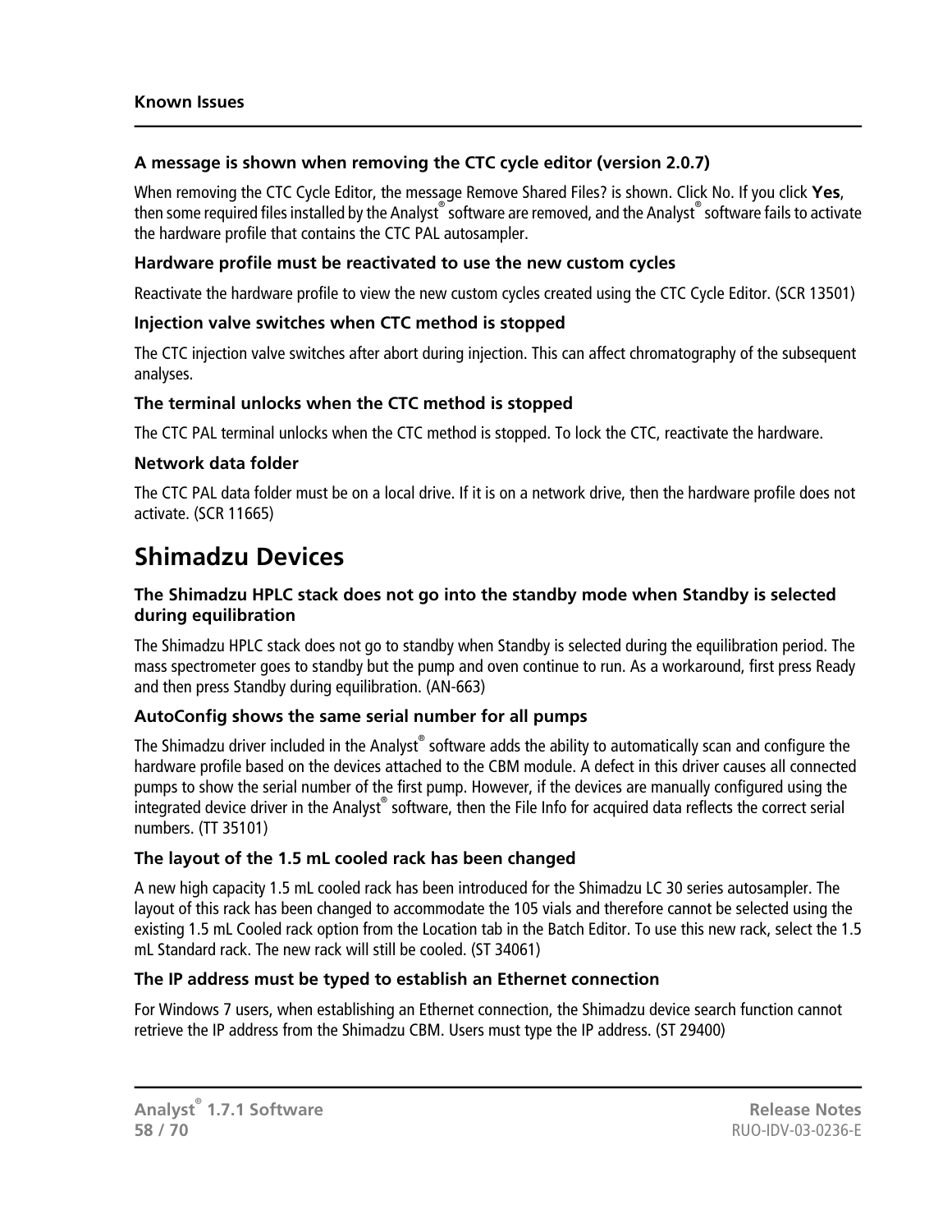### A message is shown when removing the CTC cycle editor (version 2.0.7)

When removing the CTC Cycle Editor, the message Remove Shared Files? is shown. Click No. If you click **Yes**, then some required files installed by the Analyst® software are removed, and the Analyst® software fails to activate the hardware profile that contains the CTC PAL autosampler.

### Hardware profile must be reactivated to use the new custom cycles

Reactivate the hardware profile to view the new custom cycles created using the CTC Cycle Editor. (SCR 13501)

### Injection valve switches when CTC method is stopped

The CTC injection valve switches after abort during injection. This can affect chromatography of the subsequent analyses.

### The terminal unlocks when the CTC method is stopped

The CTC PAL terminal unlocks when the CTC method is stopped. To lock the CTC, reactivate the hardware.

### Network data folder

The CTC PAL data folder must be on a local drive. If it is on a network drive, then the hardware profile does not activate. (SCR 11665)

## Shimadzu Devices

### The Shimadzu HPLC stack does not go into the standby mode when Standby is selected during equilibration

The Shimadzu HPLC stack does not go to standby when Standby is selected during the equilibration period. The mass spectrometer goes to standby but the pump and oven continue to run. As a workaround, first press Ready and then press Standby during equilibration. (AN-663)

### AutoConfig shows the same serial number for all pumps

The Shimadzu driver included in the Analyst® software adds the ability to automatically scan and configure the hardware profile based on the devices attached to the CBM module. A defect in this driver causes all connected pumps to show the serial number of the first pump. However, if the devices are manually configured using the integrated device driver in the Analyst® software, then the File Info for acquired data reflects the correct serial numbers. (TT 35101)

### The layout of the 1.5 mL cooled rack has been changed

A new high capacity 1.5 mL cooled rack has been introduced for the Shimadzu LC 30 series autosampler. The layout of this rack has been changed to accommodate the 105 vials and therefore cannot be selected using the existing 1.5 mL Cooled rack option from the Location tab in the Batch Editor. To use this new rack, select the 1.5 mL Standard rack. The new rack will still be cooled. (ST 34061)

### The IP address must be typed to establish an Ethernet connection

For Windows 7 users, when establishing an Ethernet connection, the Shimadzu device search function cannot retrieve the IP address from the Shimadzu CBM. Users must type the IP address. (ST 29400)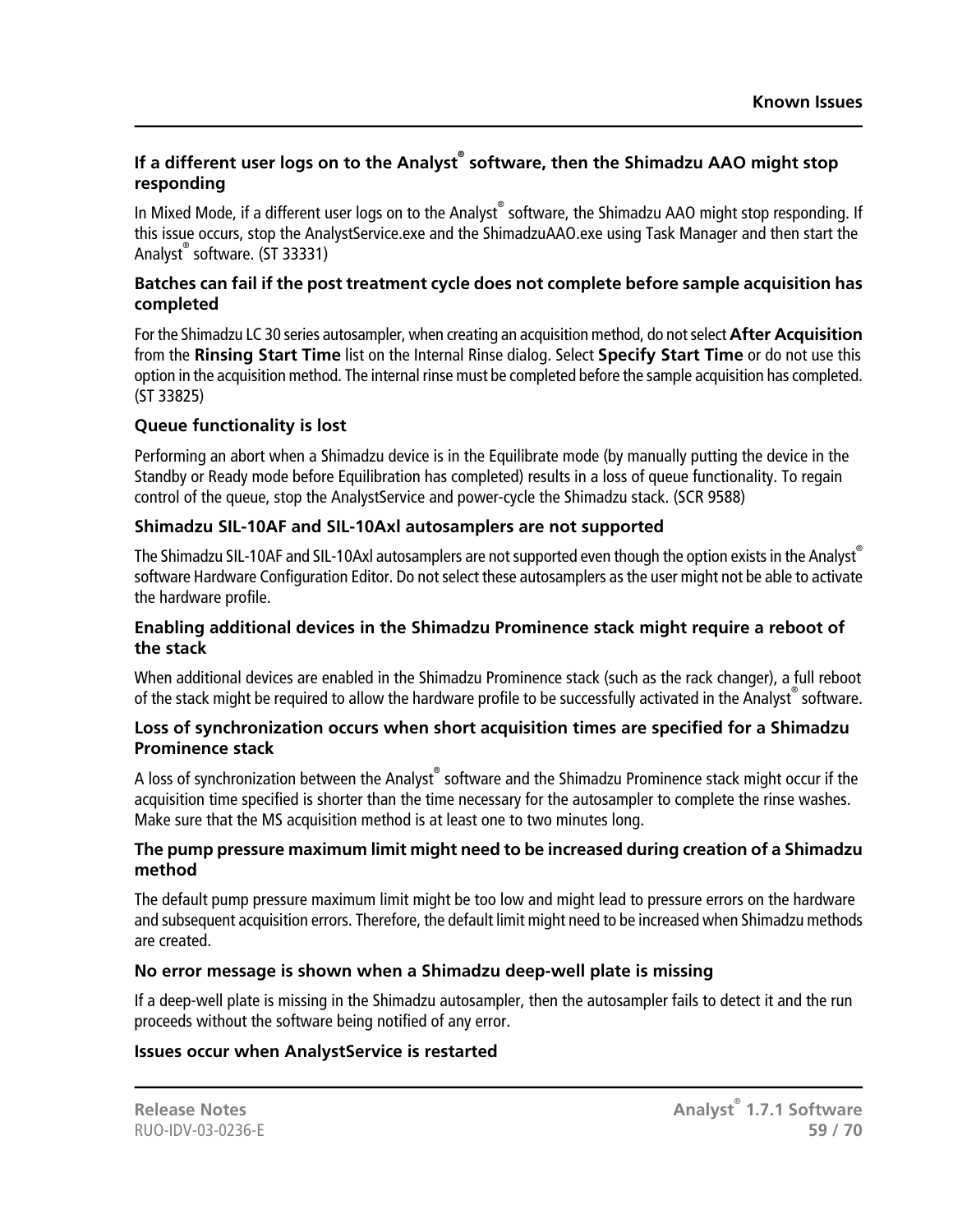#### If a different user logs on to the Analyst® software, then the Shimadzu AAO might stop responding

In Mixed Mode, if a different user logs on to the Analyst® software, the Shimadzu AAO might stop responding. If this issue occurs, stop the AnalystService.exe and the ShimadzuAAO.exe using Task Manager and then start the Analyst® software. (ST 33331)

#### Batches can fail if the post treatment cycle does not complete before sample acquisition has completed

For the Shimadzu LC 30 series autosampler, when creating an acquisition method, do not select **After Acquisition** from the **Rinsing Start Time** list on the Internal Rinse dialog. Select **Specify Start Time** or do not use this option in the acquisition method. The internal rinse must be completed before the sample acquisition has completed. (ST 33825)

#### Queue functionality is lost

Performing an abort when a Shimadzu device is in the Equilibrate mode (by manually putting the device in the Standby or Ready mode before Equilibration has completed) results in a loss of queue functionality. To regain control of the queue, stop the AnalystService and power-cycle the Shimadzu stack. (SCR 9588)

#### Shimadzu SIL-10AF and SIL-10Axl autosamplers are not supported

The Shimadzu SIL-10AF and SIL-10Axl autosamplers are not supported even though the option exists in the Analyst® software Hardware Configuration Editor. Do not select these autosamplers as the user might not be able to activate the hardware profile.

#### Enabling additional devices in the Shimadzu Prominence stack might require a reboot of the stack

When additional devices are enabled in the Shimadzu Prominence stack (such as the rack changer), a full reboot of the stack might be required to allow the hardware profile to be successfully activated in the Analyst® software.

#### Loss of synchronization occurs when short acquisition times are specified for a Shimadzu Prominence stack

A loss of synchronization between the Analyst® software and the Shimadzu Prominence stack might occur if the acquisition time specified is shorter than the time necessary for the autosampler to complete the rinse washes. Make sure that the MS acquisition method is at least one to two minutes long.

#### The pump pressure maximum limit might need to be increased during creation of a Shimadzu method

The default pump pressure maximum limit might be too low and might lead to pressure errors on the hardware and subsequent acquisition errors. Therefore, the default limit might need to be increased when Shimadzu methods are created.

#### No error message is shown when a Shimadzu deep-well plate is missing

If a deep-well plate is missing in the Shimadzu autosampler, then the autosampler fails to detect it and the run proceeds without the software being notified of any error.

#### Issues occur when AnalystService is restarted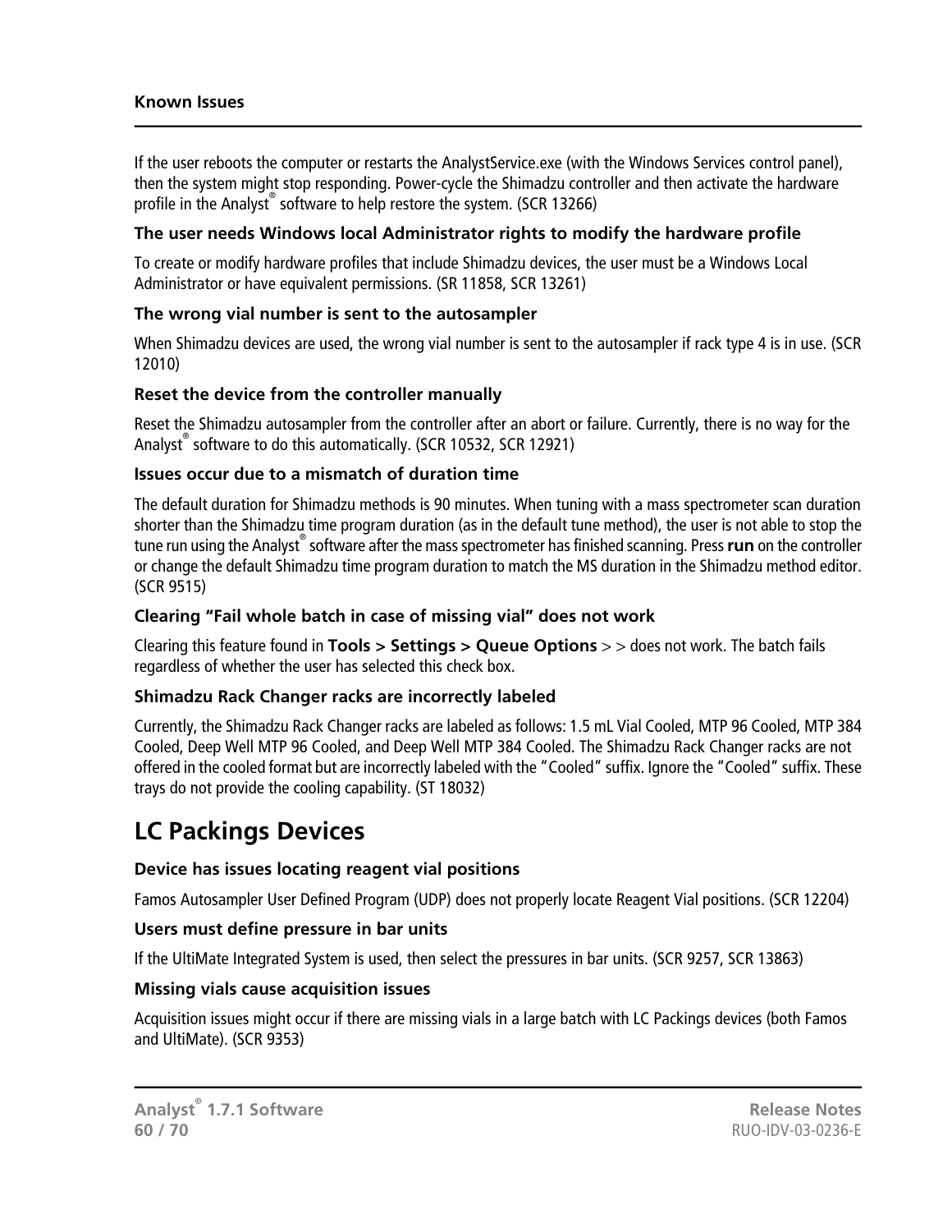If the user reboots the computer or restarts the AnalystService.exe (with the Windows Services control panel), then the system might stop responding. Power-cycle the Shimadzu controller and then activate the hardware profile in the Analyst® software to help restore the system. (SCR 13266)

### The user needs Windows local Administrator rights to modify the hardware profile

To create or modify hardware profiles that include Shimadzu devices, the user must be a Windows Local Administrator or have equivalent permissions. (SR 11858, SCR 13261)

### The wrong vial number is sent to the autosampler

When Shimadzu devices are used, the wrong vial number is sent to the autosampler if rack type 4 is in use. (SCR 12010)

### Reset the device from the controller manually

Reset the Shimadzu autosampler from the controller after an abort or failure. Currently, there is no way for the Analyst® software to do this automatically. (SCR 10532, SCR 12921)

### Issues occur due to a mismatch of duration time

The default duration for Shimadzu methods is 90 minutes. When tuning with a mass spectrometer scan duration shorter than the Shimadzu time program duration (as in the default tune method), the user is not able to stop the tune run using the Analyst® software after the mass spectrometer has finished scanning. Press **run** on the controller or change the default Shimadzu time program duration to match the MS duration in the Shimadzu method editor. (SCR 9515)

### Clearing “Fail whole batch in case of missing vial” does not work

Clearing this feature found in **Tools > Settings > Queue Options** > > does not work. The batch fails regardless of whether the user has selected this check box.

### Shimadzu Rack Changer racks are incorrectly labeled

Currently, the Shimadzu Rack Changer racks are labeled as follows: 1.5 mL Vial Cooled, MTP 96 Cooled, MTP 384 Cooled, Deep Well MTP 96 Cooled, and Deep Well MTP 384 Cooled. The Shimadzu Rack Changer racks are not offered in the cooled format but are incorrectly labeled with the “Cooled” suffix. Ignore the “Cooled” suffix. These trays do not provide the cooling capability. (ST 18032)

## LC Packings Devices

### Device has issues locating reagent vial positions

Famos Autosampler User Defined Program (UDP) does not properly locate Reagent Vial positions. (SCR 12204)

### Users must define pressure in bar units

If the UltiMate Integrated System is used, then select the pressures in bar units. (SCR 9257, SCR 13863)

### Missing vials cause acquisition issues

Acquisition issues might occur if there are missing vials in a large batch with LC Packings devices (both Famos and UltiMate). (SCR 9353)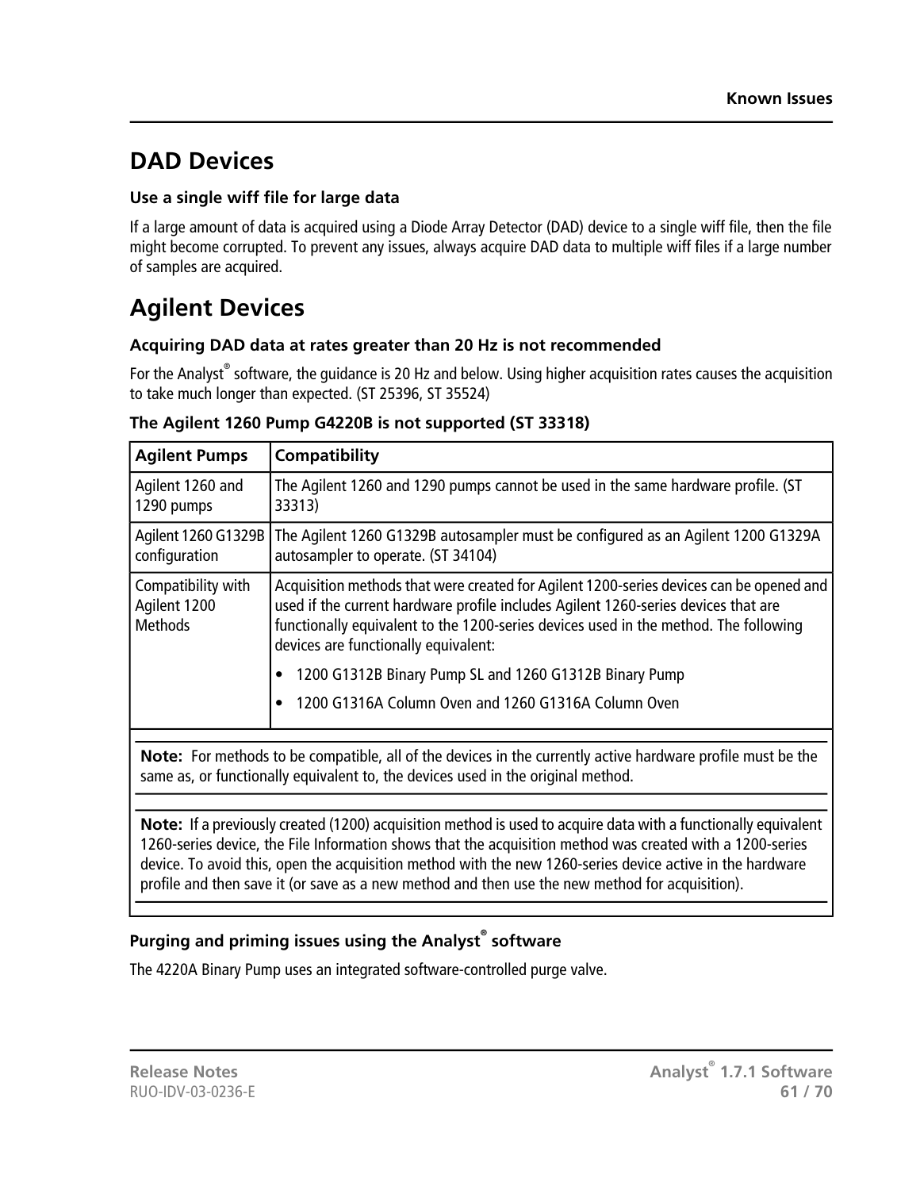## DAD Devices

**Use a single wiff file for large data**

If a large amount of data is acquired using a Diode Array Detector (DAD) device to a single wiff file, then the file might become corrupted. To prevent any issues, always acquire DAD data to multiple wiff files if a large number of samples are acquired.

## Agilent Devices

**Acquiring DAD data at rates greater than 20 Hz is not recommended**

For the Analyst® software, the guidance is 20 Hz and below. Using higher acquisition rates causes the acquisition to take much longer than expected. (ST 25396, ST 35524)

**The Agilent 1260 Pump G4220B is not supported (ST 33318)**

| Agilent Pumps | Compatibility |
| --- | --- |
| Agilent 1260 and 1290 pumps | The Agilent 1260 and 1290 pumps cannot be used in the same hardware profile. (ST 33313) |
| Agilent 1260 G1329B configuration | The Agilent 1260 G1329B autosampler must be configured as an Agilent 1200 G1329A autosampler to operate. (ST 34104) |
| Compatibility with Agilent 1200 Methods | Acquisition methods that were created for Agilent 1200-series devices can be opened and used if the current hardware profile includes Agilent 1260-series devices that are functionally equivalent to the 1200-series devices used in the method. The following devices are functionally equivalent:<br>• 1200 G1312B Binary Pump SL and 1260 G1312B Binary Pump<br>• 1200 G1316A Column Oven and 1260 G1316A Column Oven |

**Note:** For methods to be compatible, all of the devices in the currently active hardware profile must be the same as, or functionally equivalent to, the devices used in the original method.

**Note:** If a previously created (1200) acquisition method is used to acquire data with a functionally equivalent 1260-series device, the File Information shows that the acquisition method was created with a 1200-series device. To avoid this, open the acquisition method with the new 1260-series device active in the hardware profile and then save it (or save as a new method and then use the new method for acquisition).

**Purging and priming issues using the Analyst® software**

The 4220A Binary Pump uses an integrated software-controlled purge valve.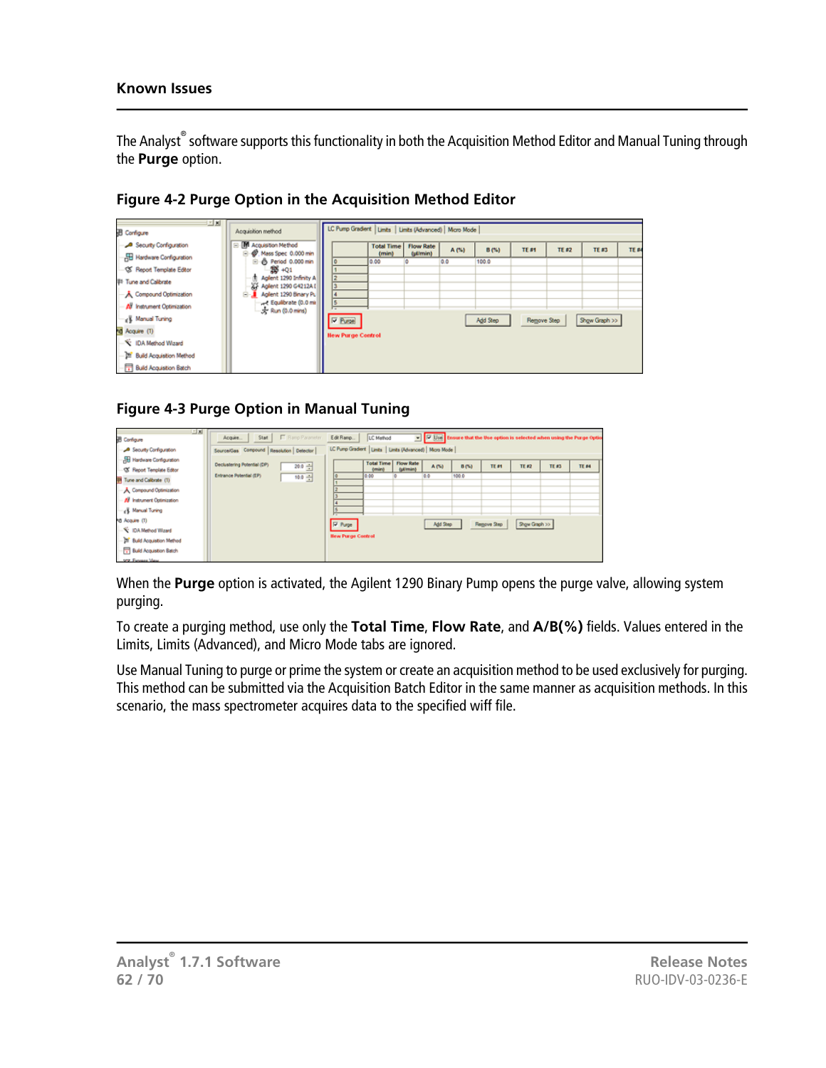## Known Issues

The Analyst® software supports this functionality in both the Acquisition Method Editor and Manual Tuning through the **Purge** option.

**Figure 4-2 Purge Option in the Acquisition Method Editor**

**Figure 4-3 Purge Option in Manual Tuning**

When the **Purge** option is activated, the Agilent 1290 Binary Pump opens the purge valve, allowing system purging.

To create a purging method, use only the **Total Time**, **Flow Rate**, and **A/B(%)** fields. Values entered in the Limits, Limits (Advanced), and Micro Mode tabs are ignored.

Use Manual Tuning to purge or prime the system or create an acquisition method to be used exclusively for purging. This method can be submitted via the Acquisition Batch Editor in the same manner as acquisition methods. In this scenario, the mass spectrometer acquires data to the specified wiff file.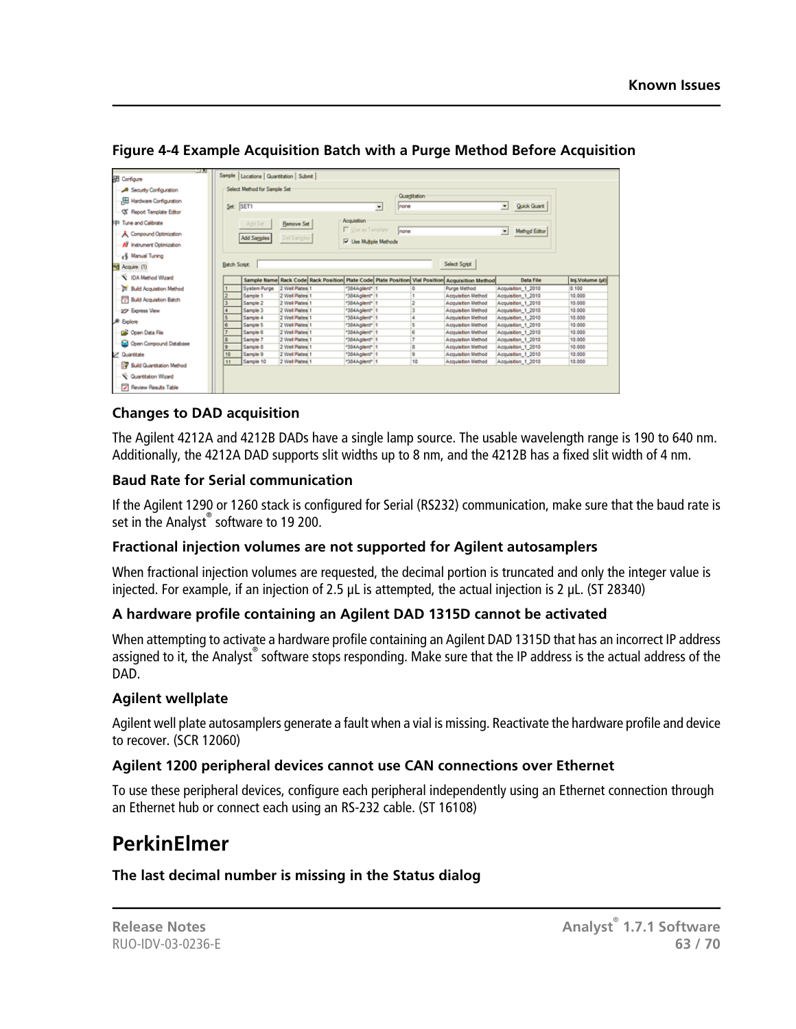**Figure 4-4 Example Acquisition Batch with a Purge Method Before Acquisition**

### Changes to DAD acquisition

The Agilent 4212A and 4212B DADs have a single lamp source. The usable wavelength range is 190 to 640 nm. Additionally, the 4212A DAD supports slit widths up to 8 nm, and the 4212B has a fixed slit width of 4 nm.

### Baud Rate for Serial communication

If the Agilent 1290 or 1260 stack is configured for Serial (RS232) communication, make sure that the baud rate is set in the Analyst® software to 19 200.

### Fractional injection volumes are not supported for Agilent autosamplers

When fractional injection volumes are requested, the decimal portion is truncated and only the integer value is injected. For example, if an injection of 2.5 µL is attempted, the actual injection is 2 µL. (ST 28340)

### A hardware profile containing an Agilent DAD 1315D cannot be activated

When attempting to activate a hardware profile containing an Agilent DAD 1315D that has an incorrect IP address assigned to it, the Analyst® software stops responding. Make sure that the IP address is the actual address of the DAD.

### Agilent wellplate

Agilent well plate autosamplers generate a fault when a vial is missing. Reactivate the hardware profile and device to recover. (SCR 12060)

### Agilent 1200 peripheral devices cannot use CAN connections over Ethernet

To use these peripheral devices, configure each peripheral independently using an Ethernet connection through an Ethernet hub or connect each using an RS-232 cable. (ST 16108)

## PerkinElmer

### The last decimal number is missing in the Status dialog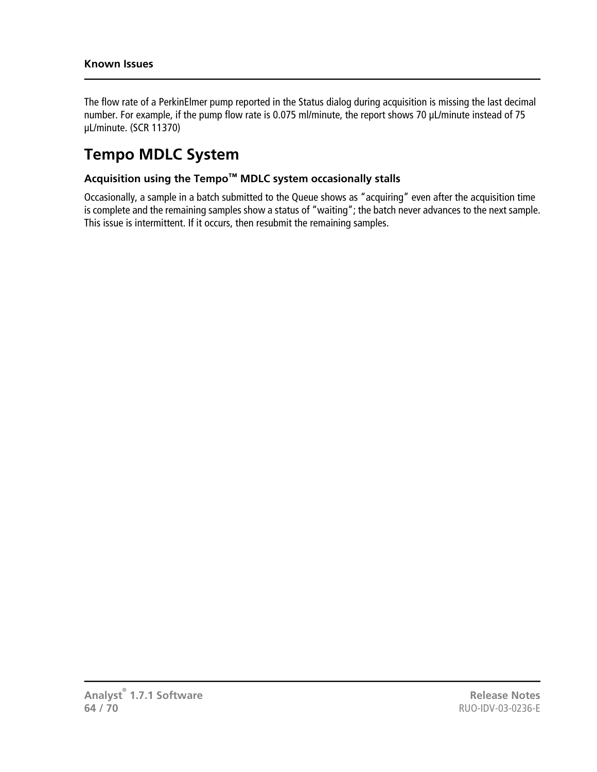The flow rate of a PerkinElmer pump reported in the Status dialog during acquisition is missing the last decimal number. For example, if the pump flow rate is 0.075 ml/minute, the report shows 70 µL/minute instead of 75 µL/minute. (SCR 11370)

# Tempo MDLC System

### Acquisition using the Tempo™ MDLC system occasionally stalls

Occasionally, a sample in a batch submitted to the Queue shows as "acquiring" even after the acquisition time is complete and the remaining samples show a status of "waiting"; the batch never advances to the next sample. This issue is intermittent. If it occurs, then resubmit the remaining samples.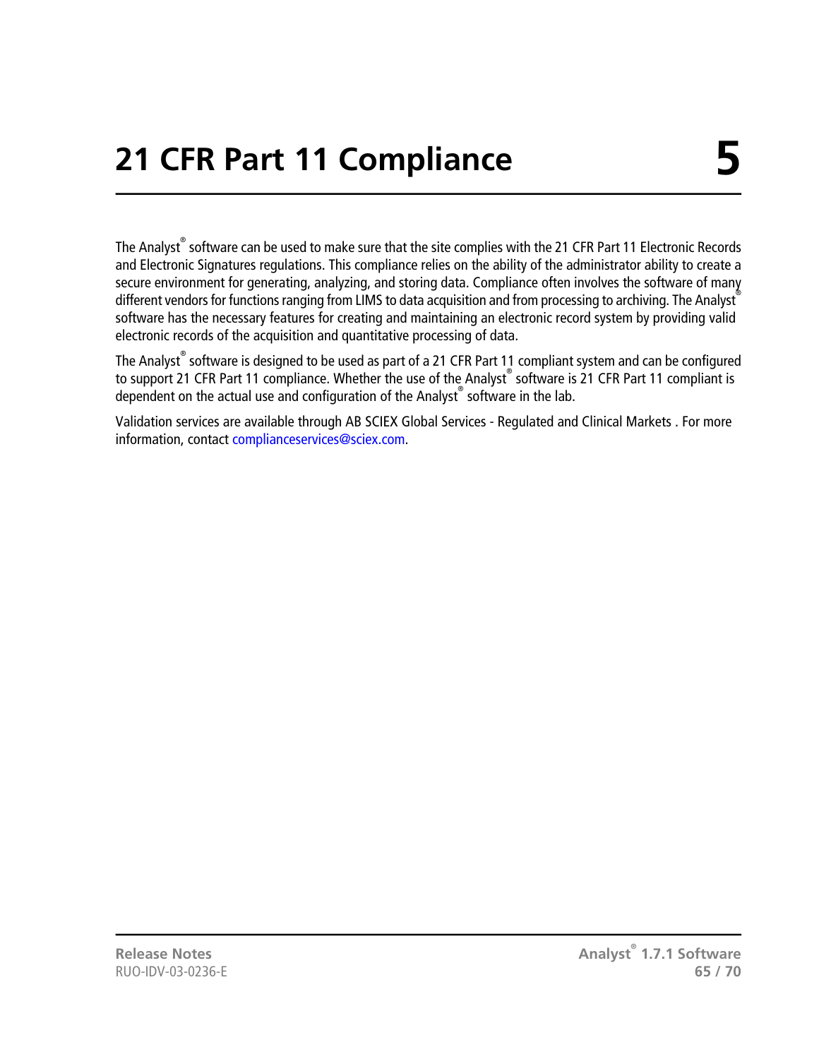# 21 CFR Part 11 Compliance 5

The Analyst® software can be used to make sure that the site complies with the 21 CFR Part 11 Electronic Records and Electronic Signatures regulations. This compliance relies on the ability of the administrator ability to create a secure environment for generating, analyzing, and storing data. Compliance often involves the software of many different vendors for functions ranging from LIMS to data acquisition and from processing to archiving. The Analyst® software has the necessary features for creating and maintaining an electronic record system by providing valid electronic records of the acquisition and quantitative processing of data.

The Analyst® software is designed to be used as part of a 21 CFR Part 11 compliant system and can be configured to support 21 CFR Part 11 compliance. Whether the use of the Analyst® software is 21 CFR Part 11 compliant is dependent on the actual use and configuration of the Analyst® software in the lab.

Validation services are available through AB SCIEX Global Services - Regulated and Clinical Markets . For more information, contact complianceservices@sciex.com.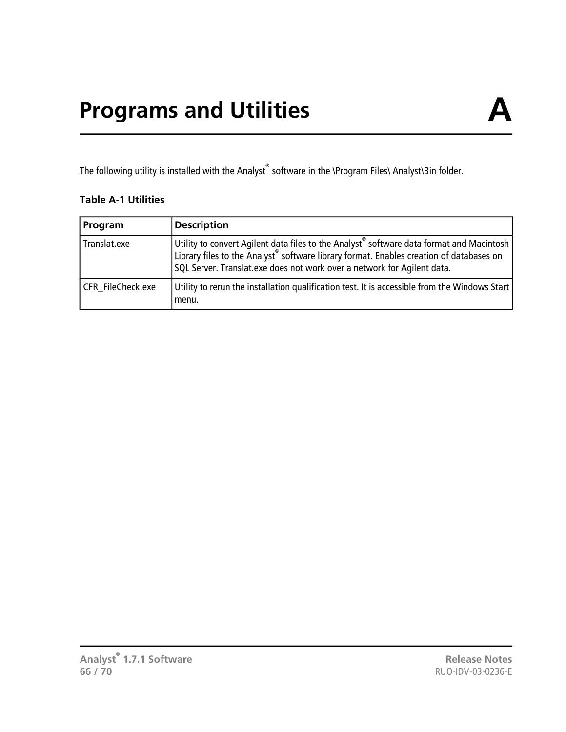# Programs and Utilities A

The following utility is installed with the Analyst® software in the \Program Files\ Analyst\Bin folder.

**Table A-1 Utilities**

| Program | Description |
| --- | --- |
| Translat.exe | Utility to convert Agilent data files to the Analyst® software data format and Macintosh Library files to the Analyst® software library format. Enables creation of databases on SQL Server. Translat.exe does not work over a network for Agilent data. |
| CFR_FileCheck.exe | Utility to rerun the installation qualification test. It is accessible from the Windows Start menu. |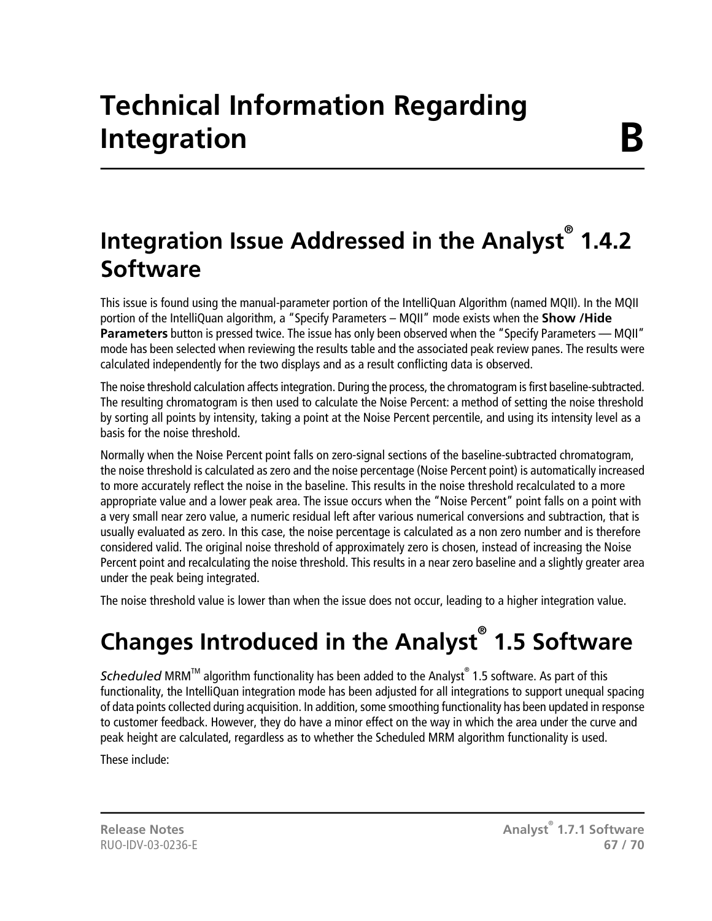# Technical Information Regarding Integration B

## Integration Issue Addressed in the Analyst® 1.4.2 Software

This issue is found using the manual-parameter portion of the IntelliQuan Algorithm (named MQII). In the MQII portion of the IntelliQuan algorithm, a "Specify Parameters – MQII" mode exists when the **Show /Hide Parameters** button is pressed twice. The issue has only been observed when the "Specify Parameters — MQII" mode has been selected when reviewing the results table and the associated peak review panes. The results were calculated independently for the two displays and as a result conflicting data is observed.

The noise threshold calculation affects integration. During the process, the chromatogram is first baseline-subtracted. The resulting chromatogram is then used to calculate the Noise Percent: a method of setting the noise threshold by sorting all points by intensity, taking a point at the Noise Percent percentile, and using its intensity level as a basis for the noise threshold.

Normally when the Noise Percent point falls on zero-signal sections of the baseline-subtracted chromatogram, the noise threshold is calculated as zero and the noise percentage (Noise Percent point) is automatically increased to more accurately reflect the noise in the baseline. This results in the noise threshold recalculated to a more appropriate value and a lower peak area. The issue occurs when the "Noise Percent" point falls on a point with a very small near zero value, a numeric residual left after various numerical conversions and subtraction, that is usually evaluated as zero. In this case, the noise percentage is calculated as a non zero number and is therefore considered valid. The original noise threshold of approximately zero is chosen, instead of increasing the Noise Percent point and recalculating the noise threshold. This results in a near zero baseline and a slightly greater area under the peak being integrated.

The noise threshold value is lower than when the issue does not occur, leading to a higher integration value.

## Changes Introduced in the Analyst® 1.5 Software

*Scheduled* MRM™ algorithm functionality has been added to the Analyst® 1.5 software. As part of this functionality, the IntelliQuan integration mode has been adjusted for all integrations to support unequal spacing of data points collected during acquisition. In addition, some smoothing functionality has been updated in response to customer feedback. However, they do have a minor effect on the way in which the area under the curve and peak height are calculated, regardless as to whether the Scheduled MRM algorithm functionality is used.

These include: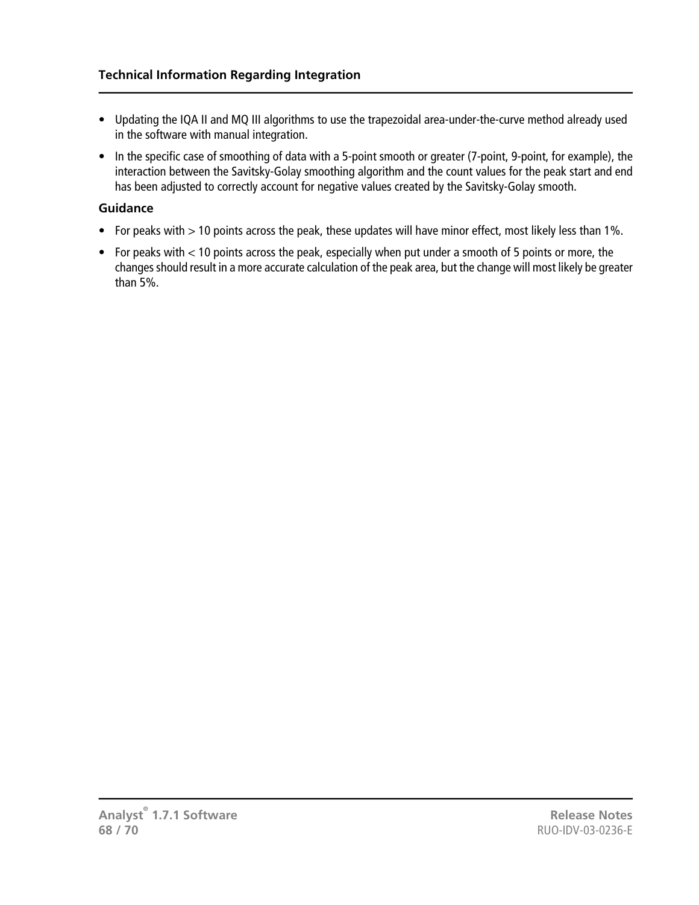- Updating the IQA II and MQ III algorithms to use the trapezoidal area-under-the-curve method already used in the software with manual integration.
- In the specific case of smoothing of data with a 5-point smooth or greater (7-point, 9-point, for example), the interaction between the Savitsky-Golay smoothing algorithm and the count values for the peak start and end has been adjusted to correctly account for negative values created by the Savitsky-Golay smooth.

**Guidance**

- For peaks with > 10 points across the peak, these updates will have minor effect, most likely less than 1%.
- For peaks with < 10 points across the peak, especially when put under a smooth of 5 points or more, the changes should result in a more accurate calculation of the peak area, but the change will most likely be greater than 5%.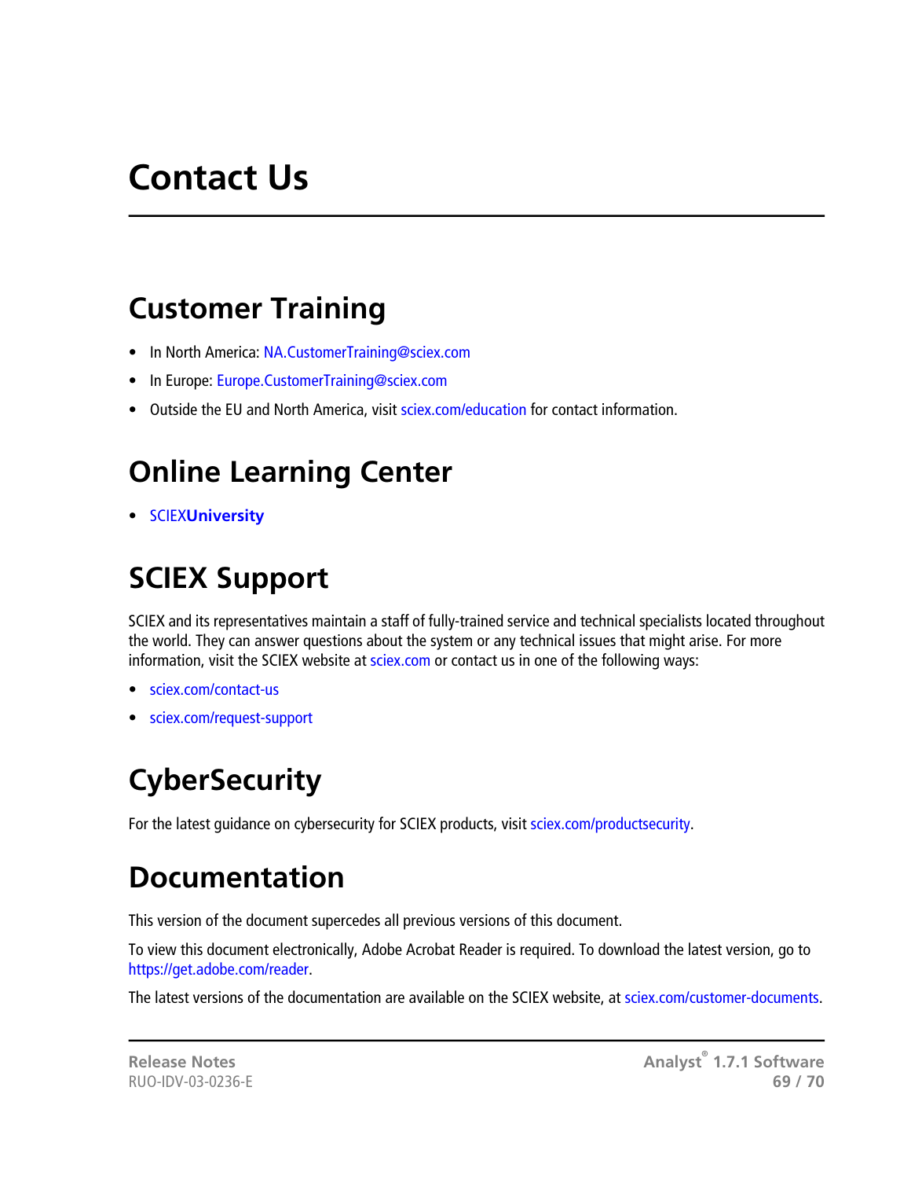# Contact Us

## Customer Training

- In North America: NA.CustomerTraining@sciex.com
- In Europe: Europe.CustomerTraining@sciex.com
- Outside the EU and North America, visit sciex.com/education for contact information.

## Online Learning Center

- SCIEX**University**

## SCIEX Support

SCIEX and its representatives maintain a staff of fully-trained service and technical specialists located throughout the world. They can answer questions about the system or any technical issues that might arise. For more information, visit the SCIEX website at sciex.com or contact us in one of the following ways:

- sciex.com/contact-us
- sciex.com/request-support

## CyberSecurity

For the latest guidance on cybersecurity for SCIEX products, visit sciex.com/productsecurity.

## Documentation

This version of the document supercedes all previous versions of this document.

To view this document electronically, Adobe Acrobat Reader is required. To download the latest version, go to https://get.adobe.com/reader.

The latest versions of the documentation are available on the SCIEX website, at sciex.com/customer-documents.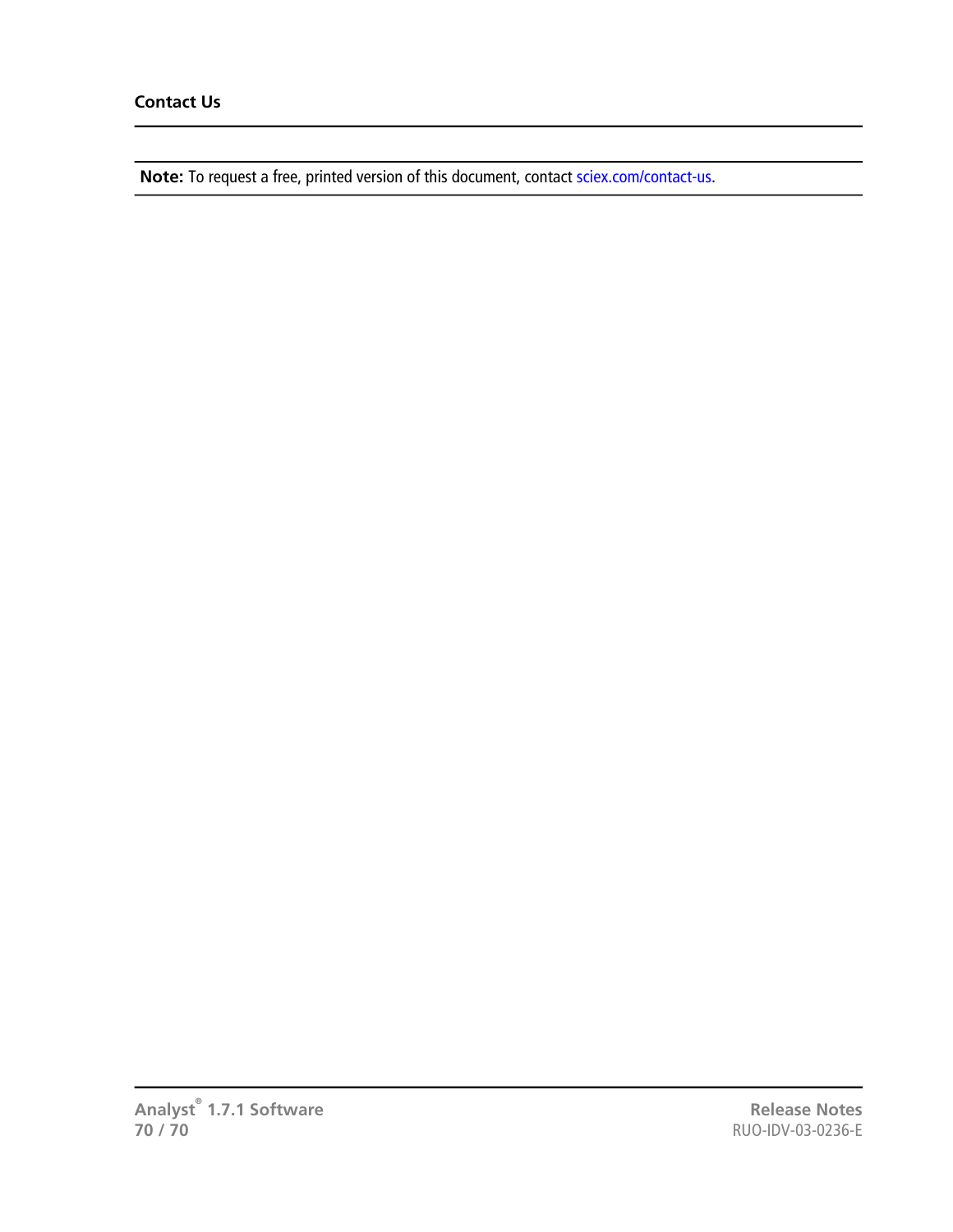# Contact Us

**Note:** To request a free, printed version of this document, contact sciex.com/contact-us.